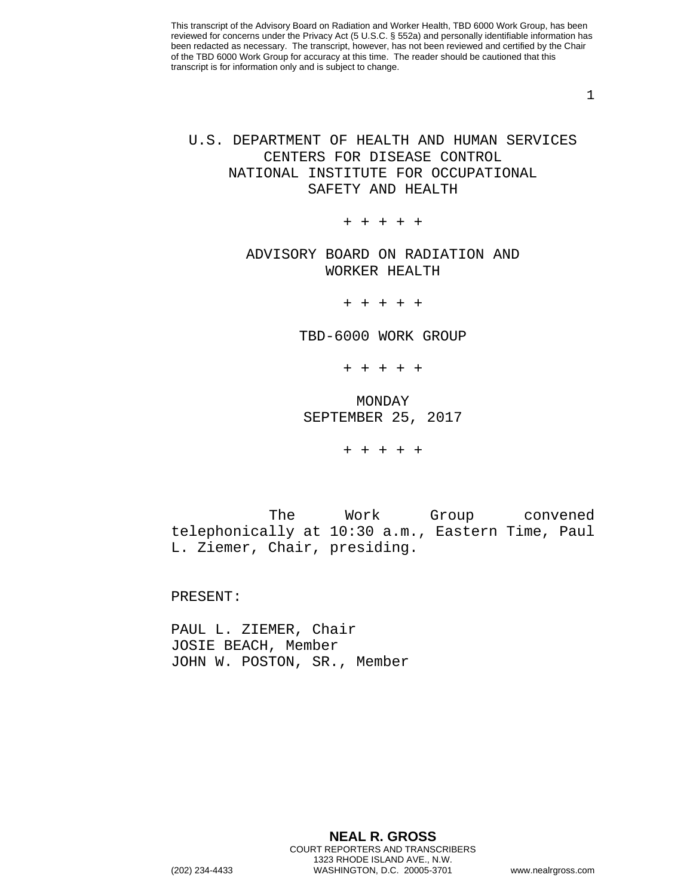This transcript of the Advisory Board on Radiation and Worker Health, TBD 6000 Work Group, has been reviewed for concerns under the Privacy Act (5 U.S.C. § 552a) and personally identifiable information has been redacted as necessary. The transcript, however, has not been reviewed and certified by the Chair of the TBD 6000 Work Group for accuracy at this time. The reader should be cautioned that this transcript is for information only and is subject to change.

U.S. DEPARTMENT OF HEALTH AND HUMAN SERVICES
CENTERS FOR DISEASE CONTROL
NATIONAL INSTITUTE FOR OCCUPATIONAL
SAFETY AND HEALTH

+ + + + +

ADVISORY BOARD ON RADIATION AND
WORKER HEALTH

+ + + + +

TBD-6000 WORK GROUP

+ + + + +

MONDAY
SEPTEMBER 25, 2017

+ + + + +

The Work Group convened telephonically at 10:30 a.m., Eastern Time, Paul L. Ziemer, Chair, presiding.

PRESENT:

PAUL L. ZIEMER, Chair
JOSIE BEACH, Member
JOHN W. POSTON, SR., Member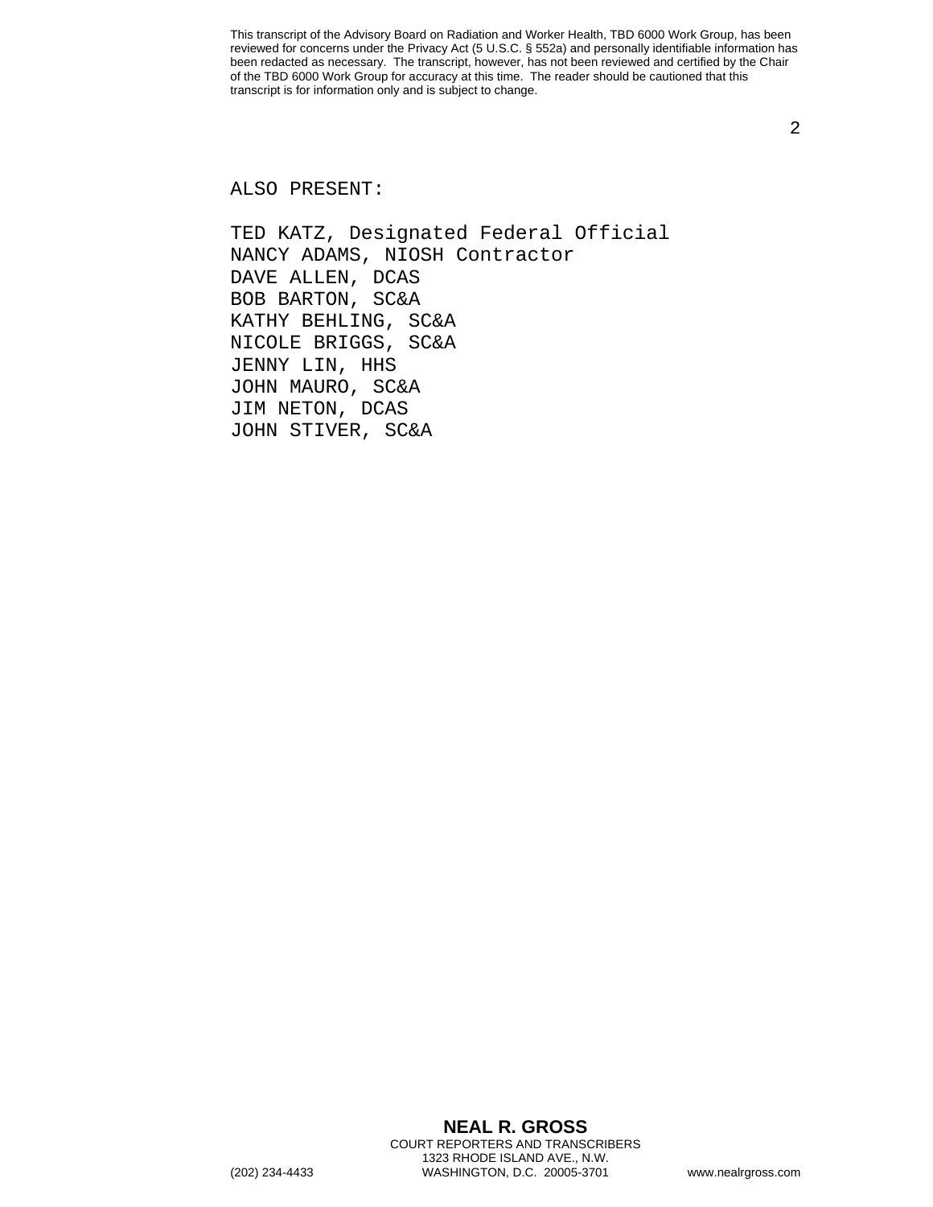ALSO PRESENT:

TED KATZ, Designated Federal Official
NANCY ADAMS, NIOSH Contractor
DAVE ALLEN, DCAS
BOB BARTON, SC&A
KATHY BEHLING, SC&A
NICOLE BRIGGS, SC&A
JENNY LIN, HHS
JOHN MAURO, SC&A
JIM NETON, DCAS
JOHN STIVER, SC&A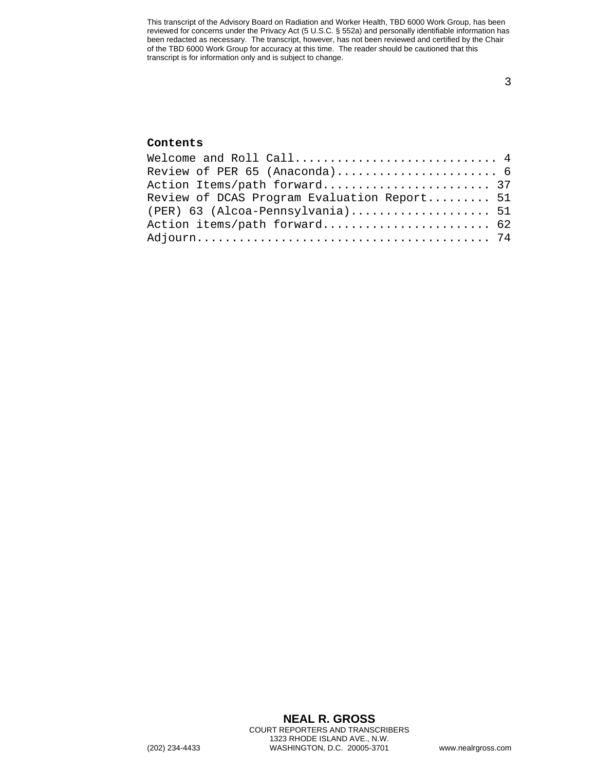This transcript of the Advisory Board on Radiation and Worker Health, TBD 6000 Work Group, has been reviewed for concerns under the Privacy Act (5 U.S.C. § 552a) and personally identifiable information has been redacted as necessary. The transcript, however, has not been reviewed and certified by the Chair of the TBD 6000 Work Group for accuracy at this time. The reader should be cautioned that this transcript is for information only and is subject to change.

**Contents**

Welcome and Roll Call............................ 4
Review of PER 65 (Anaconda)...................... 6
Action Items/path forward....................... 37
Review of DCAS Program Evaluation Report......... 51
(PER) 63 (Alcoa-Pennsylvania)................... 51
Action items/path forward....................... 62
Adjourn......................................... 74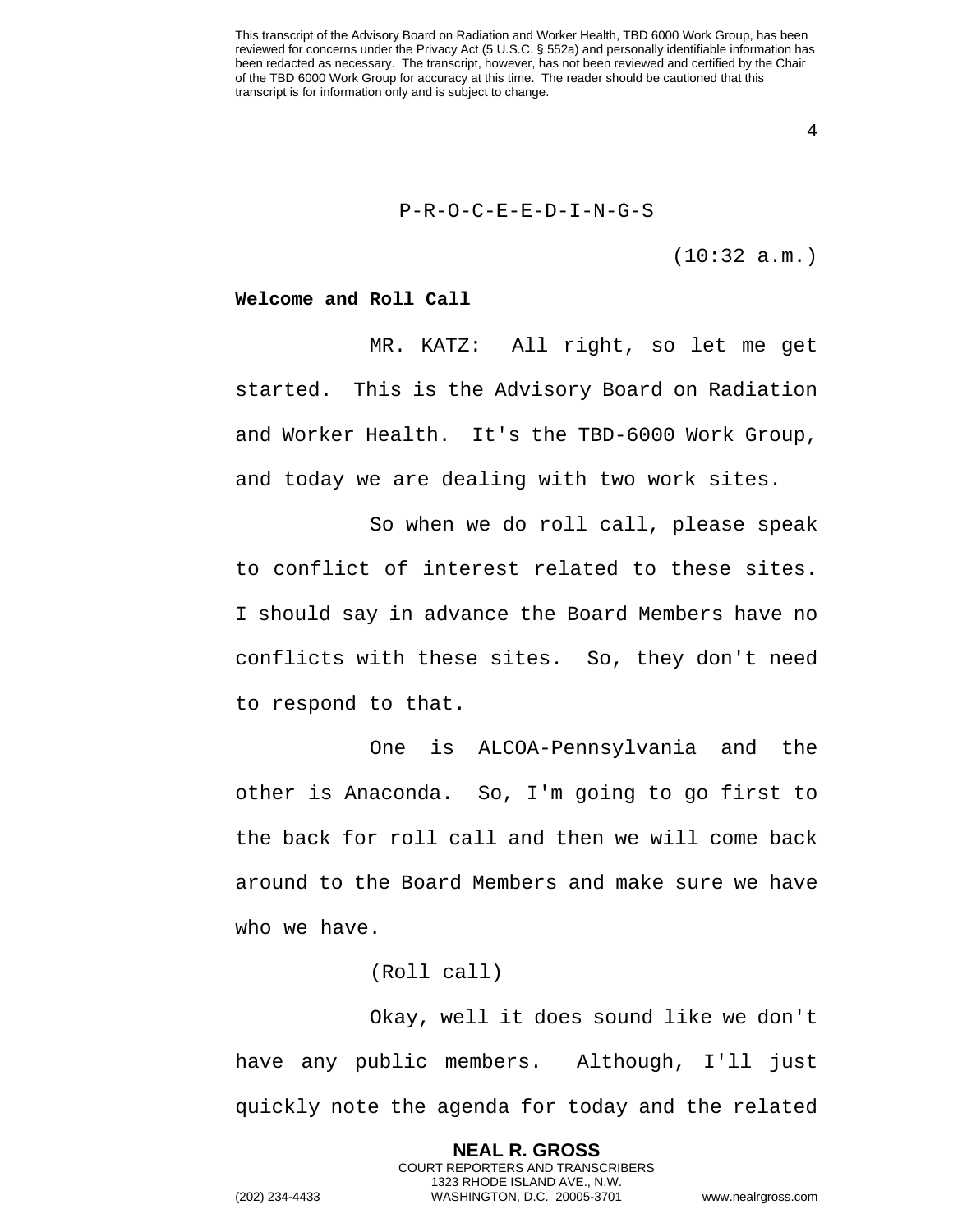P-R-O-C-E-E-D-I-N-G-S

(10:32 a.m.)

**Welcome and Roll Call**

MR. KATZ: All right, so let me get started. This is the Advisory Board on Radiation and Worker Health. It's the TBD-6000 Work Group, and today we are dealing with two work sites.

So when we do roll call, please speak to conflict of interest related to these sites. I should say in advance the Board Members have no conflicts with these sites. So, they don't need to respond to that.

One is ALCOA-Pennsylvania and the other is Anaconda. So, I'm going to go first to the back for roll call and then we will come back around to the Board Members and make sure we have who we have.

(Roll call)

Okay, well it does sound like we don't have any public members. Although, I'll just quickly note the agenda for today and the related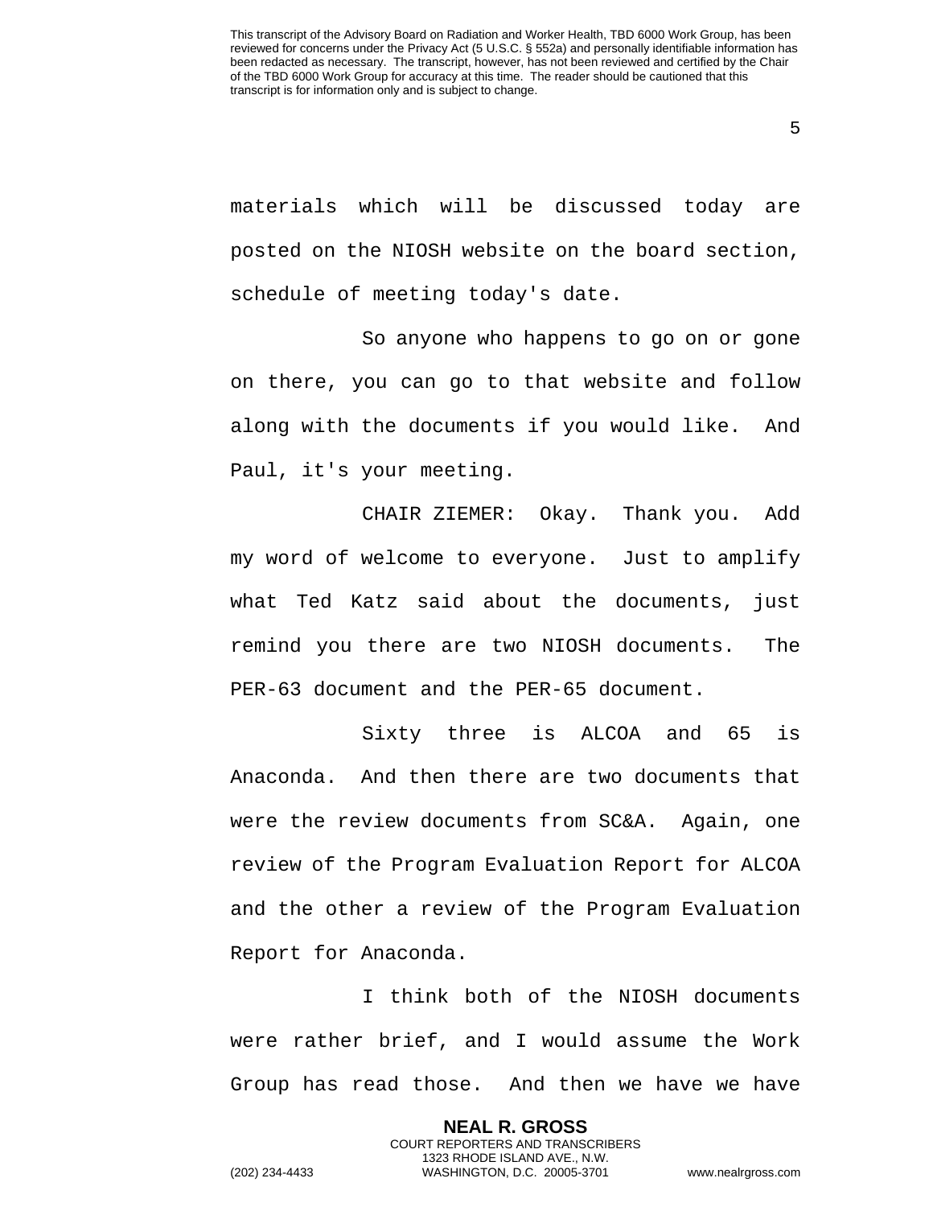materials which will be discussed today are posted on the NIOSH website on the board section, schedule of meeting today's date.

So anyone who happens to go on or gone on there, you can go to that website and follow along with the documents if you would like. And Paul, it's your meeting.

CHAIR ZIEMER: Okay. Thank you. Add my word of welcome to everyone. Just to amplify what Ted Katz said about the documents, just remind you there are two NIOSH documents. The PER-63 document and the PER-65 document.

Sixty three is ALCOA and 65 is Anaconda. And then there are two documents that were the review documents from SC&A. Again, one review of the Program Evaluation Report for ALCOA and the other a review of the Program Evaluation Report for Anaconda.

I think both of the NIOSH documents were rather brief, and I would assume the Work Group has read those. And then we have we have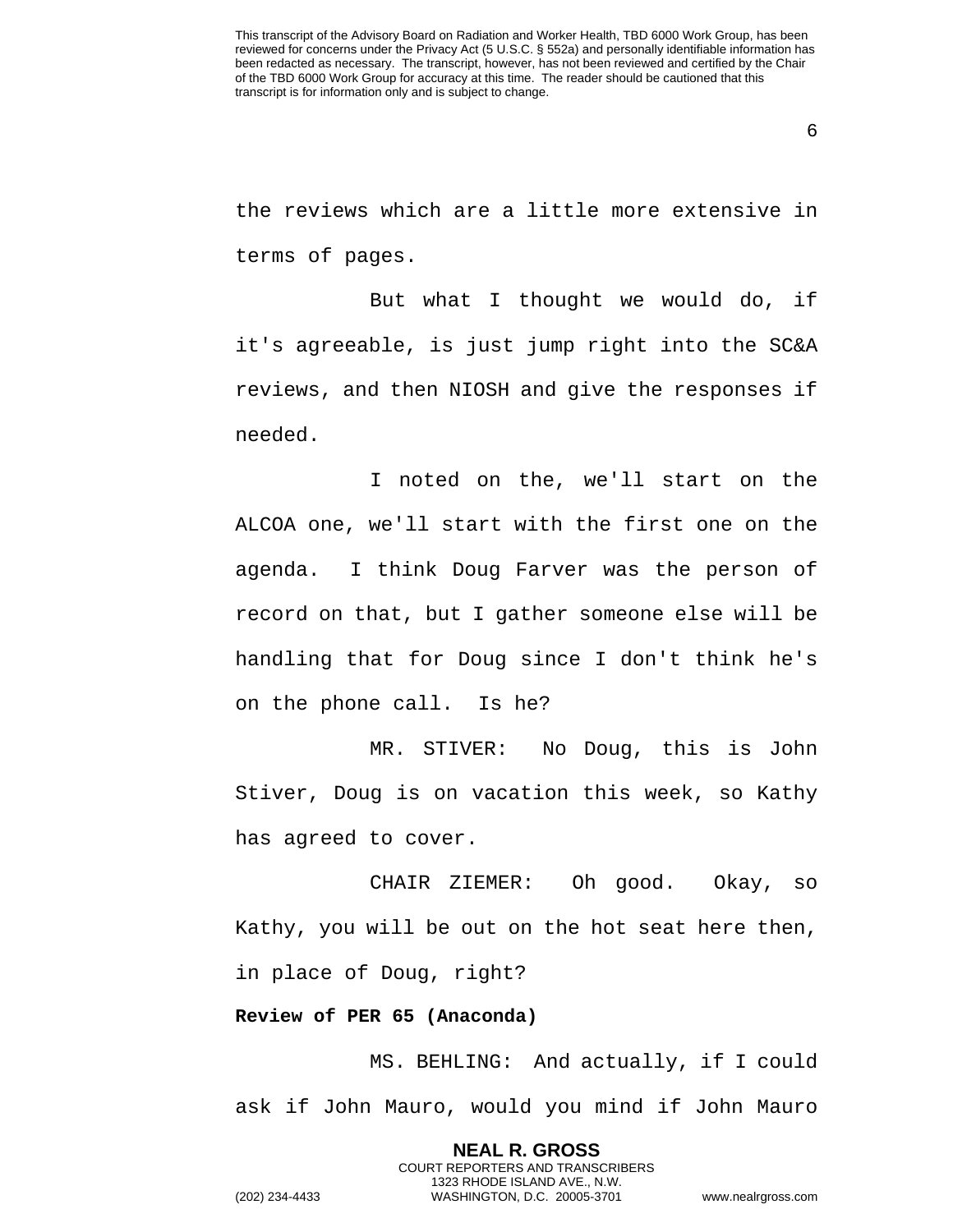the reviews which are a little more extensive in terms of pages.

But what I thought we would do, if it's agreeable, is just jump right into the SC&A reviews, and then NIOSH and give the responses if needed.

I noted on the, we'll start on the ALCOA one, we'll start with the first one on the agenda. I think Doug Farver was the person of record on that, but I gather someone else will be handling that for Doug since I don't think he's on the phone call. Is he?

MR. STIVER: No Doug, this is John Stiver, Doug is on vacation this week, so Kathy has agreed to cover.

CHAIR ZIEMER: Oh good. Okay, so Kathy, you will be out on the hot seat here then, in place of Doug, right?

**Review of PER 65 (Anaconda)**

MS. BEHLING: And actually, if I could ask if John Mauro, would you mind if John Mauro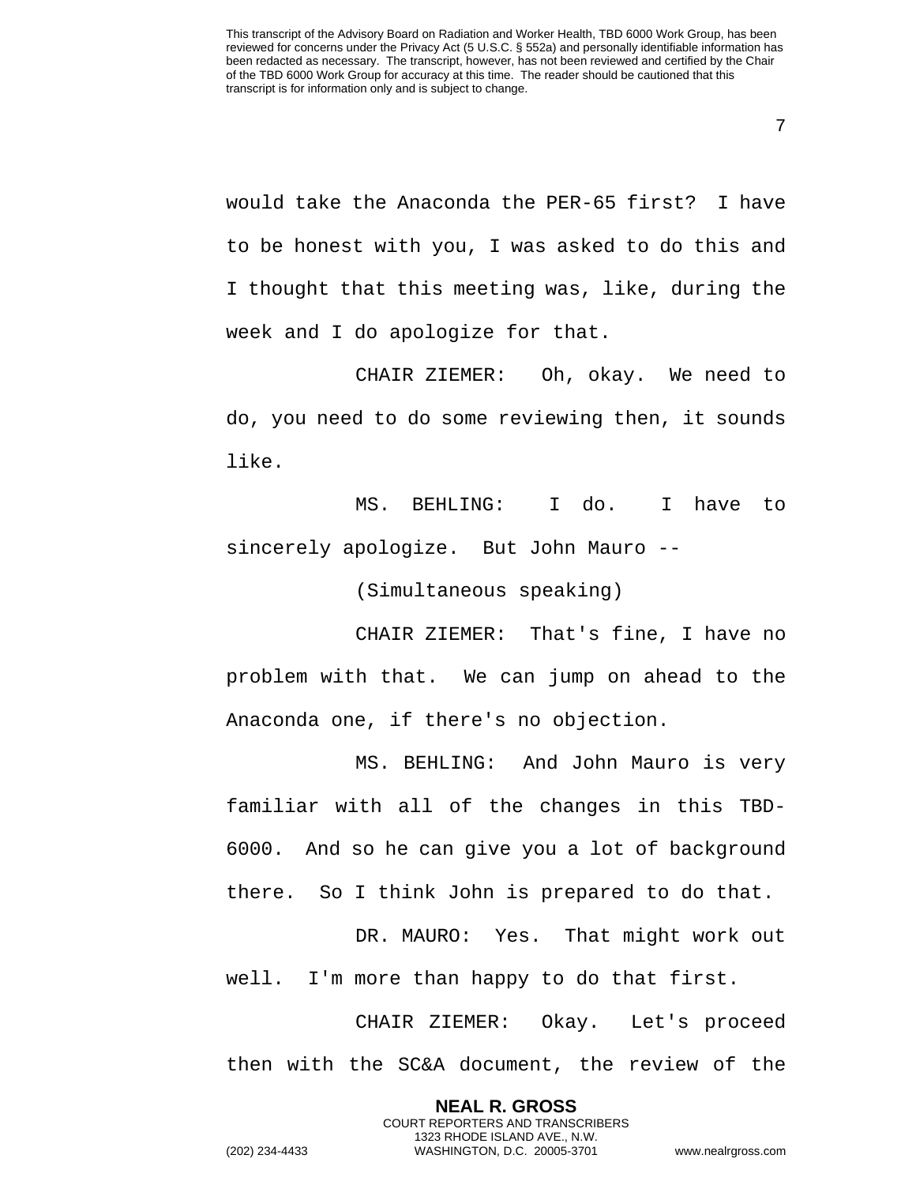would take the Anaconda the PER-65 first? I have to be honest with you, I was asked to do this and I thought that this meeting was, like, during the week and I do apologize for that.

CHAIR ZIEMER: Oh, okay. We need to do, you need to do some reviewing then, it sounds like.

MS. BEHLING: I do. I have to sincerely apologize. But John Mauro --

(Simultaneous speaking)

CHAIR ZIEMER: That's fine, I have no problem with that. We can jump on ahead to the Anaconda one, if there's no objection.

MS. BEHLING: And John Mauro is very familiar with all of the changes in this TBD-6000. And so he can give you a lot of background there. So I think John is prepared to do that.

DR. MAURO: Yes. That might work out well. I'm more than happy to do that first.

CHAIR ZIEMER: Okay. Let's proceed then with the SC&A document, the review of the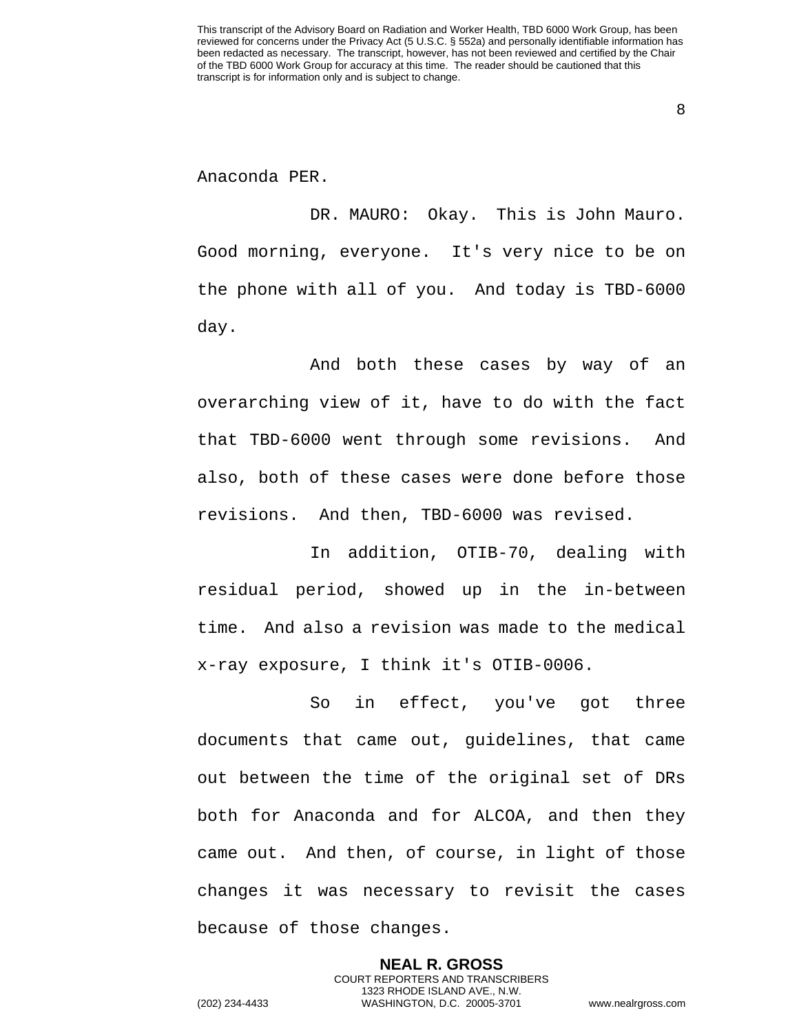Anaconda PER.

DR. MAURO: Okay. This is John Mauro. Good morning, everyone. It's very nice to be on the phone with all of you. And today is TBD-6000 day.

And both these cases by way of an overarching view of it, have to do with the fact that TBD-6000 went through some revisions. And also, both of these cases were done before those revisions. And then, TBD-6000 was revised.

In addition, OTIB-70, dealing with residual period, showed up in the in-between time. And also a revision was made to the medical x-ray exposure, I think it's OTIB-0006.

So in effect, you've got three documents that came out, guidelines, that came out between the time of the original set of DRs both for Anaconda and for ALCOA, and then they came out. And then, of course, in light of those changes it was necessary to revisit the cases because of those changes.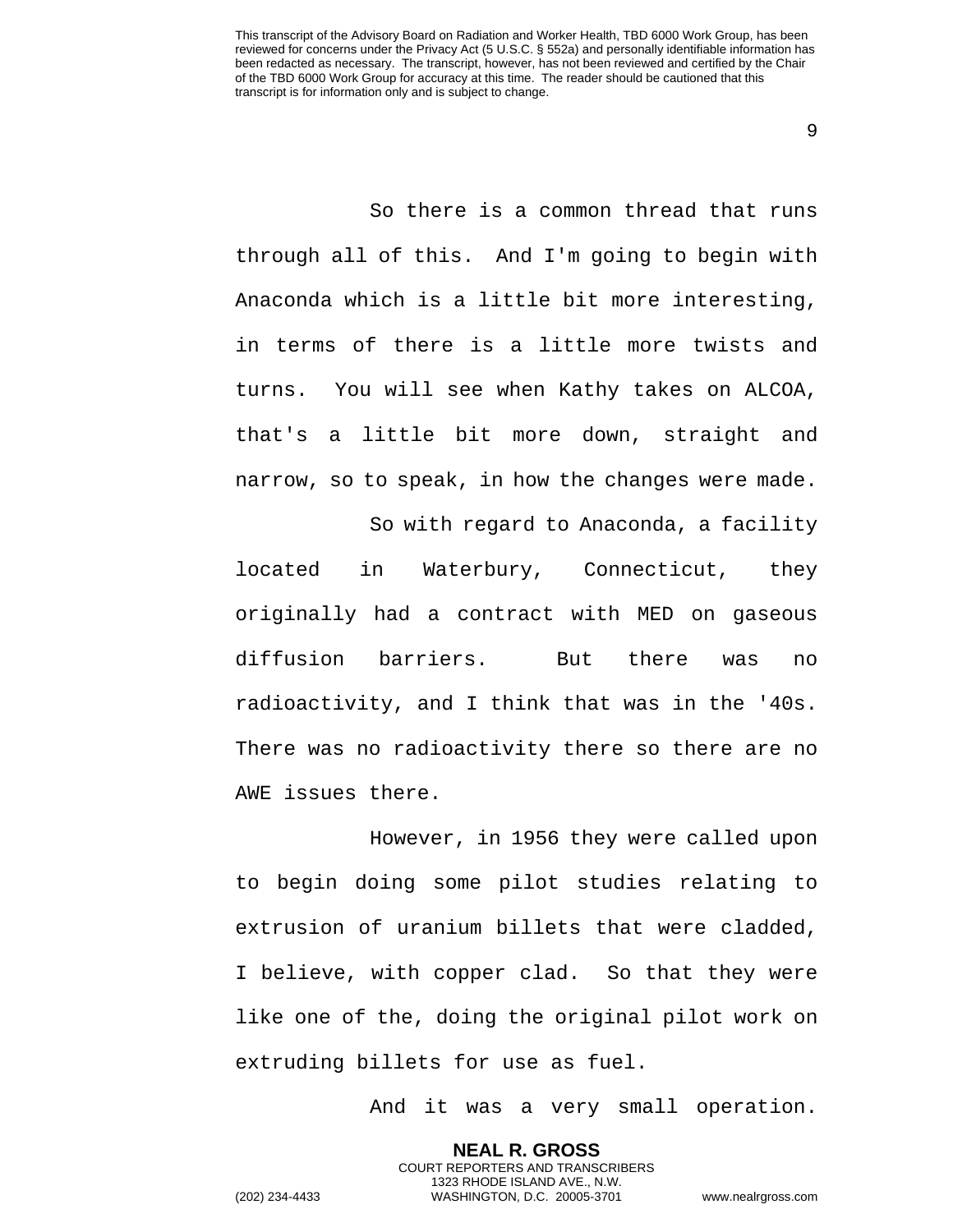So there is a common thread that runs through all of this. And I'm going to begin with Anaconda which is a little bit more interesting, in terms of there is a little more twists and turns. You will see when Kathy takes on ALCOA, that's a little bit more down, straight and narrow, so to speak, in how the changes were made.

So with regard to Anaconda, a facility located in Waterbury, Connecticut, they originally had a contract with MED on gaseous diffusion barriers. But there was no radioactivity, and I think that was in the '40s. There was no radioactivity there so there are no AWE issues there.

However, in 1956 they were called upon to begin doing some pilot studies relating to extrusion of uranium billets that were cladded, I believe, with copper clad. So that they were like one of the, doing the original pilot work on extruding billets for use as fuel.

And it was a very small operation.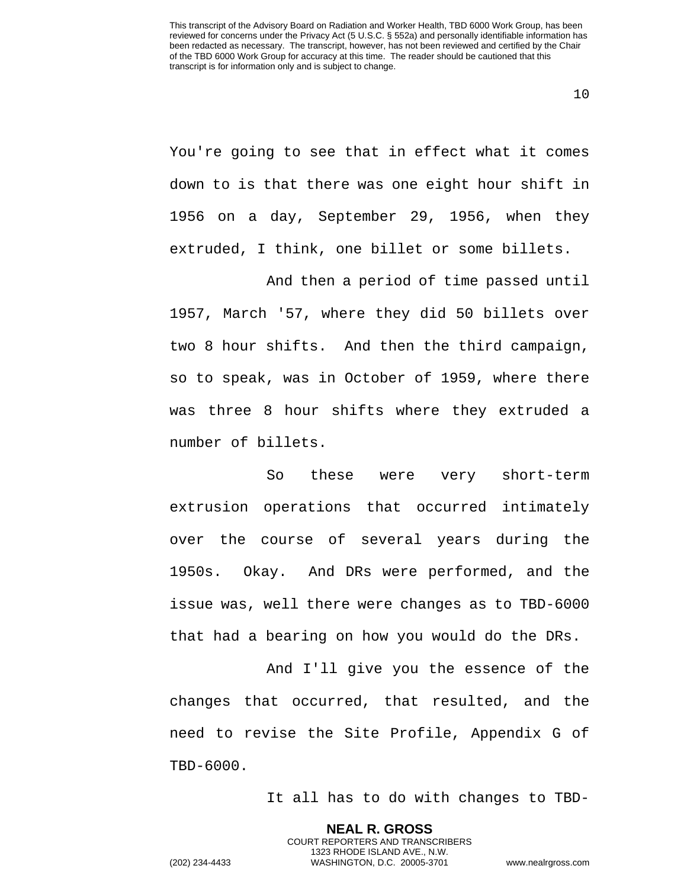You're going to see that in effect what it comes down to is that there was one eight hour shift in 1956 on a day, September 29, 1956, when they extruded, I think, one billet or some billets.

And then a period of time passed until 1957, March '57, where they did 50 billets over two 8 hour shifts. And then the third campaign, so to speak, was in October of 1959, where there was three 8 hour shifts where they extruded a number of billets.

So these were very short-term extrusion operations that occurred intimately over the course of several years during the 1950s. Okay. And DRs were performed, and the issue was, well there were changes as to TBD-6000 that had a bearing on how you would do the DRs.

And I'll give you the essence of the changes that occurred, that resulted, and the need to revise the Site Profile, Appendix G of TBD-6000.

It all has to do with changes to TBD-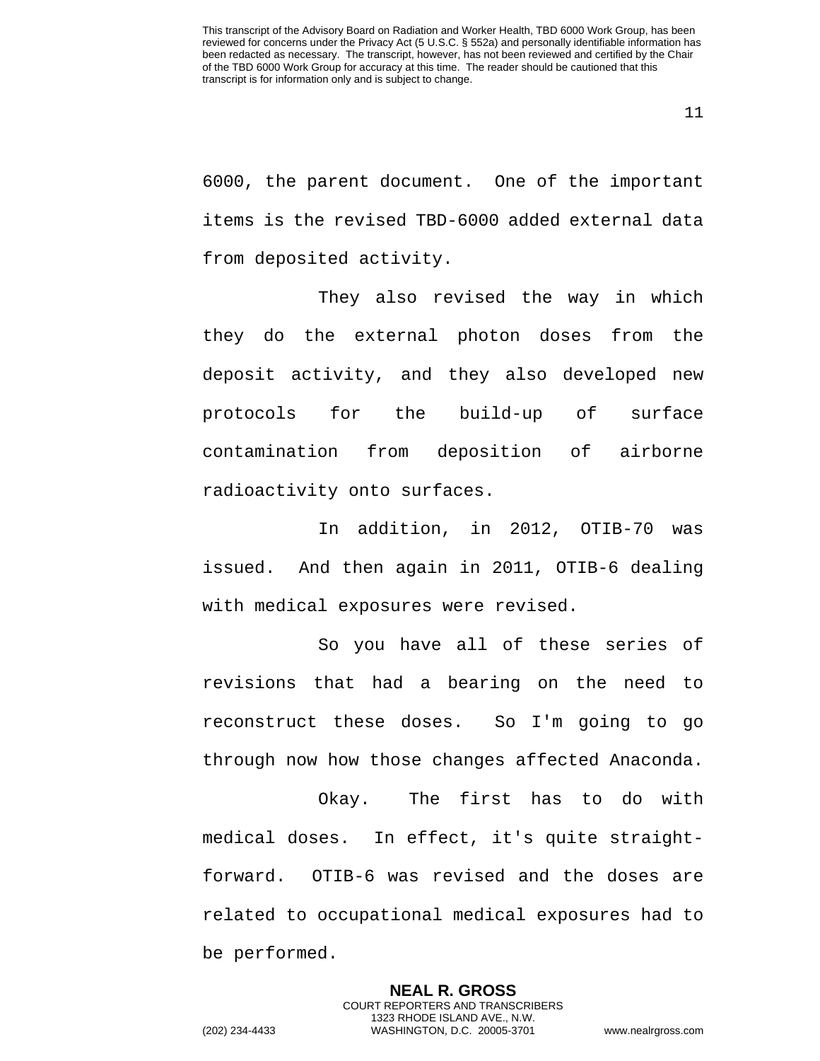6000, the parent document. One of the important items is the revised TBD-6000 added external data from deposited activity.

They also revised the way in which they do the external photon doses from the deposit activity, and they also developed new protocols for the build-up of surface contamination from deposition of airborne radioactivity onto surfaces.

In addition, in 2012, OTIB-70 was issued. And then again in 2011, OTIB-6 dealing with medical exposures were revised.

So you have all of these series of revisions that had a bearing on the need to reconstruct these doses. So I'm going to go through now how those changes affected Anaconda.

Okay. The first has to do with medical doses. In effect, it's quite straight-forward. OTIB-6 was revised and the doses are related to occupational medical exposures had to be performed.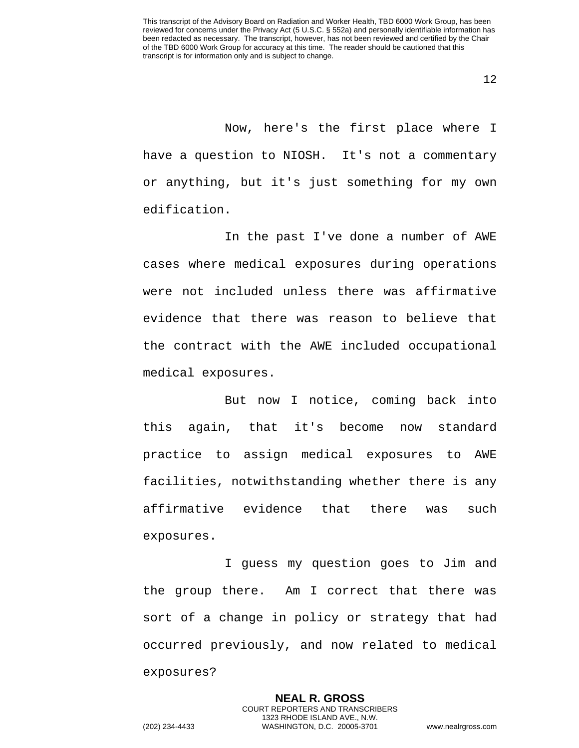Now, here's the first place where I have a question to NIOSH. It's not a commentary or anything, but it's just something for my own edification.

In the past I've done a number of AWE cases where medical exposures during operations were not included unless there was affirmative evidence that there was reason to believe that the contract with the AWE included occupational medical exposures.

But now I notice, coming back into this again, that it's become now standard practice to assign medical exposures to AWE facilities, notwithstanding whether there is any affirmative evidence that there was such exposures.

I guess my question goes to Jim and the group there. Am I correct that there was sort of a change in policy or strategy that had occurred previously, and now related to medical exposures?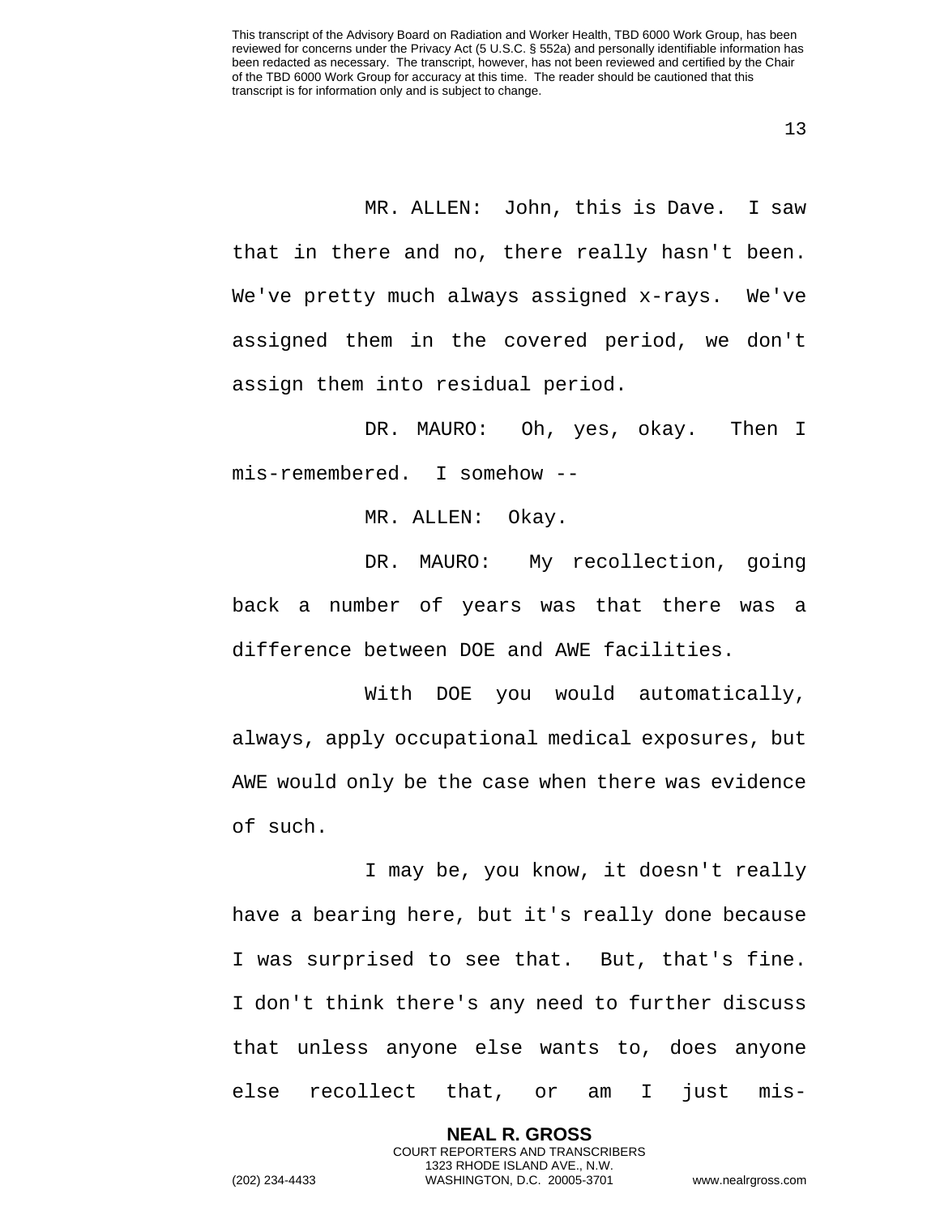MR. ALLEN: John, this is Dave. I saw that in there and no, there really hasn't been. We've pretty much always assigned x-rays. We've assigned them in the covered period, we don't assign them into residual period.

DR. MAURO: Oh, yes, okay. Then I mis-remembered. I somehow --

MR. ALLEN: Okay.

DR. MAURO: My recollection, going back a number of years was that there was a difference between DOE and AWE facilities.

With DOE you would automatically, always, apply occupational medical exposures, but AWE would only be the case when there was evidence of such.

I may be, you know, it doesn't really have a bearing here, but it's really done because I was surprised to see that. But, that's fine. I don't think there's any need to further discuss that unless anyone else wants to, does anyone else recollect that, or am I just mis-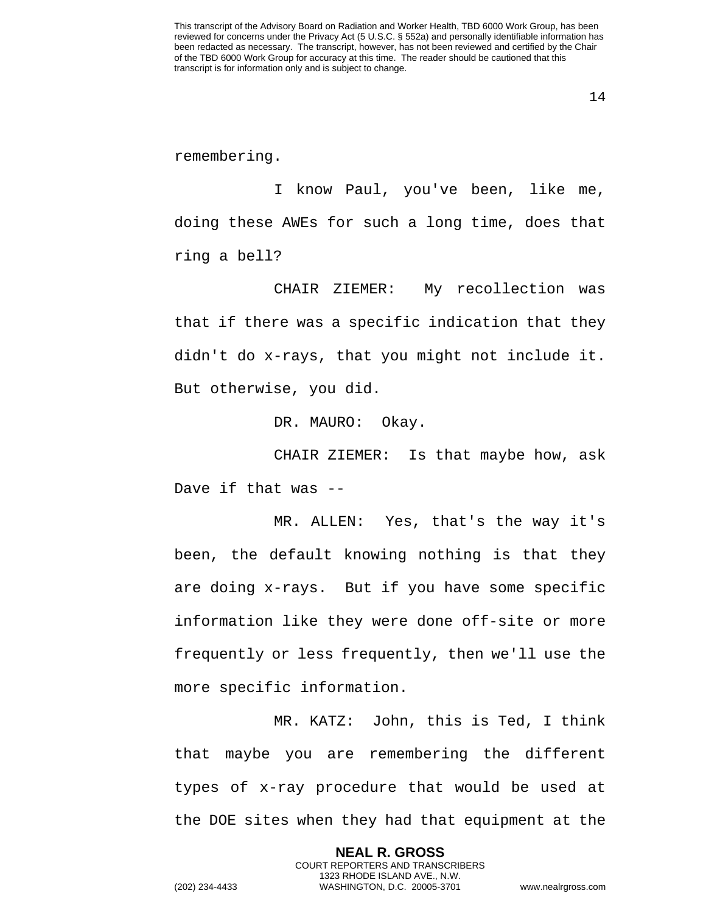remembering.

I know Paul, you've been, like me, doing these AWEs for such a long time, does that ring a bell?

CHAIR ZIEMER: My recollection was that if there was a specific indication that they didn't do x-rays, that you might not include it. But otherwise, you did.

DR. MAURO: Okay.

CHAIR ZIEMER: Is that maybe how, ask Dave if that was --

MR. ALLEN: Yes, that's the way it's been, the default knowing nothing is that they are doing x-rays. But if you have some specific information like they were done off-site or more frequently or less frequently, then we'll use the more specific information.

MR. KATZ: John, this is Ted, I think that maybe you are remembering the different types of x-ray procedure that would be used at the DOE sites when they had that equipment at the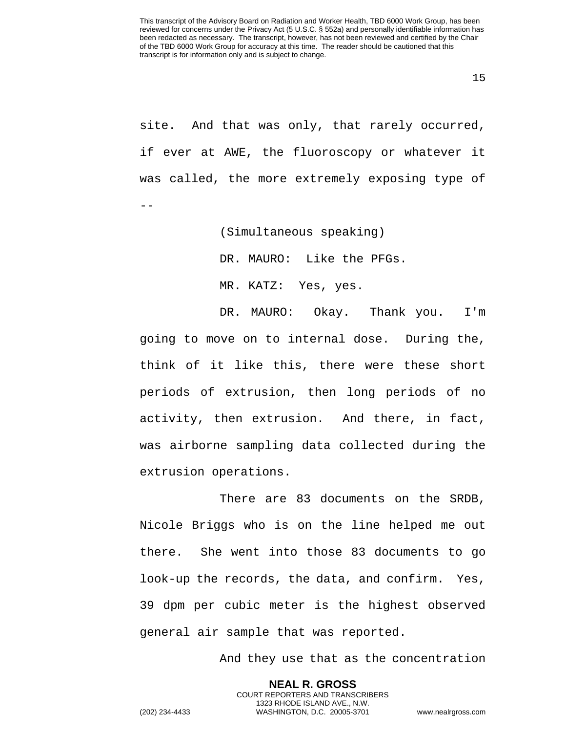site. And that was only, that rarely occurred, if ever at AWE, the fluoroscopy or whatever it was called, the more extremely exposing type of --

(Simultaneous speaking)

DR. MAURO: Like the PFGs.

MR. KATZ: Yes, yes.

DR. MAURO: Okay. Thank you. I'm going to move on to internal dose. During the, think of it like this, there were these short periods of extrusion, then long periods of no activity, then extrusion. And there, in fact, was airborne sampling data collected during the extrusion operations.

There are 83 documents on the SRDB, Nicole Briggs who is on the line helped me out there. She went into those 83 documents to go look-up the records, the data, and confirm. Yes, 39 dpm per cubic meter is the highest observed general air sample that was reported.

And they use that as the concentration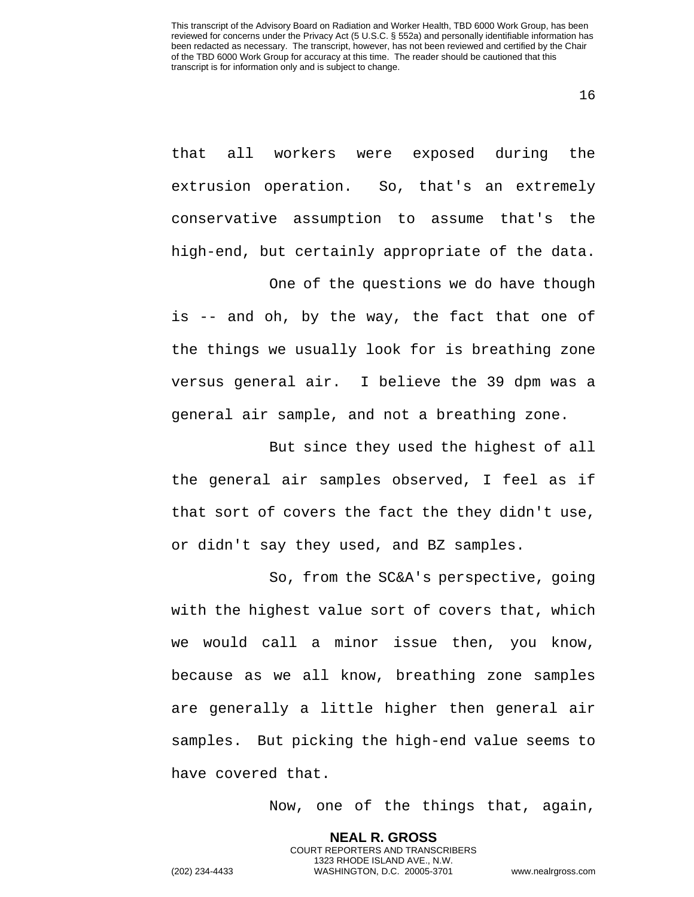that all workers were exposed during the extrusion operation. So, that's an extremely conservative assumption to assume that's the high-end, but certainly appropriate of the data.

One of the questions we do have though is -- and oh, by the way, the fact that one of the things we usually look for is breathing zone versus general air. I believe the 39 dpm was a general air sample, and not a breathing zone.

But since they used the highest of all the general air samples observed, I feel as if that sort of covers the fact the they didn't use, or didn't say they used, and BZ samples.

So, from the SC&A's perspective, going with the highest value sort of covers that, which we would call a minor issue then, you know, because as we all know, breathing zone samples are generally a little higher then general air samples. But picking the high-end value seems to have covered that.

Now, one of the things that, again,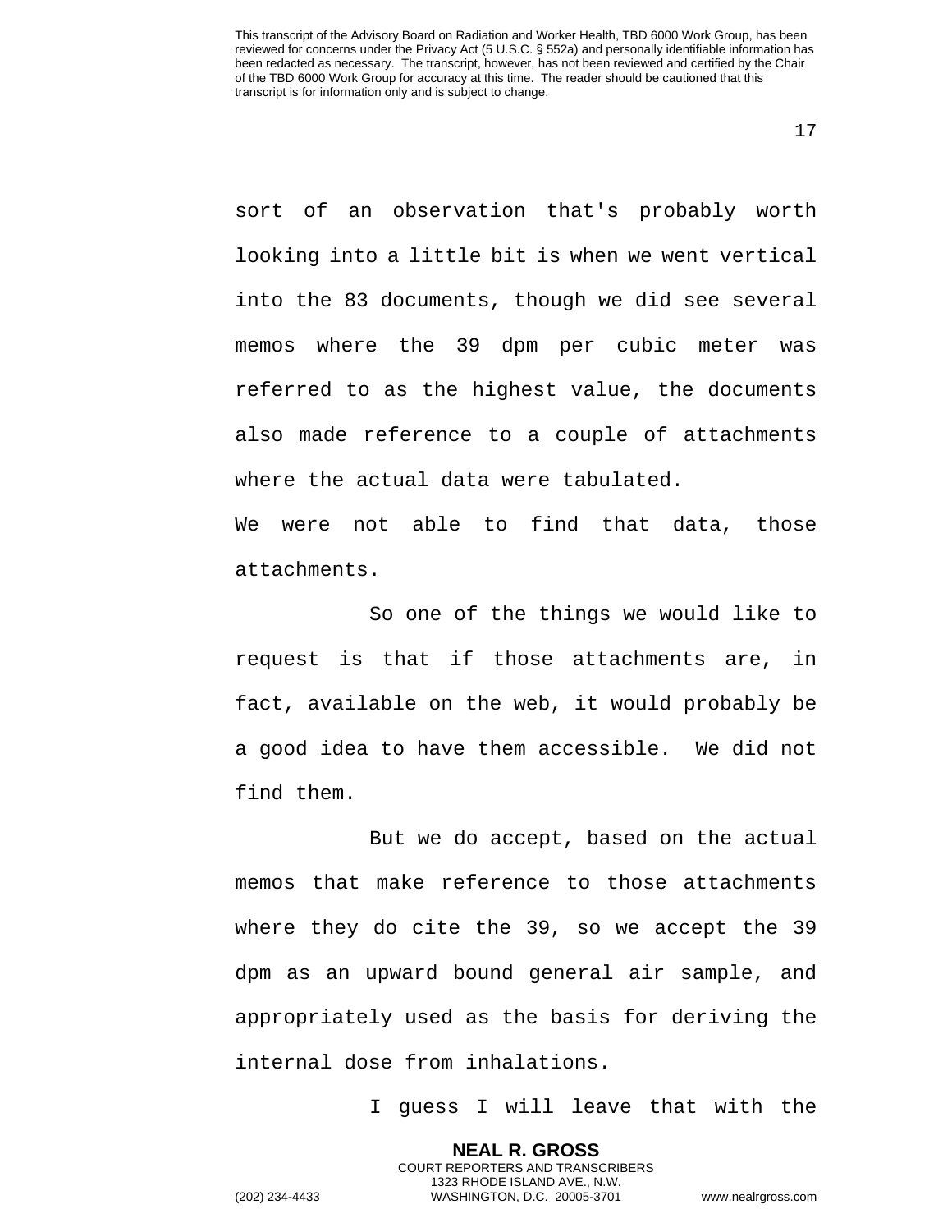sort of an observation that's probably worth looking into a little bit is when we went vertical into the 83 documents, though we did see several memos where the 39 dpm per cubic meter was referred to as the highest value, the documents also made reference to a couple of attachments where the actual data were tabulated.

We were not able to find that data, those attachments.

So one of the things we would like to request is that if those attachments are, in fact, available on the web, it would probably be a good idea to have them accessible. We did not find them.

But we do accept, based on the actual memos that make reference to those attachments where they do cite the 39, so we accept the 39 dpm as an upward bound general air sample, and appropriately used as the basis for deriving the internal dose from inhalations.

I guess I will leave that with the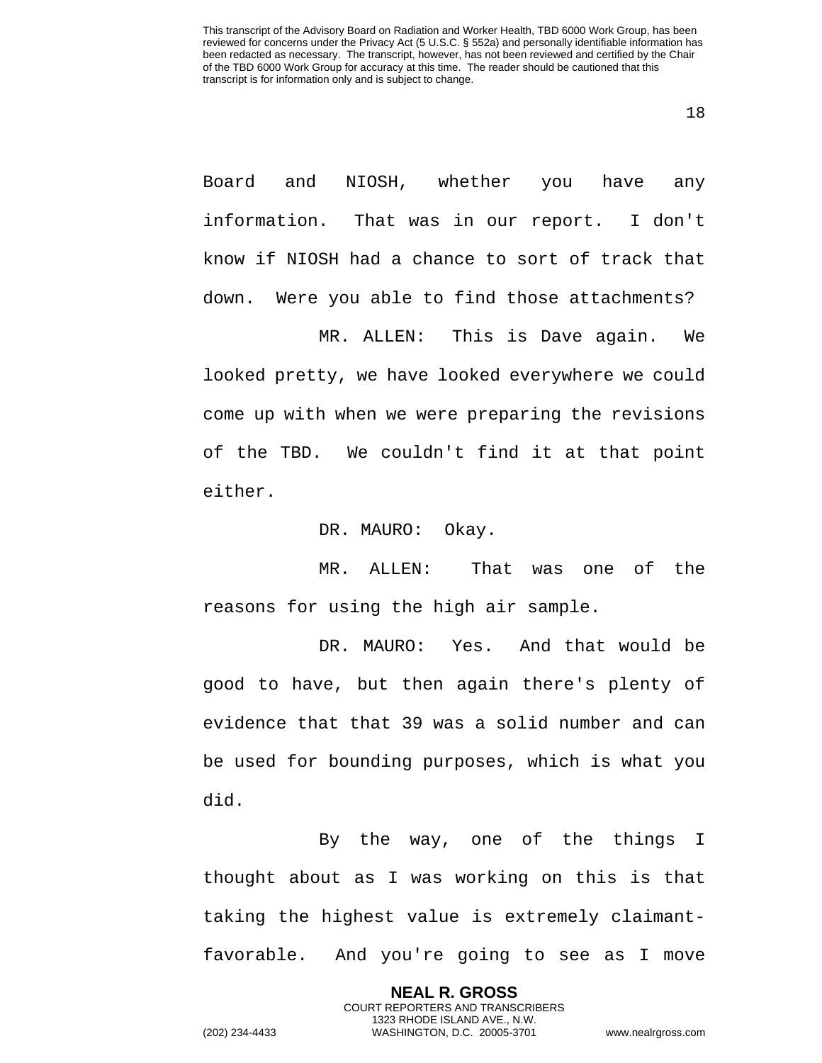Board and NIOSH, whether you have any information. That was in our report. I don't know if NIOSH had a chance to sort of track that down. Were you able to find those attachments?

MR. ALLEN: This is Dave again. We looked pretty, we have looked everywhere we could come up with when we were preparing the revisions of the TBD. We couldn't find it at that point either.

DR. MAURO: Okay.

MR. ALLEN: That was one of the reasons for using the high air sample.

DR. MAURO: Yes. And that would be good to have, but then again there's plenty of evidence that that 39 was a solid number and can be used for bounding purposes, which is what you did.

By the way, one of the things I thought about as I was working on this is that taking the highest value is extremely claimant-favorable. And you're going to see as I move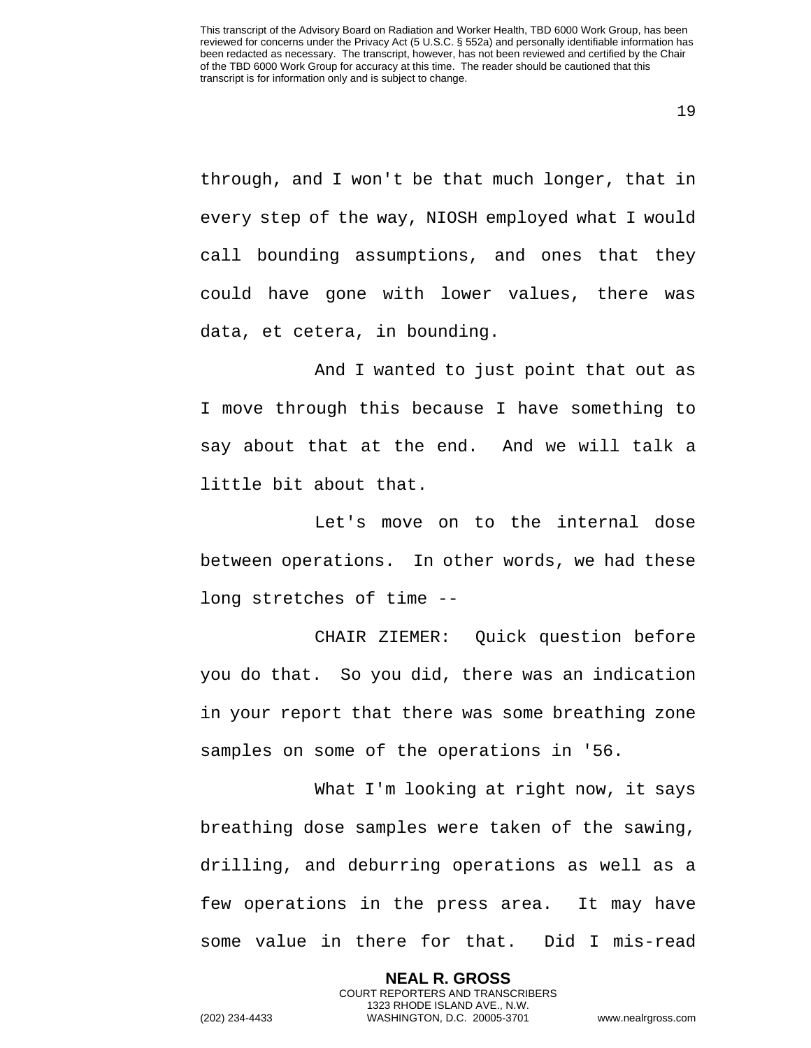through, and I won't be that much longer, that in every step of the way, NIOSH employed what I would call bounding assumptions, and ones that they could have gone with lower values, there was data, et cetera, in bounding.

And I wanted to just point that out as I move through this because I have something to say about that at the end. And we will talk a little bit about that.

Let's move on to the internal dose between operations. In other words, we had these long stretches of time --

CHAIR ZIEMER: Quick question before you do that. So you did, there was an indication in your report that there was some breathing zone samples on some of the operations in '56.

What I'm looking at right now, it says breathing dose samples were taken of the sawing, drilling, and deburring operations as well as a few operations in the press area. It may have some value in there for that. Did I mis-read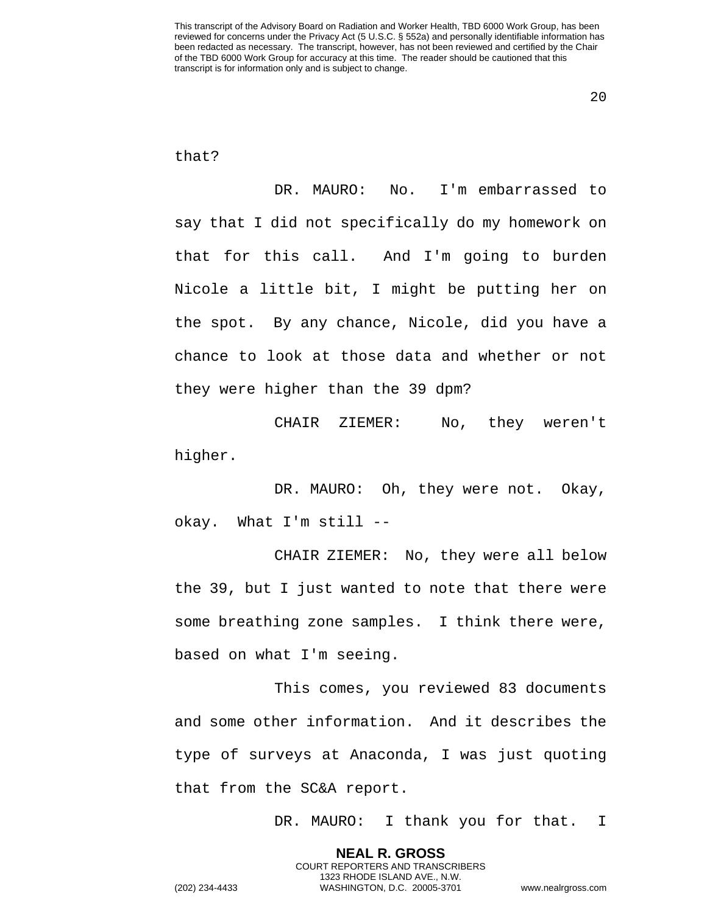that?

DR. MAURO: No. I'm embarrassed to say that I did not specifically do my homework on that for this call. And I'm going to burden Nicole a little bit, I might be putting her on the spot. By any chance, Nicole, did you have a chance to look at those data and whether or not they were higher than the 39 dpm?

CHAIR ZIEMER: No, they weren't higher.

DR. MAURO: Oh, they were not. Okay, okay. What I'm still --

CHAIR ZIEMER: No, they were all below the 39, but I just wanted to note that there were some breathing zone samples. I think there were, based on what I'm seeing.

This comes, you reviewed 83 documents and some other information. And it describes the type of surveys at Anaconda, I was just quoting that from the SC&A report.

DR. MAURO: I thank you for that. I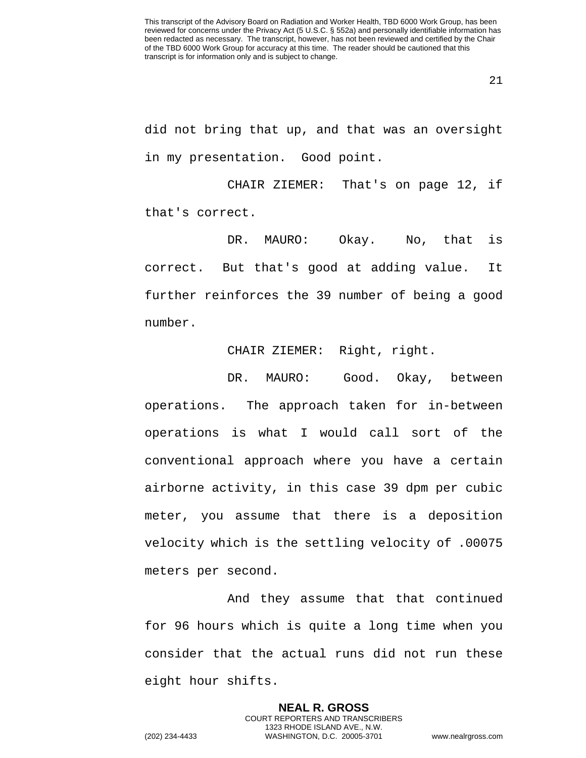did not bring that up, and that was an oversight in my presentation. Good point.

CHAIR ZIEMER: That's on page 12, if that's correct.

DR. MAURO: Okay. No, that is correct. But that's good at adding value. It further reinforces the 39 number of being a good number.

CHAIR ZIEMER: Right, right.

DR. MAURO: Good. Okay, between operations. The approach taken for in-between operations is what I would call sort of the conventional approach where you have a certain airborne activity, in this case 39 dpm per cubic meter, you assume that there is a deposition velocity which is the settling velocity of .00075 meters per second.

And they assume that that continued for 96 hours which is quite a long time when you consider that the actual runs did not run these eight hour shifts.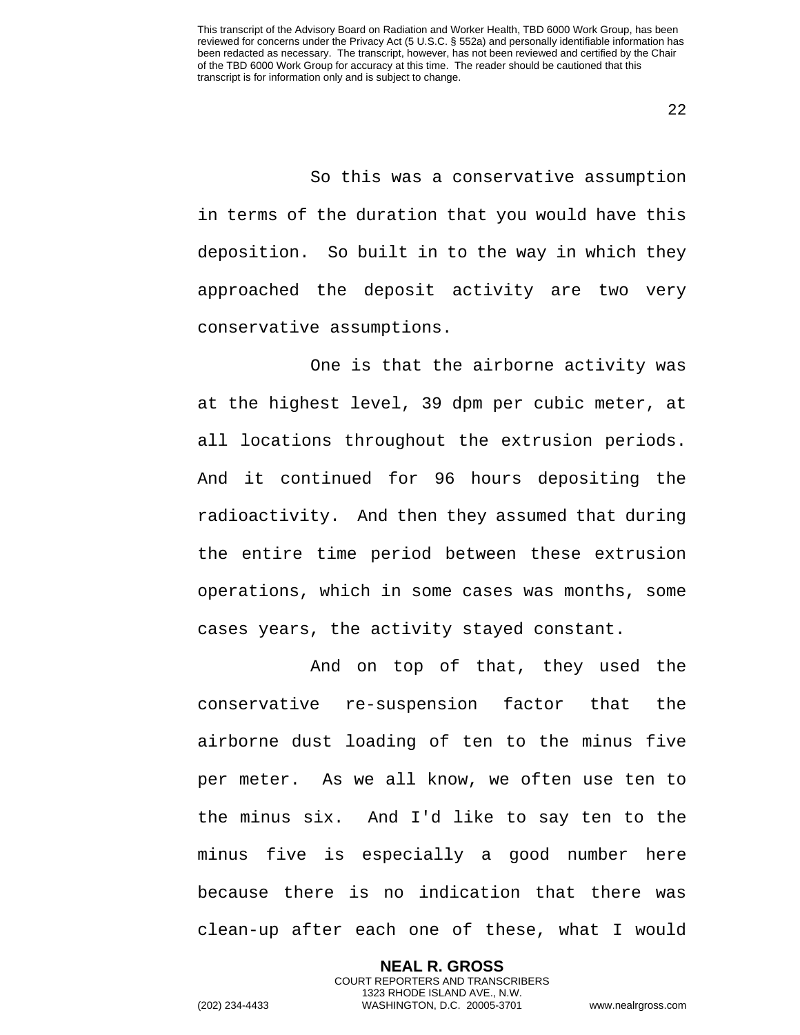So this was a conservative assumption in terms of the duration that you would have this deposition. So built in to the way in which they approached the deposit activity are two very conservative assumptions.

One is that the airborne activity was at the highest level, 39 dpm per cubic meter, at all locations throughout the extrusion periods. And it continued for 96 hours depositing the radioactivity. And then they assumed that during the entire time period between these extrusion operations, which in some cases was months, some cases years, the activity stayed constant.

And on top of that, they used the conservative re-suspension factor that the airborne dust loading of ten to the minus five per meter. As we all know, we often use ten to the minus six. And I'd like to say ten to the minus five is especially a good number here because there is no indication that there was clean-up after each one of these, what I would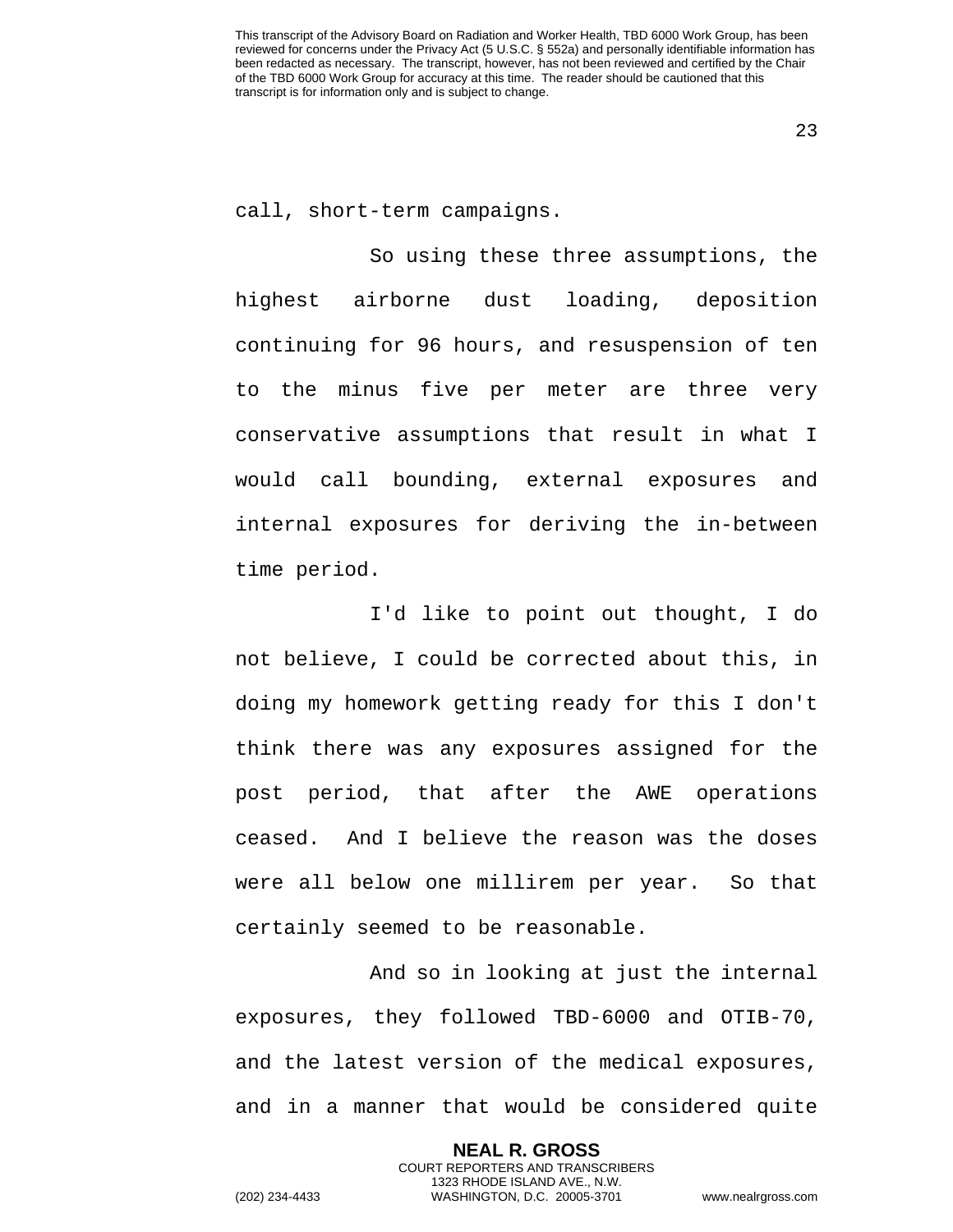call, short-term campaigns.

So using these three assumptions, the highest airborne dust loading, deposition continuing for 96 hours, and resuspension of ten to the minus five per meter are three very conservative assumptions that result in what I would call bounding, external exposures and internal exposures for deriving the in-between time period.

I'd like to point out thought, I do not believe, I could be corrected about this, in doing my homework getting ready for this I don't think there was any exposures assigned for the post period, that after the AWE operations ceased. And I believe the reason was the doses were all below one millirem per year. So that certainly seemed to be reasonable.

And so in looking at just the internal exposures, they followed TBD-6000 and OTIB-70, and the latest version of the medical exposures, and in a manner that would be considered quite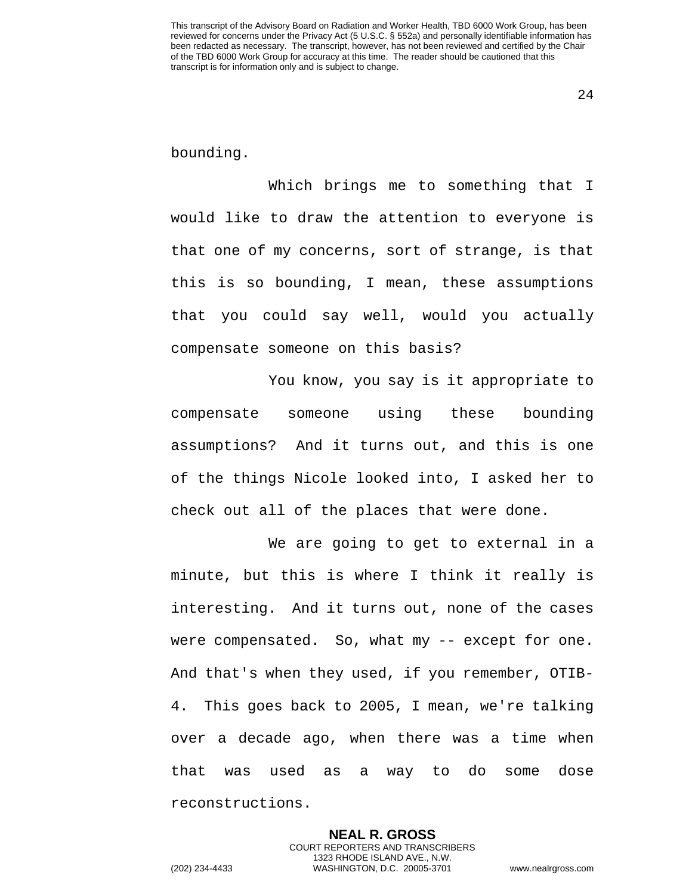bounding.

Which brings me to something that I would like to draw the attention to everyone is that one of my concerns, sort of strange, is that this is so bounding, I mean, these assumptions that you could say well, would you actually compensate someone on this basis?

You know, you say is it appropriate to compensate someone using these bounding assumptions? And it turns out, and this is one of the things Nicole looked into, I asked her to check out all of the places that were done.

We are going to get to external in a minute, but this is where I think it really is interesting. And it turns out, none of the cases were compensated. So, what my -- except for one. And that's when they used, if you remember, OTIB-4. This goes back to 2005, I mean, we're talking over a decade ago, when there was a time when that was used as a way to do some dose reconstructions.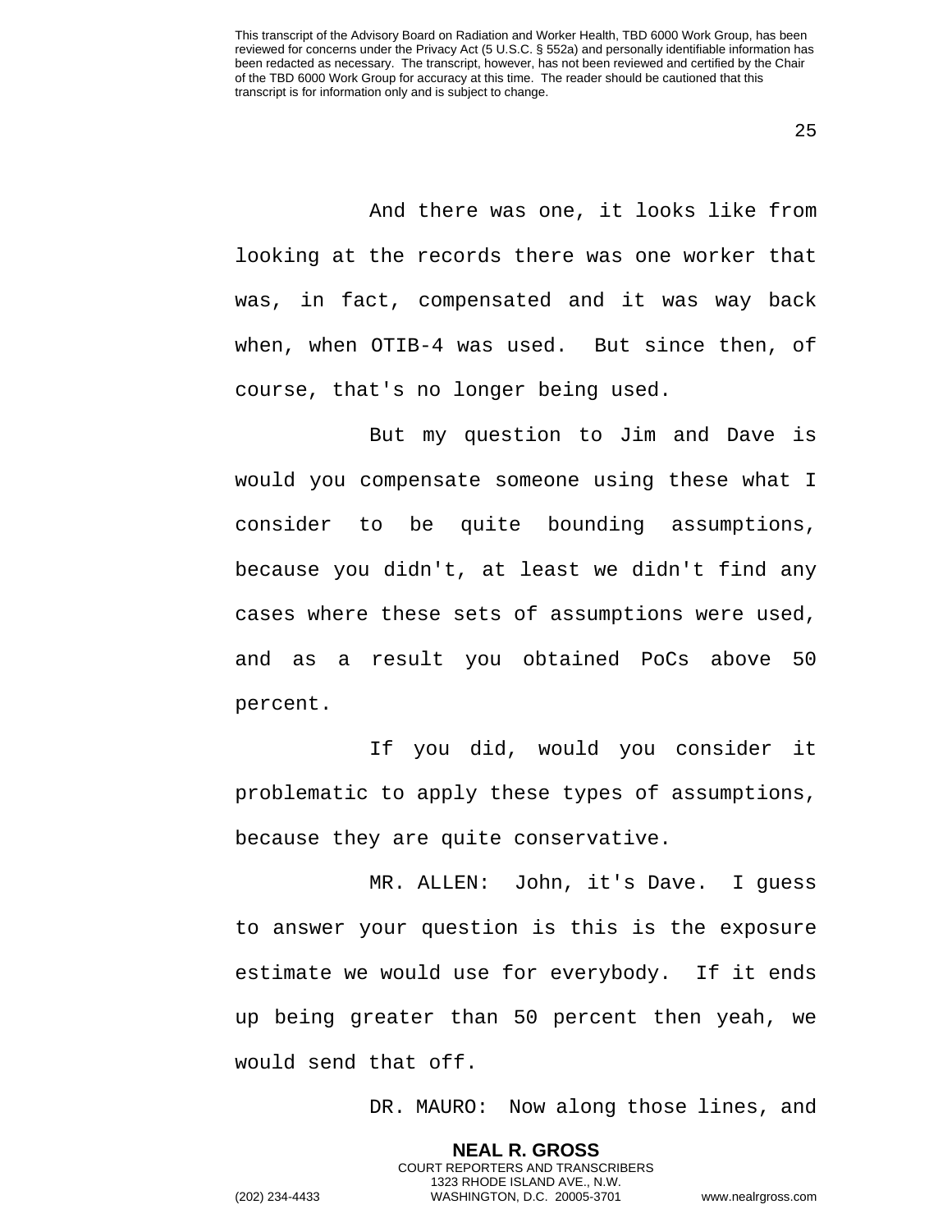And there was one, it looks like from looking at the records there was one worker that was, in fact, compensated and it was way back when, when OTIB-4 was used. But since then, of course, that's no longer being used.

But my question to Jim and Dave is would you compensate someone using these what I consider to be quite bounding assumptions, because you didn't, at least we didn't find any cases where these sets of assumptions were used, and as a result you obtained PoCs above 50 percent.

If you did, would you consider it problematic to apply these types of assumptions, because they are quite conservative.

MR. ALLEN: John, it's Dave. I guess to answer your question is this is the exposure estimate we would use for everybody. If it ends up being greater than 50 percent then yeah, we would send that off.

DR. MAURO: Now along those lines, and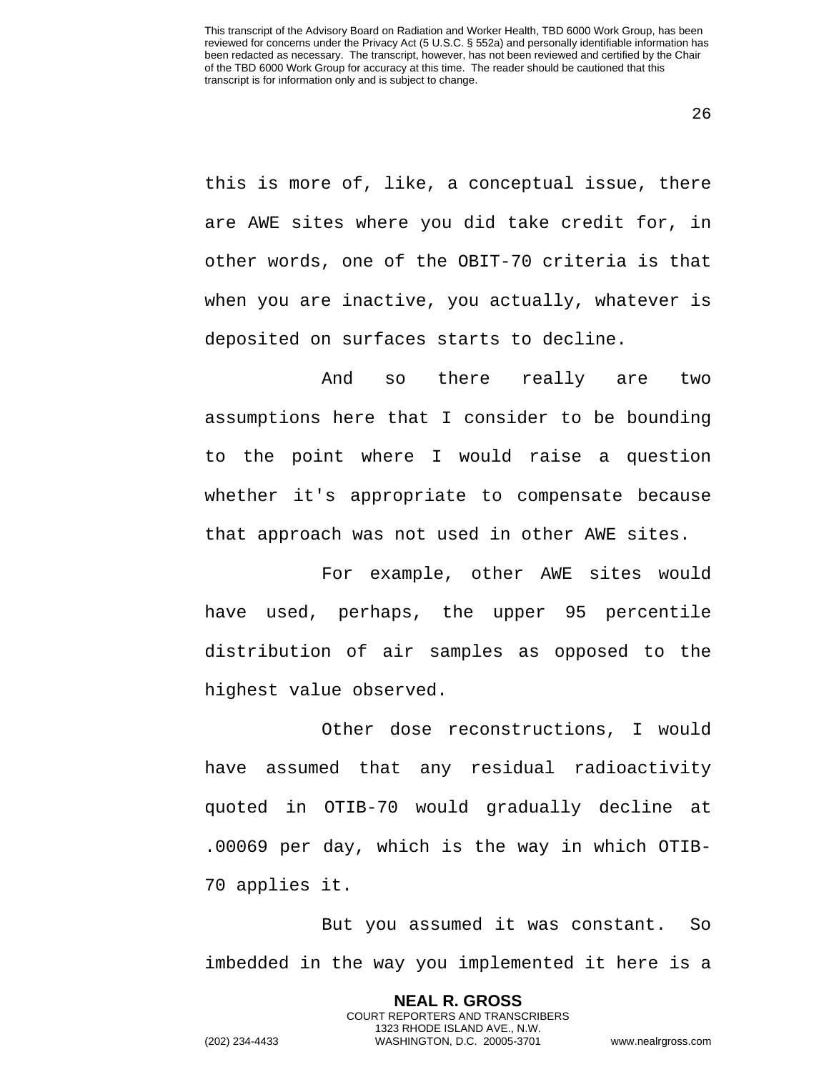this is more of, like, a conceptual issue, there are AWE sites where you did take credit for, in other words, one of the OBIT-70 criteria is that when you are inactive, you actually, whatever is deposited on surfaces starts to decline.

And so there really are two assumptions here that I consider to be bounding to the point where I would raise a question whether it's appropriate to compensate because that approach was not used in other AWE sites.

For example, other AWE sites would have used, perhaps, the upper 95 percentile distribution of air samples as opposed to the highest value observed.

Other dose reconstructions, I would have assumed that any residual radioactivity quoted in OTIB-70 would gradually decline at .00069 per day, which is the way in which OTIB-70 applies it.

But you assumed it was constant. So imbedded in the way you implemented it here is a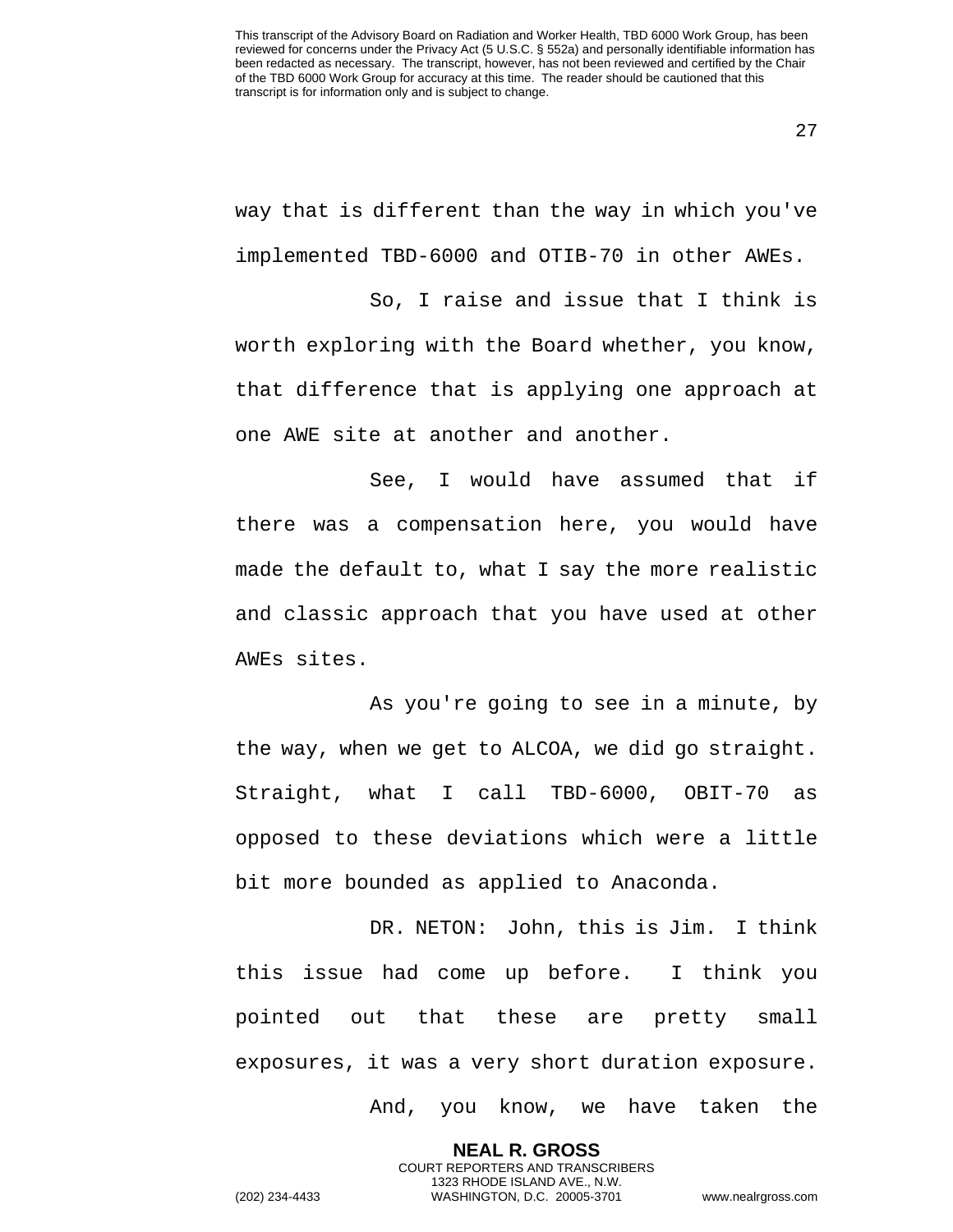way that is different than the way in which you've implemented TBD-6000 and OTIB-70 in other AWEs.

So, I raise and issue that I think is worth exploring with the Board whether, you know, that difference that is applying one approach at one AWE site at another and another.

See, I would have assumed that if there was a compensation here, you would have made the default to, what I say the more realistic and classic approach that you have used at other AWEs sites.

As you're going to see in a minute, by the way, when we get to ALCOA, we did go straight. Straight, what I call TBD-6000, OBIT-70 as opposed to these deviations which were a little bit more bounded as applied to Anaconda.

DR. NETON: John, this is Jim. I think this issue had come up before. I think you pointed out that these are pretty small exposures, it was a very short duration exposure.

And, you know, we have taken the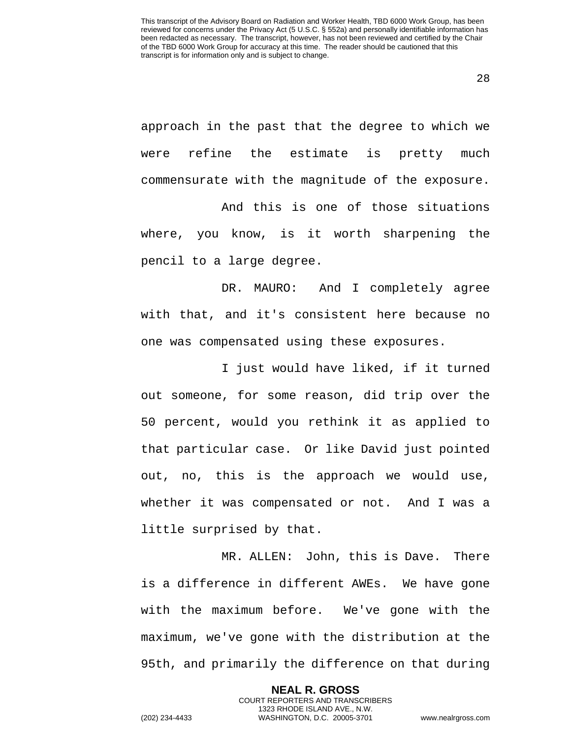approach in the past that the degree to which we were refine the estimate is pretty much commensurate with the magnitude of the exposure.

And this is one of those situations where, you know, is it worth sharpening the pencil to a large degree.

DR. MAURO: And I completely agree with that, and it's consistent here because no one was compensated using these exposures.

I just would have liked, if it turned out someone, for some reason, did trip over the 50 percent, would you rethink it as applied to that particular case. Or like David just pointed out, no, this is the approach we would use, whether it was compensated or not. And I was a little surprised by that.

MR. ALLEN: John, this is Dave. There is a difference in different AWEs. We have gone with the maximum before. We've gone with the maximum, we've gone with the distribution at the 95th, and primarily the difference on that during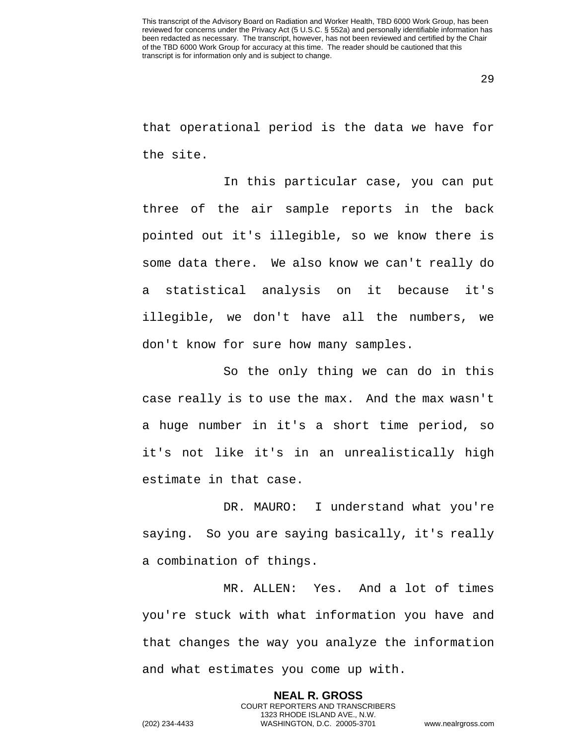that operational period is the data we have for the site.

In this particular case, you can put three of the air sample reports in the back pointed out it's illegible, so we know there is some data there. We also know we can't really do a statistical analysis on it because it's illegible, we don't have all the numbers, we don't know for sure how many samples.

So the only thing we can do in this case really is to use the max. And the max wasn't a huge number in it's a short time period, so it's not like it's in an unrealistically high estimate in that case.

DR. MAURO: I understand what you're saying. So you are saying basically, it's really a combination of things.

MR. ALLEN: Yes. And a lot of times you're stuck with what information you have and that changes the way you analyze the information and what estimates you come up with.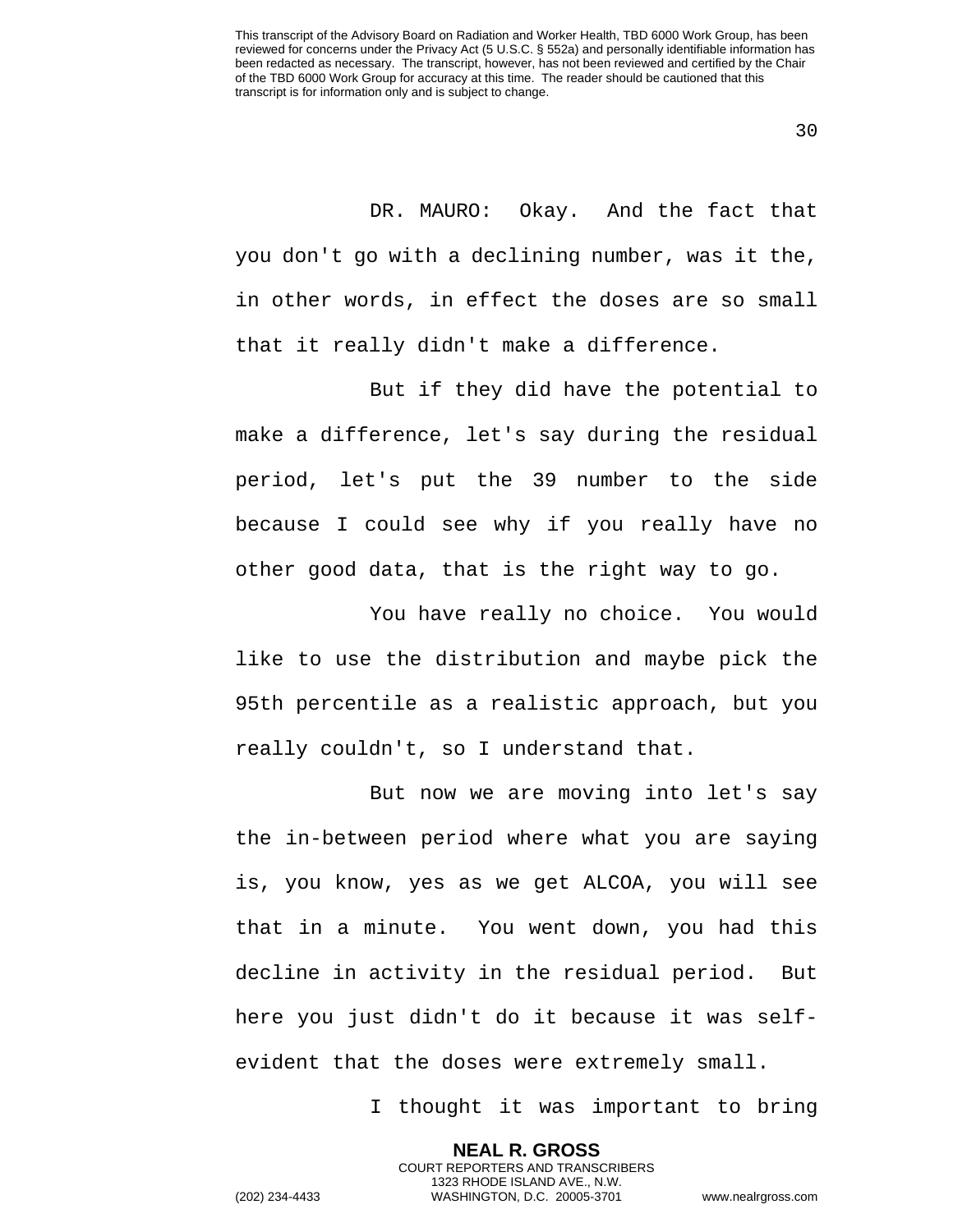DR. MAURO: Okay. And the fact that you don't go with a declining number, was it the, in other words, in effect the doses are so small that it really didn't make a difference.

But if they did have the potential to make a difference, let's say during the residual period, let's put the 39 number to the side because I could see why if you really have no other good data, that is the right way to go.

You have really no choice. You would like to use the distribution and maybe pick the 95th percentile as a realistic approach, but you really couldn't, so I understand that.

But now we are moving into let's say the in-between period where what you are saying is, you know, yes as we get ALCOA, you will see that in a minute. You went down, you had this decline in activity in the residual period. But here you just didn't do it because it was self-evident that the doses were extremely small.

I thought it was important to bring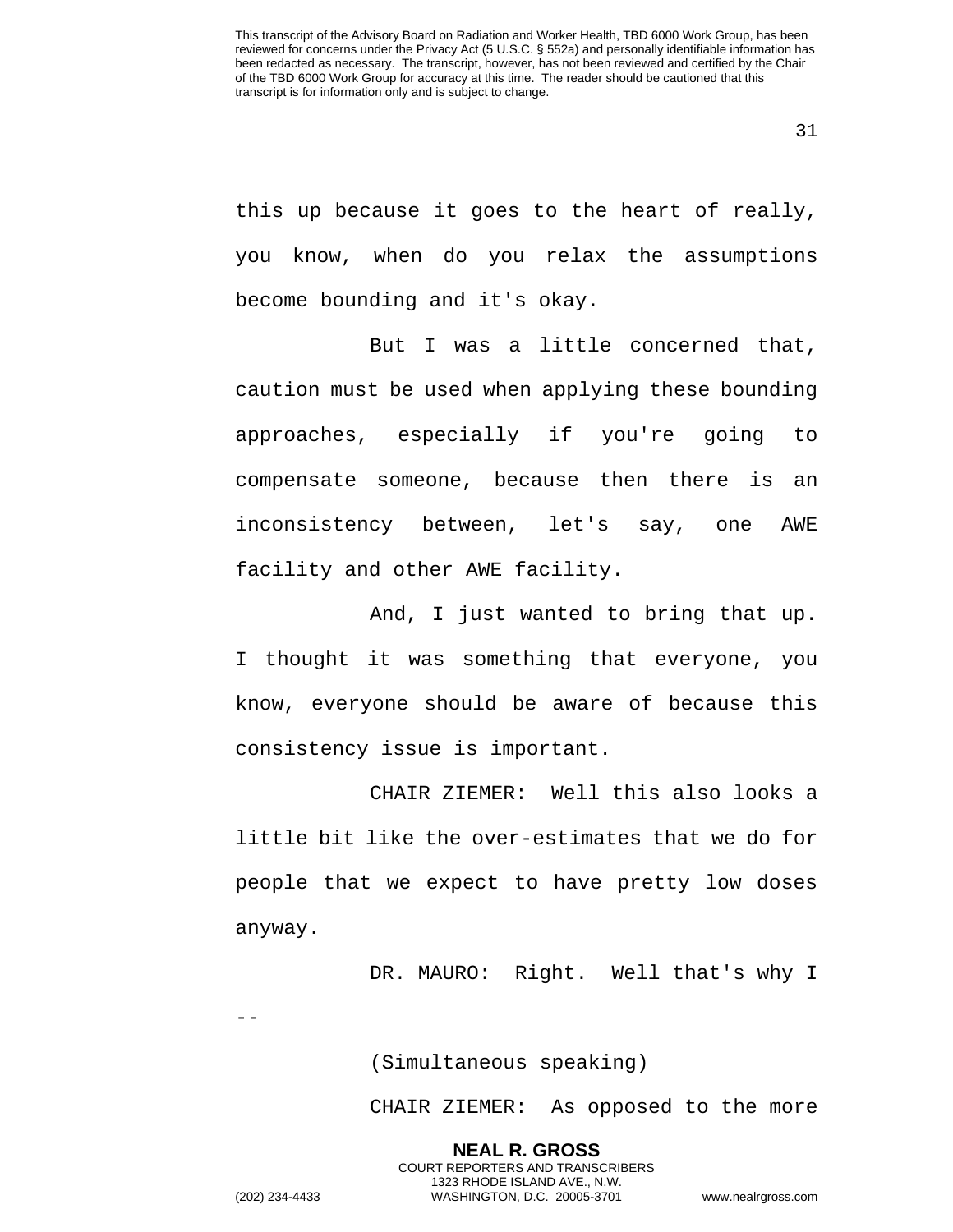this up because it goes to the heart of really, you know, when do you relax the assumptions become bounding and it's okay.

But I was a little concerned that, caution must be used when applying these bounding approaches, especially if you're going to compensate someone, because then there is an inconsistency between, let's say, one AWE facility and other AWE facility.

And, I just wanted to bring that up. I thought it was something that everyone, you know, everyone should be aware of because this consistency issue is important.

CHAIR ZIEMER: Well this also looks a little bit like the over-estimates that we do for people that we expect to have pretty low doses anyway.

DR. MAURO: Right. Well that's why I --

(Simultaneous speaking)

CHAIR ZIEMER: As opposed to the more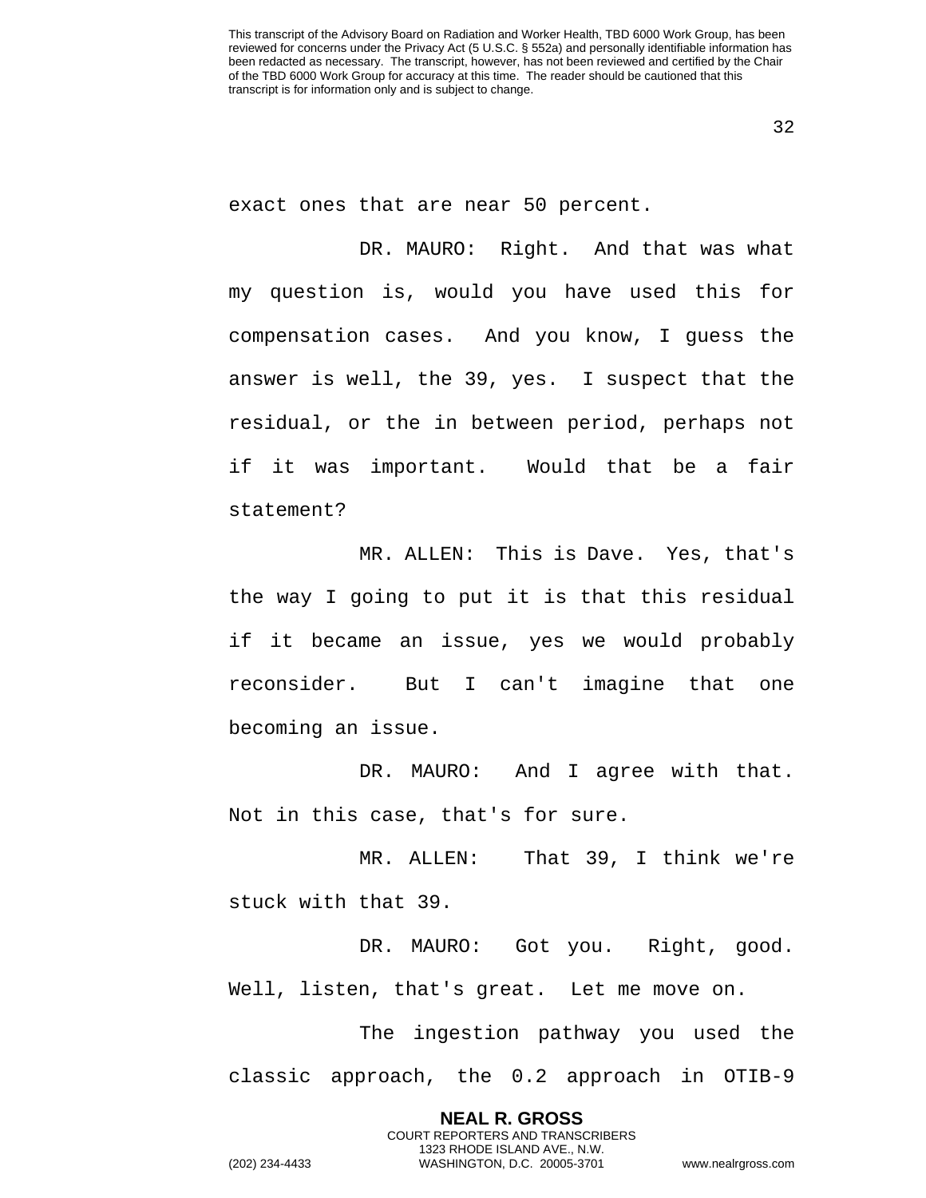exact ones that are near 50 percent.

DR. MAURO: Right. And that was what my question is, would you have used this for compensation cases. And you know, I guess the answer is well, the 39, yes. I suspect that the residual, or the in between period, perhaps not if it was important. Would that be a fair statement?

MR. ALLEN: This is Dave. Yes, that's the way I going to put it is that this residual if it became an issue, yes we would probably reconsider. But I can't imagine that one becoming an issue.

DR. MAURO: And I agree with that. Not in this case, that's for sure.

MR. ALLEN: That 39, I think we're stuck with that 39.

DR. MAURO: Got you. Right, good. Well, listen, that's great. Let me move on.

The ingestion pathway you used the classic approach, the 0.2 approach in OTIB-9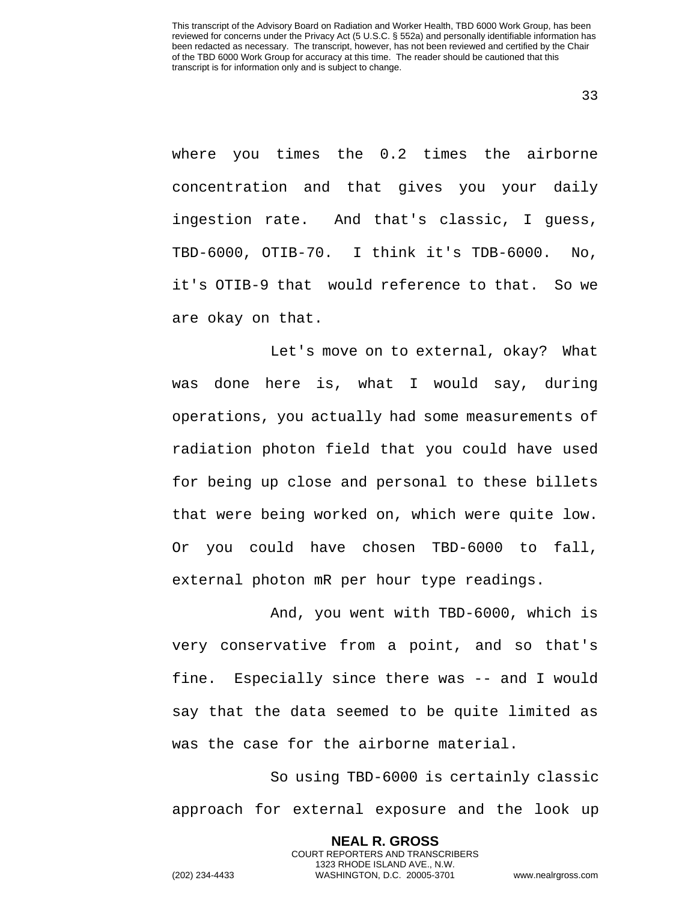where you times the 0.2 times the airborne concentration and that gives you your daily ingestion rate. And that's classic, I guess, TBD-6000, OTIB-70. I think it's TDB-6000. No, it's OTIB-9 that would reference to that. So we are okay on that.

Let's move on to external, okay? What was done here is, what I would say, during operations, you actually had some measurements of radiation photon field that you could have used for being up close and personal to these billets that were being worked on, which were quite low. Or you could have chosen TBD-6000 to fall, external photon mR per hour type readings.

And, you went with TBD-6000, which is very conservative from a point, and so that's fine. Especially since there was -- and I would say that the data seemed to be quite limited as was the case for the airborne material.

So using TBD-6000 is certainly classic approach for external exposure and the look up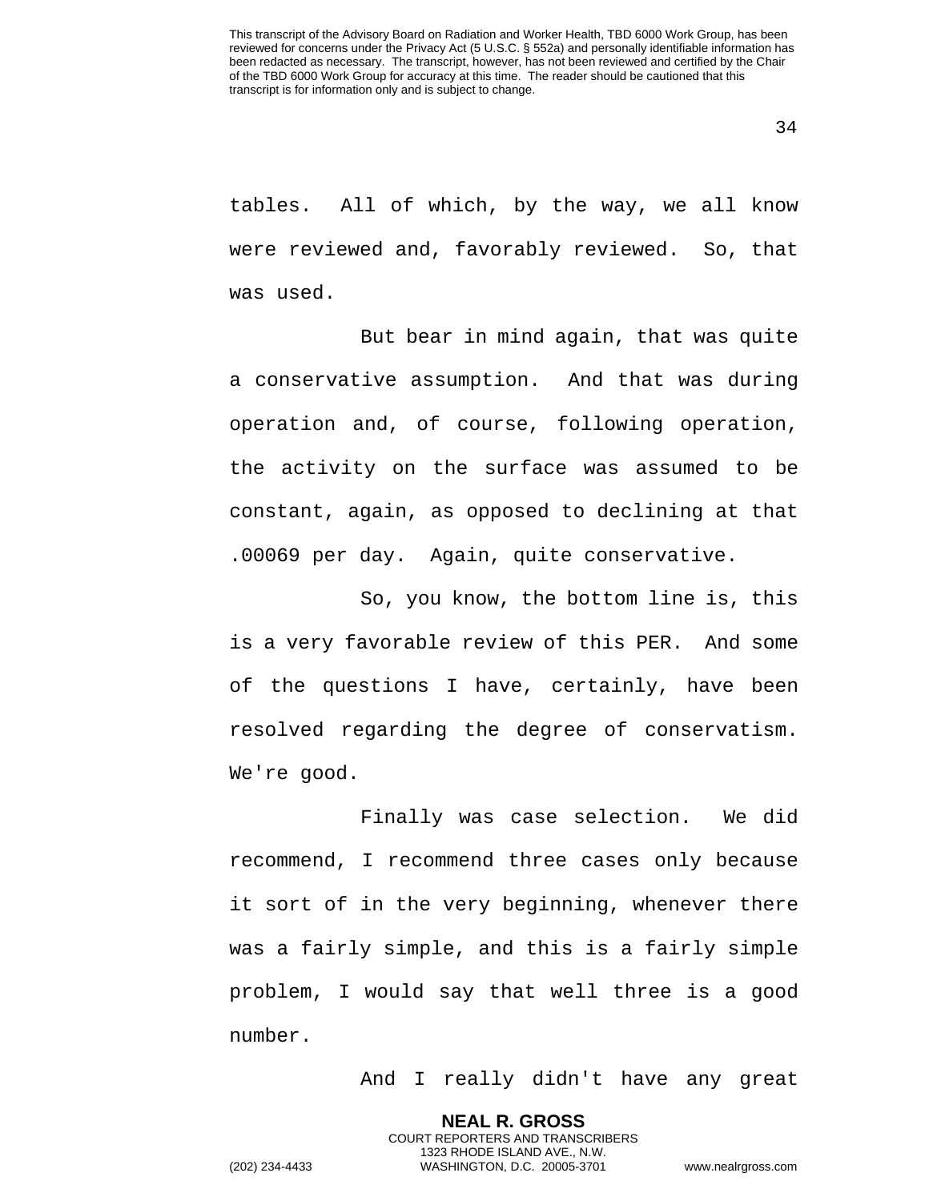tables. All of which, by the way, we all know were reviewed and, favorably reviewed. So, that was used.

But bear in mind again, that was quite a conservative assumption. And that was during operation and, of course, following operation, the activity on the surface was assumed to be constant, again, as opposed to declining at that .00069 per day. Again, quite conservative.

So, you know, the bottom line is, this is a very favorable review of this PER. And some of the questions I have, certainly, have been resolved regarding the degree of conservatism. We're good.

Finally was case selection. We did recommend, I recommend three cases only because it sort of in the very beginning, whenever there was a fairly simple, and this is a fairly simple problem, I would say that well three is a good number.

And I really didn't have any great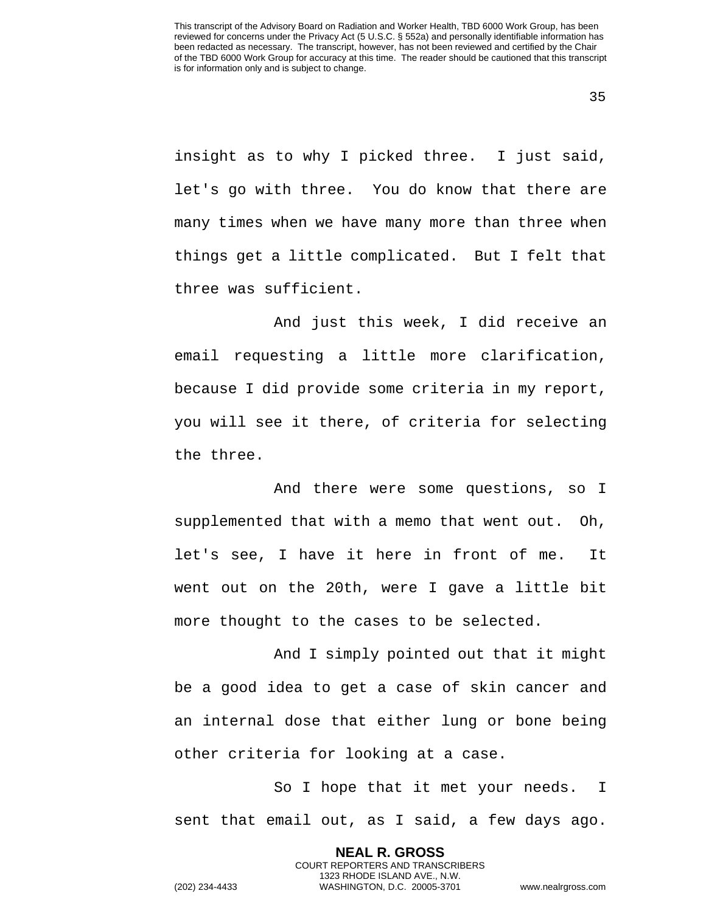insight as to why I picked three. I just said, let's go with three. You do know that there are many times when we have many more than three when things get a little complicated. But I felt that three was sufficient.

And just this week, I did receive an email requesting a little more clarification, because I did provide some criteria in my report, you will see it there, of criteria for selecting the three.

And there were some questions, so I supplemented that with a memo that went out. Oh, let's see, I have it here in front of me. It went out on the 20th, were I gave a little bit more thought to the cases to be selected.

And I simply pointed out that it might be a good idea to get a case of skin cancer and an internal dose that either lung or bone being other criteria for looking at a case.

So I hope that it met your needs. I sent that email out, as I said, a few days ago.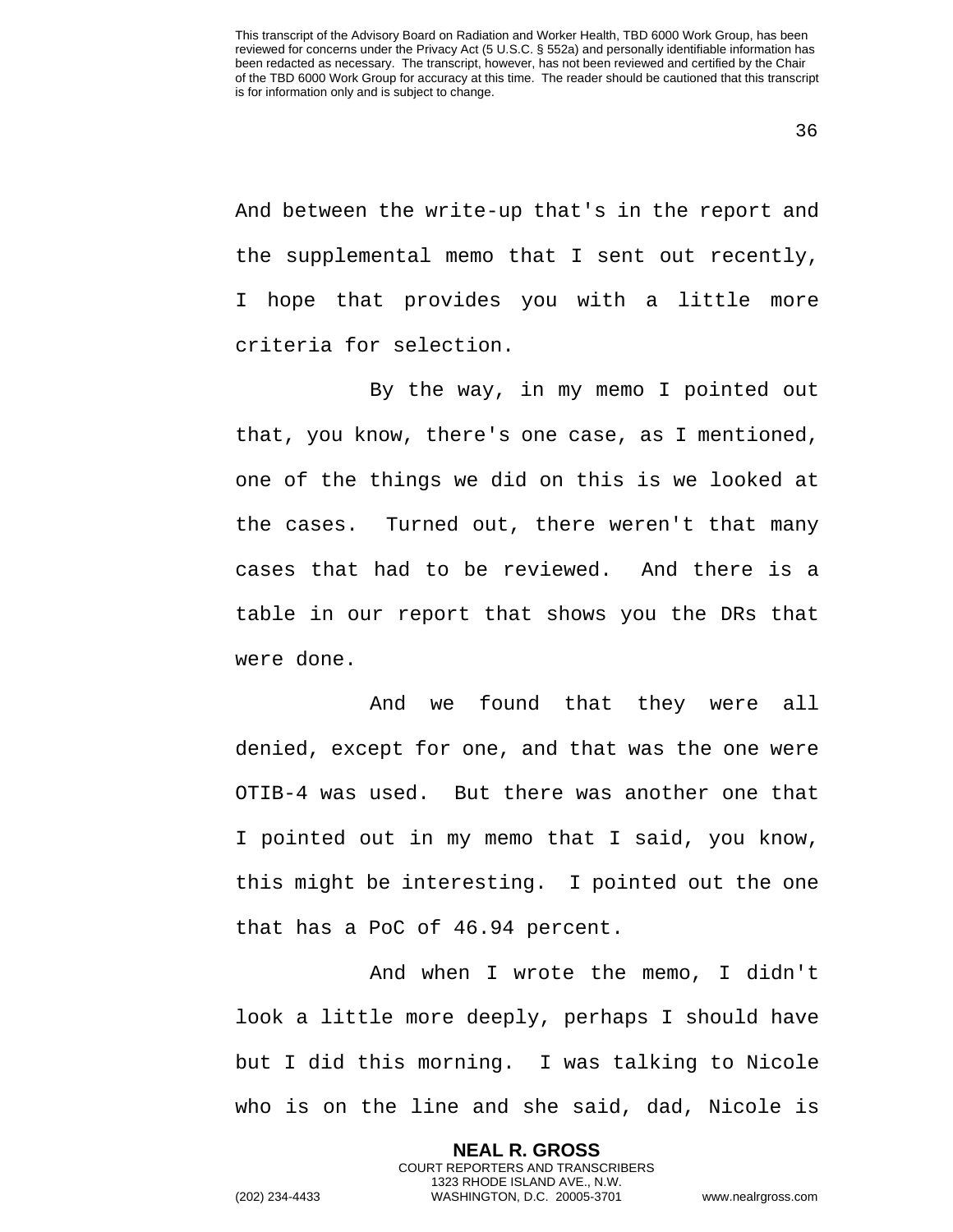And between the write-up that's in the report and the supplemental memo that I sent out recently, I hope that provides you with a little more criteria for selection.

By the way, in my memo I pointed out that, you know, there's one case, as I mentioned, one of the things we did on this is we looked at the cases. Turned out, there weren't that many cases that had to be reviewed. And there is a table in our report that shows you the DRs that were done.

And we found that they were all denied, except for one, and that was the one were OTIB-4 was used. But there was another one that I pointed out in my memo that I said, you know, this might be interesting. I pointed out the one that has a PoC of 46.94 percent.

And when I wrote the memo, I didn't look a little more deeply, perhaps I should have but I did this morning. I was talking to Nicole who is on the line and she said, dad, Nicole is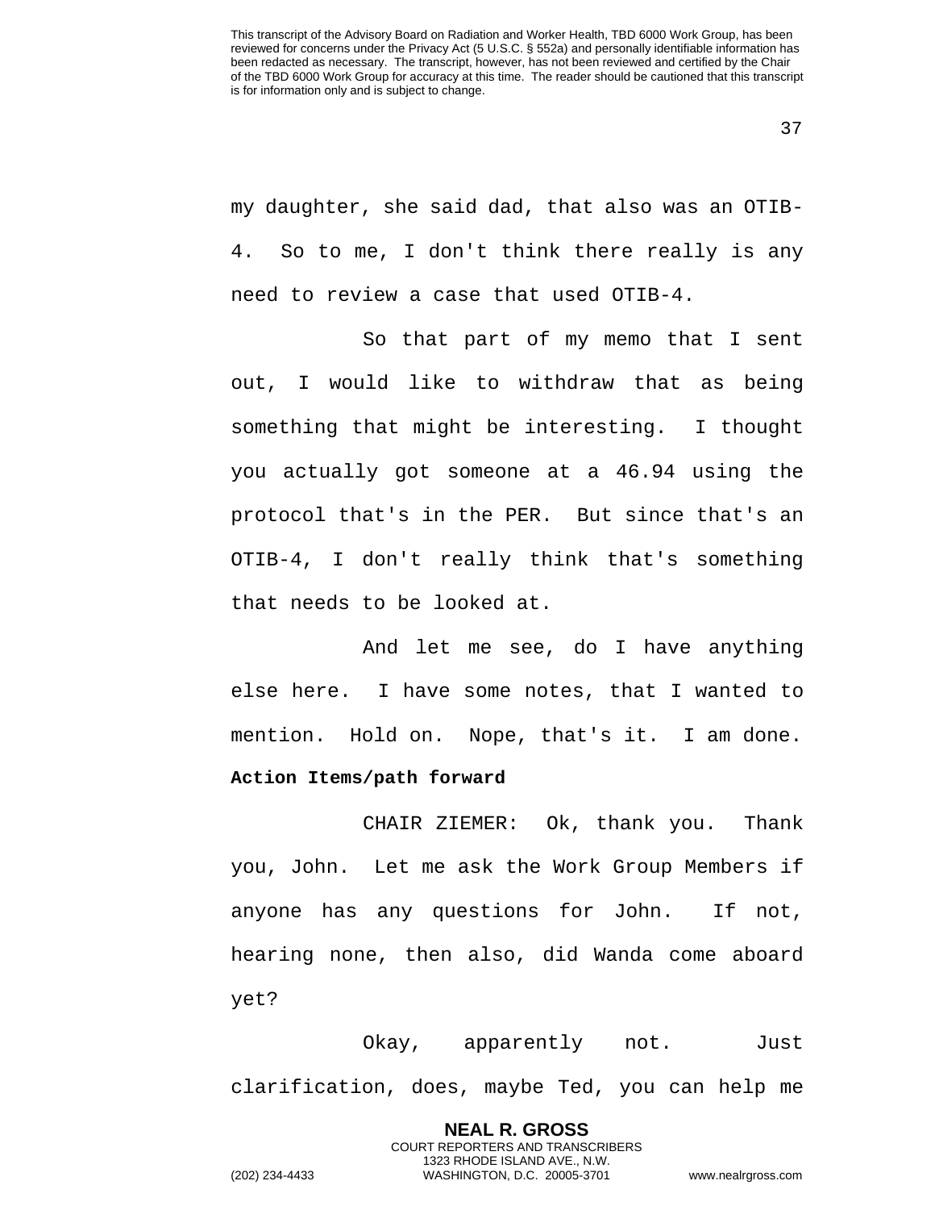my daughter, she said dad, that also was an OTIB-4. So to me, I don't think there really is any need to review a case that used OTIB-4.

So that part of my memo that I sent out, I would like to withdraw that as being something that might be interesting. I thought you actually got someone at a 46.94 using the protocol that's in the PER. But since that's an OTIB-4, I don't really think that's something that needs to be looked at.

And let me see, do I have anything else here. I have some notes, that I wanted to mention. Hold on. Nope, that's it. I am done.

**Action Items/path forward**

CHAIR ZIEMER: Ok, thank you. Thank you, John. Let me ask the Work Group Members if anyone has any questions for John. If not, hearing none, then also, did Wanda come aboard yet?

Okay, apparently not. Just clarification, does, maybe Ted, you can help me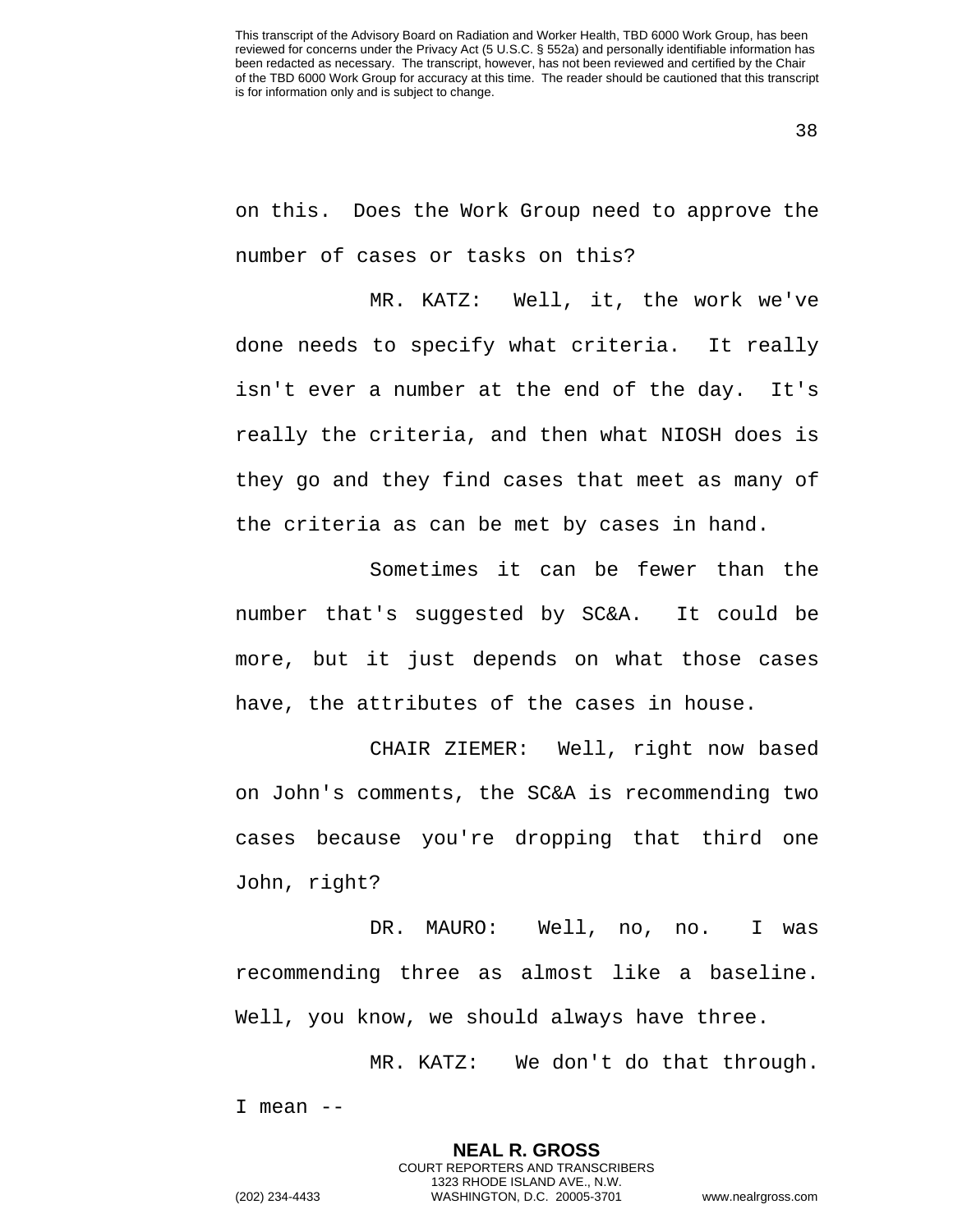on this. Does the Work Group need to approve the number of cases or tasks on this?

MR. KATZ: Well, it, the work we've done needs to specify what criteria. It really isn't ever a number at the end of the day. It's really the criteria, and then what NIOSH does is they go and they find cases that meet as many of the criteria as can be met by cases in hand.

Sometimes it can be fewer than the number that's suggested by SC&A. It could be more, but it just depends on what those cases have, the attributes of the cases in house.

CHAIR ZIEMER: Well, right now based on John's comments, the SC&A is recommending two cases because you're dropping that third one John, right?

DR. MAURO: Well, no, no. I was recommending three as almost like a baseline. Well, you know, we should always have three.

MR. KATZ: We don't do that through. I mean --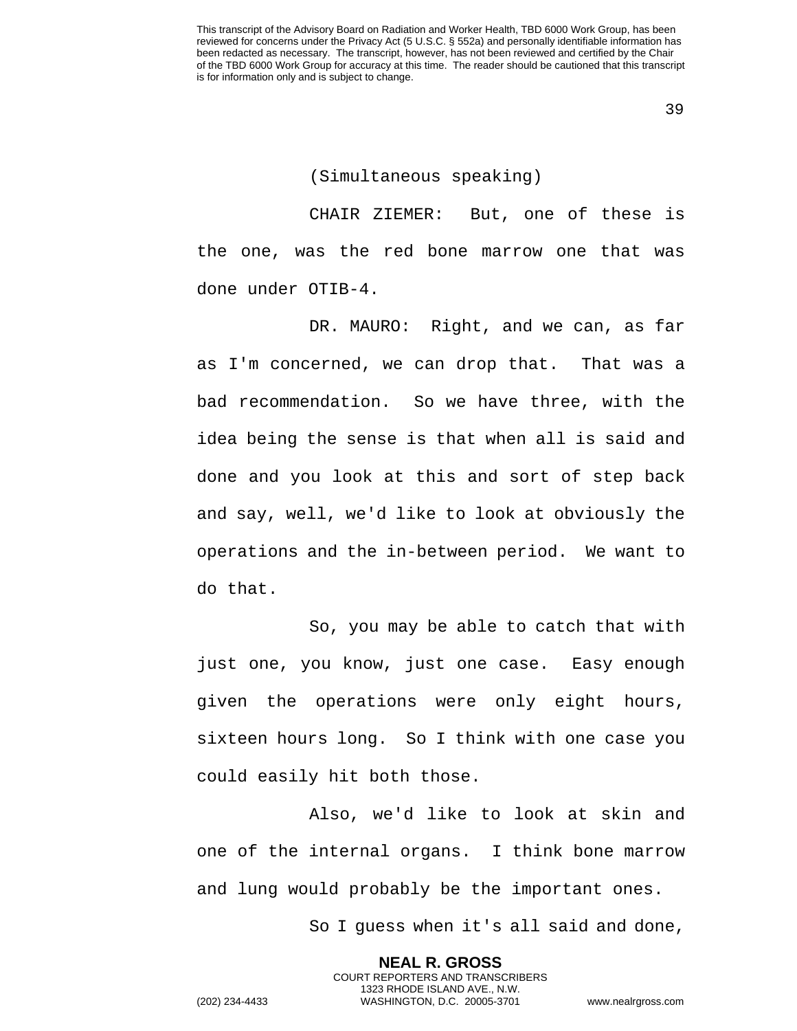(Simultaneous speaking)

CHAIR ZIEMER: But, one of these is the one, was the red bone marrow one that was done under OTIB-4.

DR. MAURO: Right, and we can, as far as I'm concerned, we can drop that. That was a bad recommendation. So we have three, with the idea being the sense is that when all is said and done and you look at this and sort of step back and say, well, we'd like to look at obviously the operations and the in-between period. We want to do that.

So, you may be able to catch that with just one, you know, just one case. Easy enough given the operations were only eight hours, sixteen hours long. So I think with one case you could easily hit both those.

Also, we'd like to look at skin and one of the internal organs. I think bone marrow and lung would probably be the important ones.

So I guess when it's all said and done,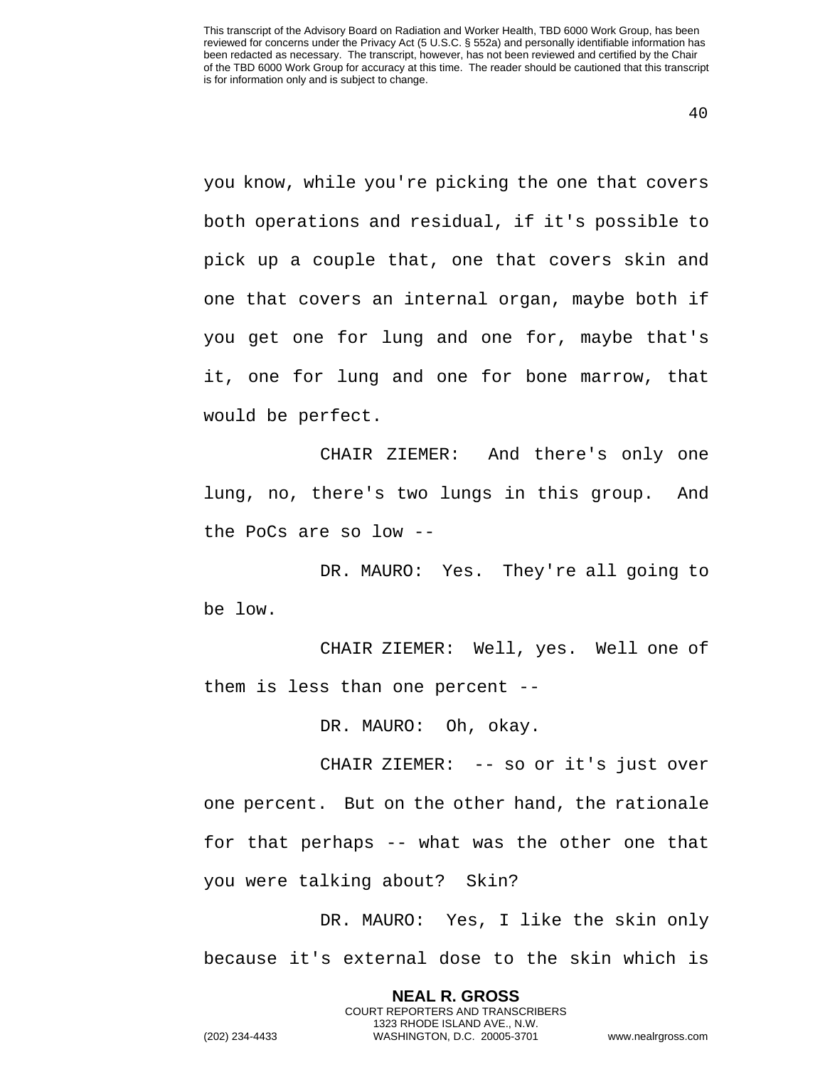you know, while you're picking the one that covers both operations and residual, if it's possible to pick up a couple that, one that covers skin and one that covers an internal organ, maybe both if you get one for lung and one for, maybe that's it, one for lung and one for bone marrow, that would be perfect.

CHAIR ZIEMER: And there's only one lung, no, there's two lungs in this group. And the PoCs are so low --

DR. MAURO: Yes. They're all going to be low.

CHAIR ZIEMER: Well, yes. Well one of them is less than one percent --

DR. MAURO: Oh, okay.

CHAIR ZIEMER: -- so or it's just over one percent. But on the other hand, the rationale for that perhaps -- what was the other one that you were talking about? Skin?

DR. MAURO: Yes, I like the skin only because it's external dose to the skin which is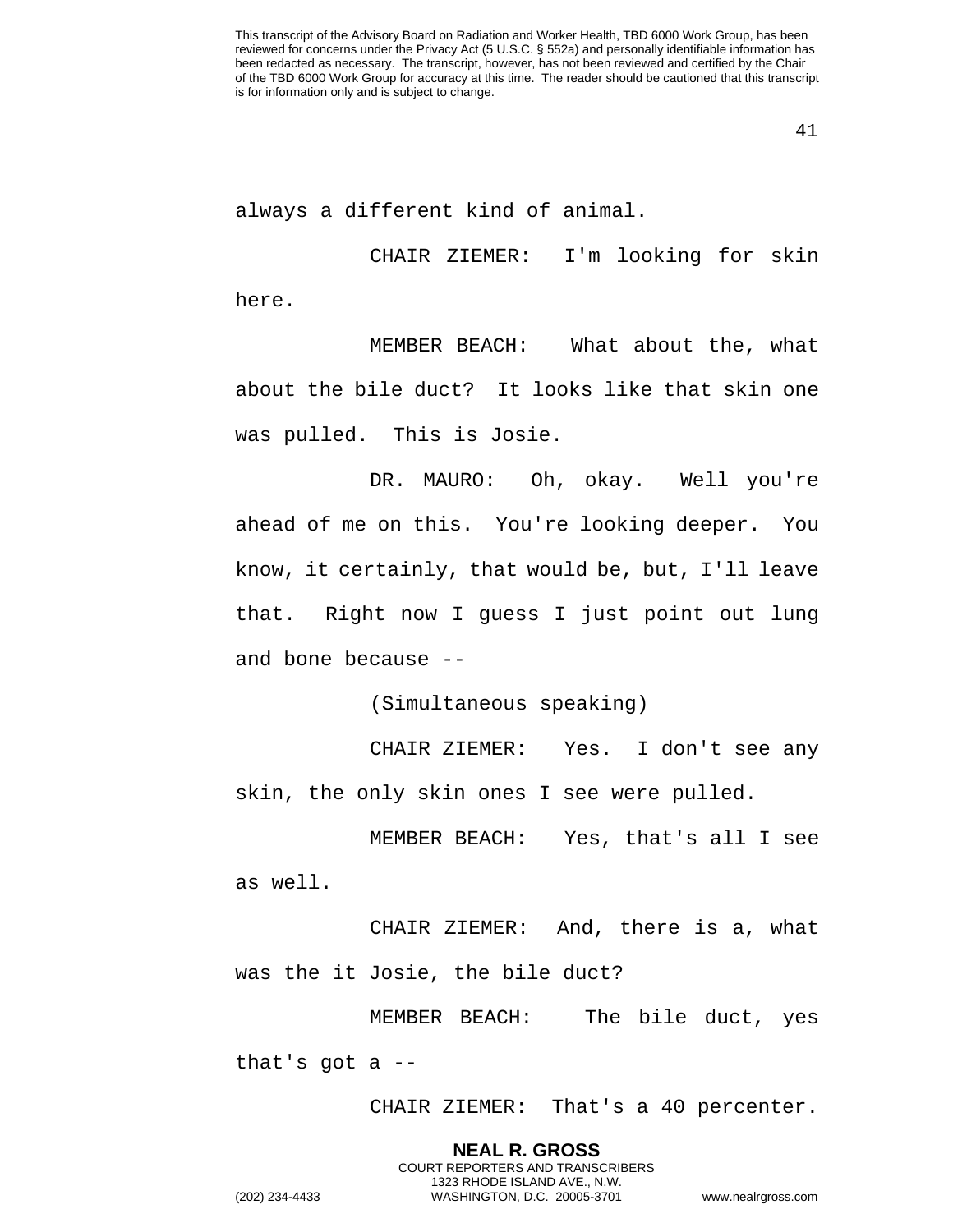always a different kind of animal.

CHAIR ZIEMER: I'm looking for skin here.

MEMBER BEACH: What about the, what about the bile duct? It looks like that skin one was pulled. This is Josie.

DR. MAURO: Oh, okay. Well you're ahead of me on this. You're looking deeper. You know, it certainly, that would be, but, I'll leave that. Right now I guess I just point out lung and bone because --

(Simultaneous speaking)

CHAIR ZIEMER: Yes. I don't see any skin, the only skin ones I see were pulled.

MEMBER BEACH: Yes, that's all I see as well.

CHAIR ZIEMER: And, there is a, what was the it Josie, the bile duct?

MEMBER BEACH: The bile duct, yes that's got a --

CHAIR ZIEMER: That's a 40 percenter.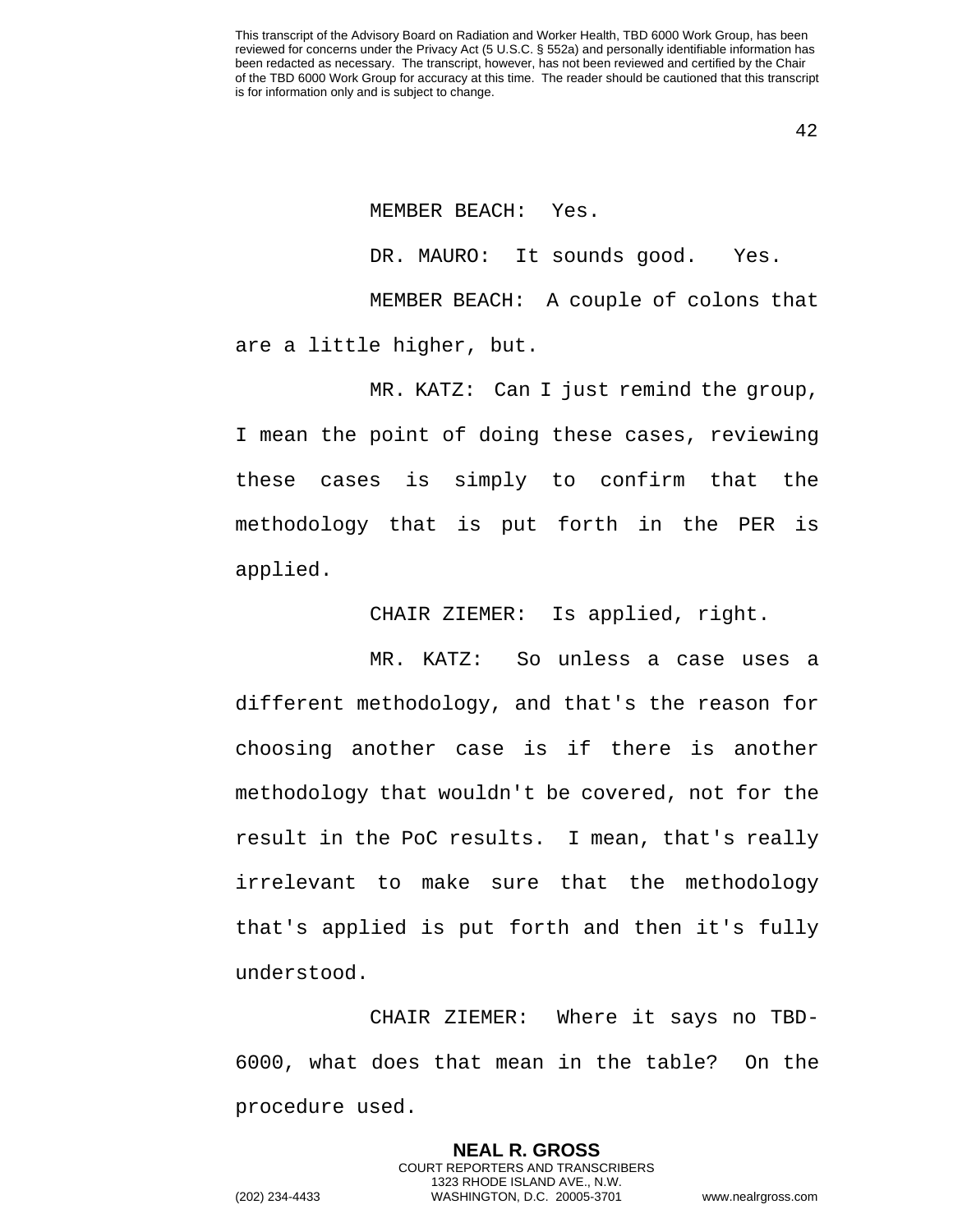MEMBER BEACH: Yes.

DR. MAURO: It sounds good. Yes.

MEMBER BEACH: A couple of colons that are a little higher, but.

MR. KATZ: Can I just remind the group, I mean the point of doing these cases, reviewing these cases is simply to confirm that the methodology that is put forth in the PER is applied.

CHAIR ZIEMER: Is applied, right.

MR. KATZ: So unless a case uses a different methodology, and that's the reason for choosing another case is if there is another methodology that wouldn't be covered, not for the result in the PoC results. I mean, that's really irrelevant to make sure that the methodology that's applied is put forth and then it's fully understood.

CHAIR ZIEMER: Where it says no TBD-6000, what does that mean in the table? On the procedure used.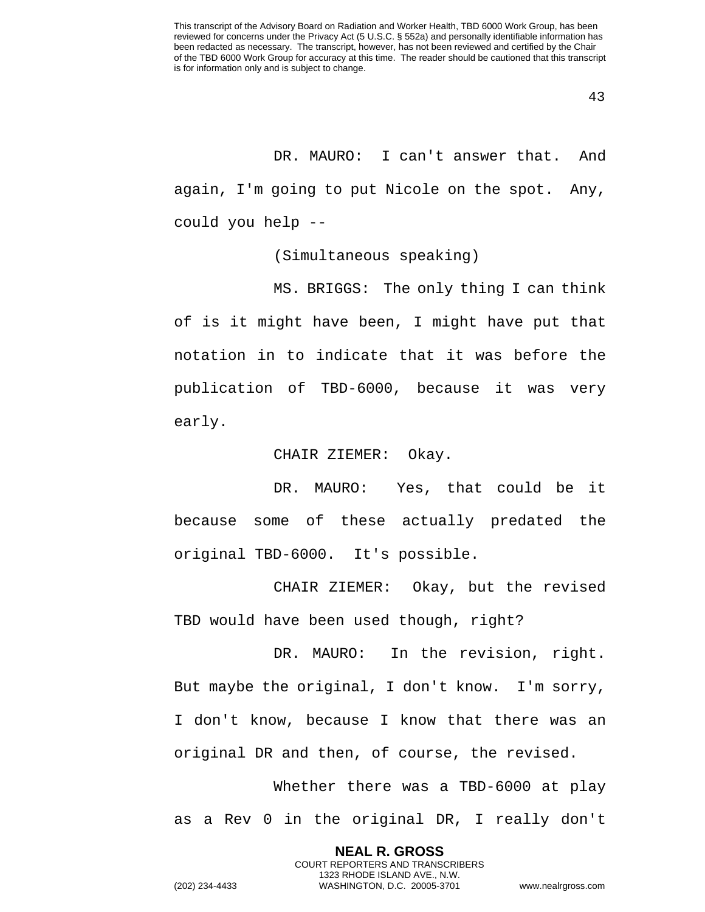DR. MAURO: I can't answer that. And again, I'm going to put Nicole on the spot. Any, could you help --

(Simultaneous speaking)

MS. BRIGGS: The only thing I can think of is it might have been, I might have put that notation in to indicate that it was before the publication of TBD-6000, because it was very early.

CHAIR ZIEMER: Okay.

DR. MAURO: Yes, that could be it because some of these actually predated the original TBD-6000. It's possible.

CHAIR ZIEMER: Okay, but the revised TBD would have been used though, right?

DR. MAURO: In the revision, right. But maybe the original, I don't know. I'm sorry, I don't know, because I know that there was an original DR and then, of course, the revised.

Whether there was a TBD-6000 at play as a Rev 0 in the original DR, I really don't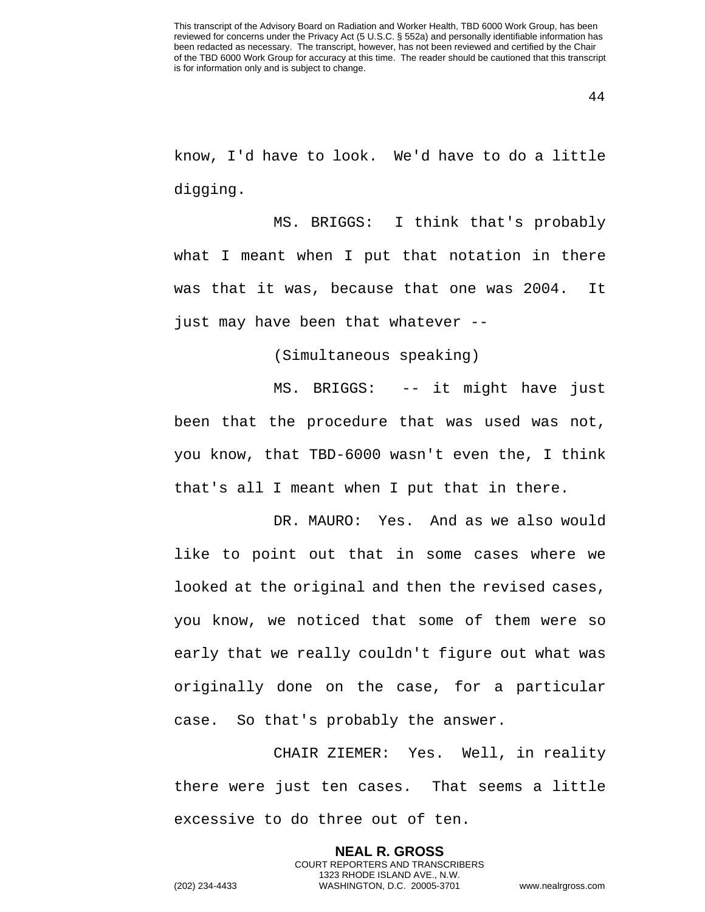know, I'd have to look. We'd have to do a little digging.

MS. BRIGGS: I think that's probably what I meant when I put that notation in there was that it was, because that one was 2004. It just may have been that whatever --

(Simultaneous speaking)

MS. BRIGGS: -- it might have just been that the procedure that was used was not, you know, that TBD-6000 wasn't even the, I think that's all I meant when I put that in there.

DR. MAURO: Yes. And as we also would like to point out that in some cases where we looked at the original and then the revised cases, you know, we noticed that some of them were so early that we really couldn't figure out what was originally done on the case, for a particular case. So that's probably the answer.

CHAIR ZIEMER: Yes. Well, in reality there were just ten cases. That seems a little excessive to do three out of ten.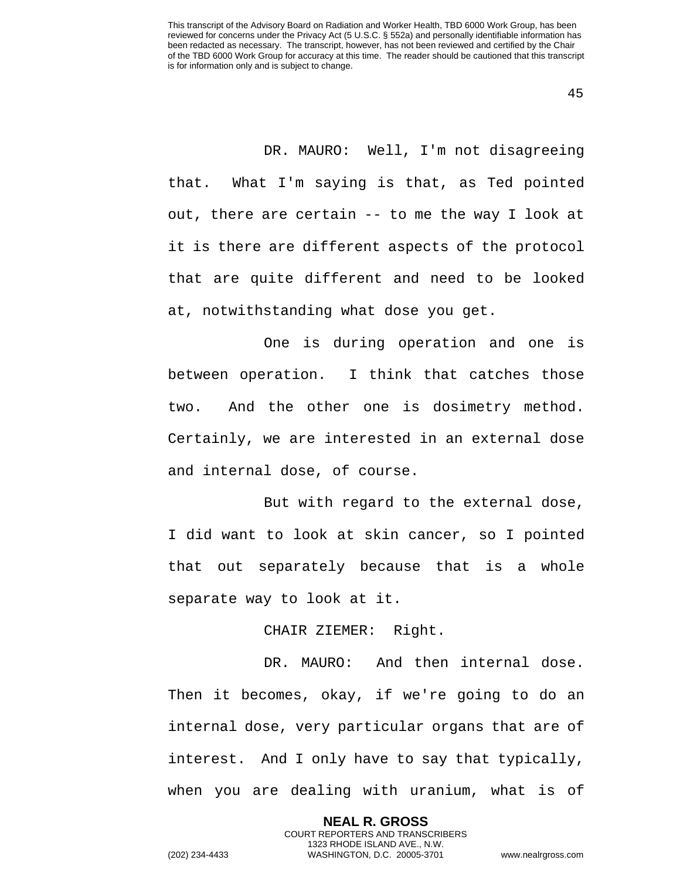DR. MAURO: Well, I'm not disagreeing that. What I'm saying is that, as Ted pointed out, there are certain -- to me the way I look at it is there are different aspects of the protocol that are quite different and need to be looked at, notwithstanding what dose you get.

One is during operation and one is between operation. I think that catches those two. And the other one is dosimetry method. Certainly, we are interested in an external dose and internal dose, of course.

But with regard to the external dose, I did want to look at skin cancer, so I pointed that out separately because that is a whole separate way to look at it.

CHAIR ZIEMER: Right.

DR. MAURO: And then internal dose. Then it becomes, okay, if we're going to do an internal dose, very particular organs that are of interest. And I only have to say that typically, when you are dealing with uranium, what is of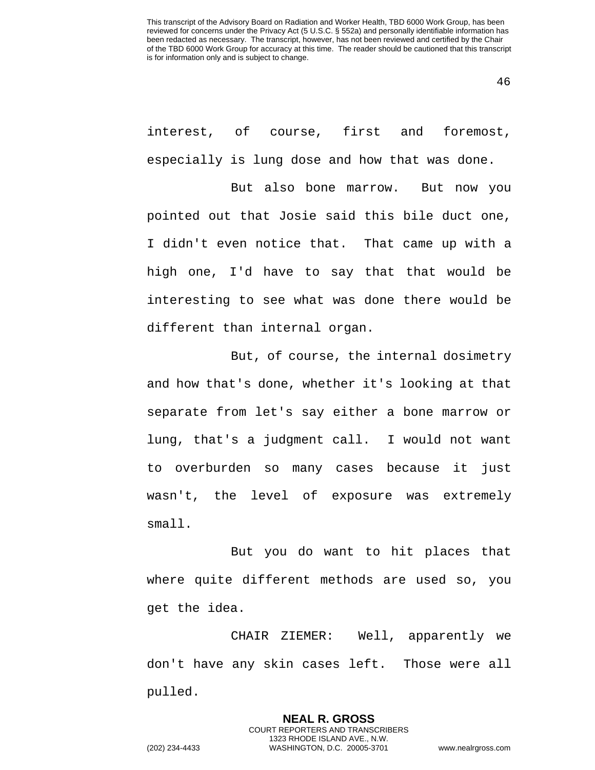interest, of course, first and foremost, especially is lung dose and how that was done.

But also bone marrow. But now you pointed out that Josie said this bile duct one, I didn't even notice that. That came up with a high one, I'd have to say that that would be interesting to see what was done there would be different than internal organ.

But, of course, the internal dosimetry and how that's done, whether it's looking at that separate from let's say either a bone marrow or lung, that's a judgment call. I would not want to overburden so many cases because it just wasn't, the level of exposure was extremely small.

But you do want to hit places that where quite different methods are used so, you get the idea.

CHAIR ZIEMER: Well, apparently we don't have any skin cases left. Those were all pulled.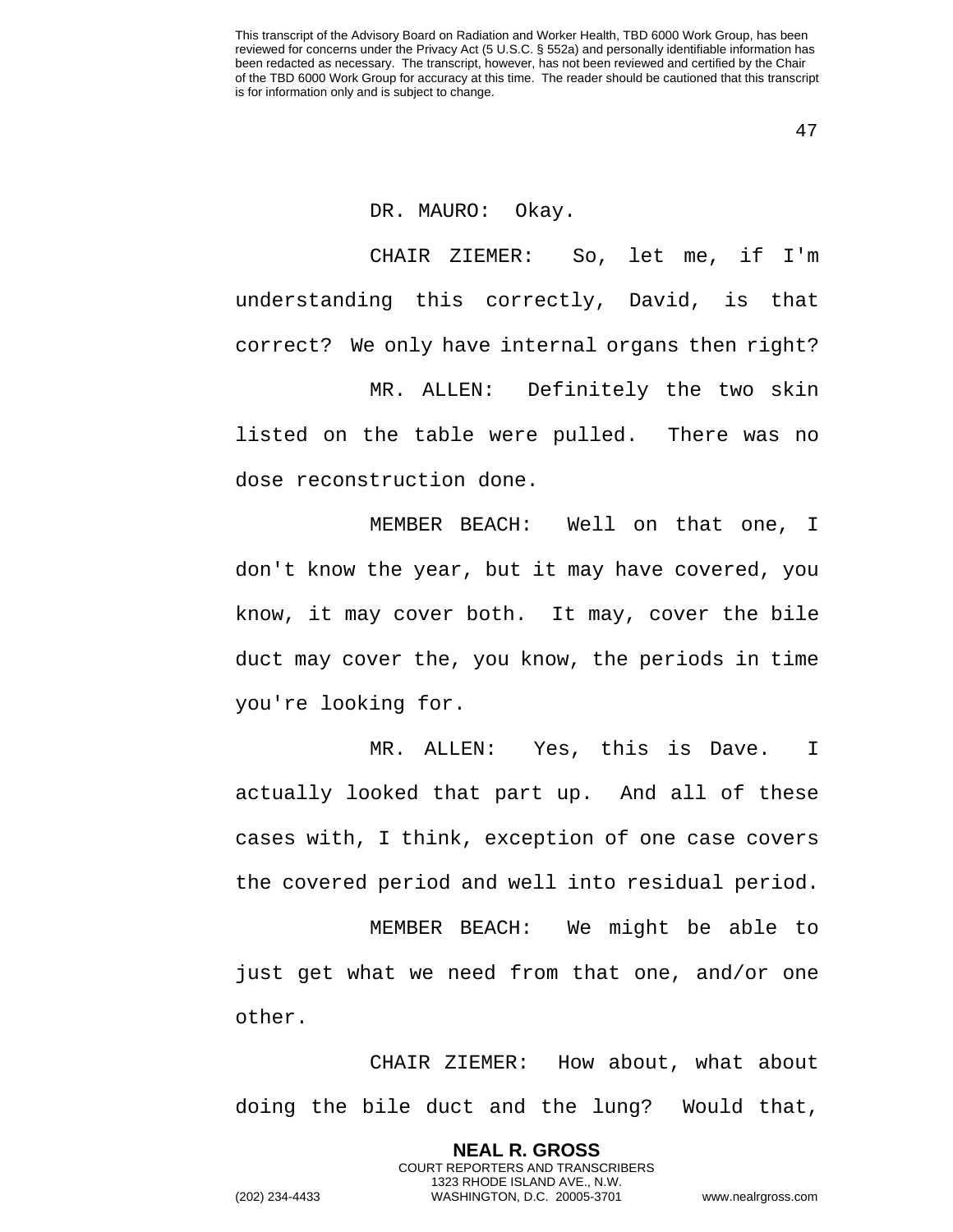DR. MAURO: Okay.

CHAIR ZIEMER: So, let me, if I'm understanding this correctly, David, is that correct? We only have internal organs then right?

MR. ALLEN: Definitely the two skin listed on the table were pulled. There was no dose reconstruction done.

MEMBER BEACH: Well on that one, I don't know the year, but it may have covered, you know, it may cover both. It may, cover the bile duct may cover the, you know, the periods in time you're looking for.

MR. ALLEN: Yes, this is Dave. I actually looked that part up. And all of these cases with, I think, exception of one case covers the covered period and well into residual period.

MEMBER BEACH: We might be able to just get what we need from that one, and/or one other.

CHAIR ZIEMER: How about, what about doing the bile duct and the lung? Would that,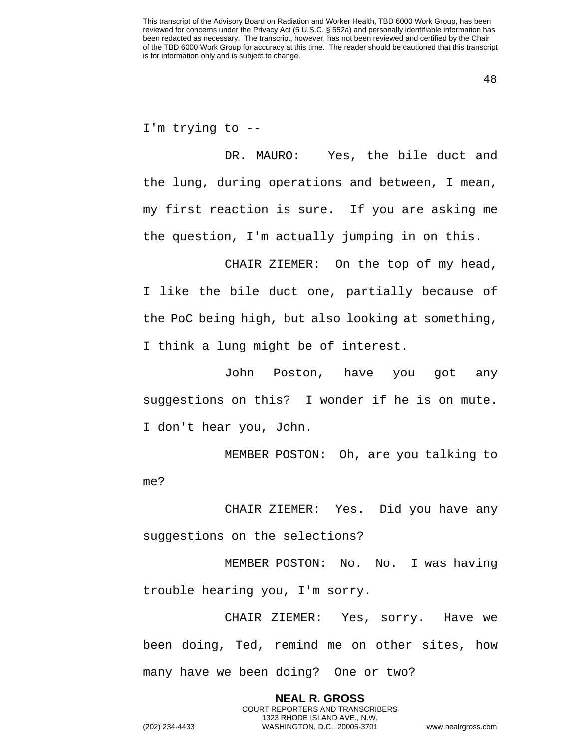I'm trying to --

DR. MAURO: Yes, the bile duct and the lung, during operations and between, I mean, my first reaction is sure. If you are asking me the question, I'm actually jumping in on this.

CHAIR ZIEMER: On the top of my head, I like the bile duct one, partially because of the PoC being high, but also looking at something, I think a lung might be of interest.

John Poston, have you got any suggestions on this? I wonder if he is on mute. I don't hear you, John.

MEMBER POSTON: Oh, are you talking to me?

CHAIR ZIEMER: Yes. Did you have any suggestions on the selections?

MEMBER POSTON: No. No. I was having trouble hearing you, I'm sorry.

CHAIR ZIEMER: Yes, sorry. Have we been doing, Ted, remind me on other sites, how many have we been doing? One or two?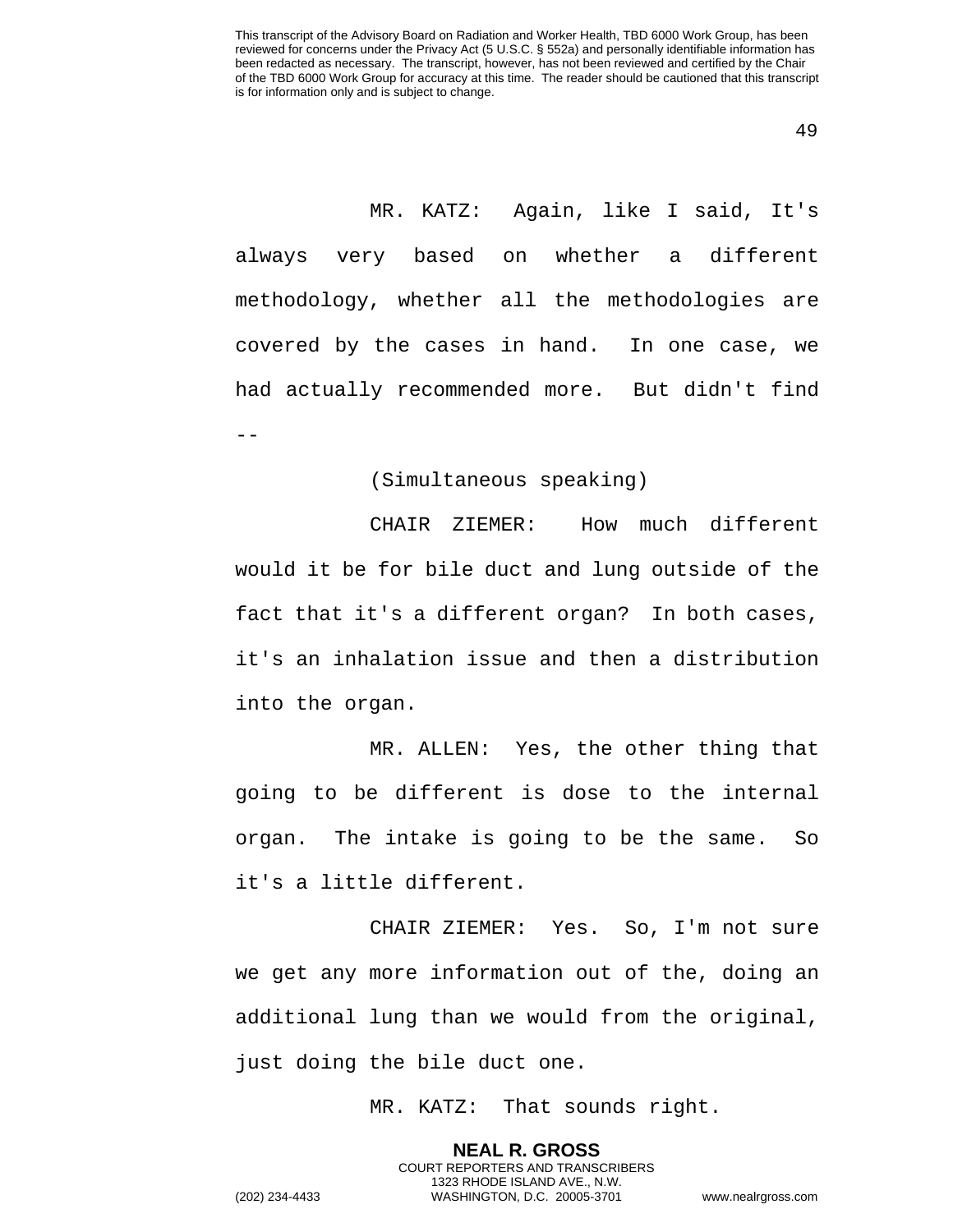MR. KATZ: Again, like I said, It's always very based on whether a different methodology, whether all the methodologies are covered by the cases in hand. In one case, we had actually recommended more. But didn't find --

(Simultaneous speaking)

CHAIR ZIEMER: How much different would it be for bile duct and lung outside of the fact that it's a different organ? In both cases, it's an inhalation issue and then a distribution into the organ.

MR. ALLEN: Yes, the other thing that going to be different is dose to the internal organ. The intake is going to be the same. So it's a little different.

CHAIR ZIEMER: Yes. So, I'm not sure we get any more information out of the, doing an additional lung than we would from the original, just doing the bile duct one.

MR. KATZ: That sounds right.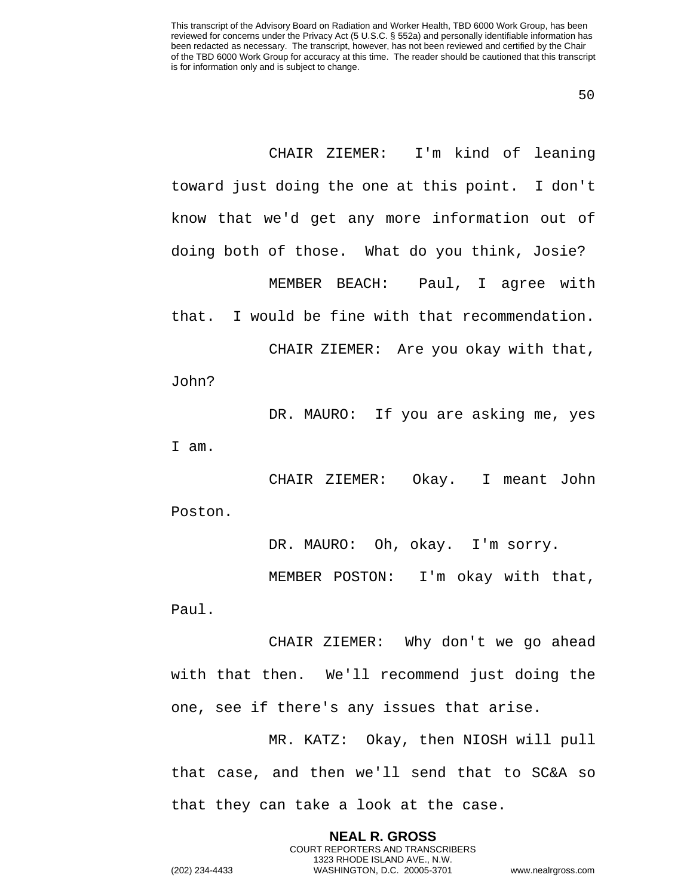CHAIR ZIEMER: I'm kind of leaning toward just doing the one at this point. I don't know that we'd get any more information out of doing both of those. What do you think, Josie?

MEMBER BEACH: Paul, I agree with that. I would be fine with that recommendation.

CHAIR ZIEMER: Are you okay with that, John?

DR. MAURO: If you are asking me, yes I am.

CHAIR ZIEMER: Okay. I meant John Poston.

DR. MAURO: Oh, okay. I'm sorry.

MEMBER POSTON: I'm okay with that, Paul.

CHAIR ZIEMER: Why don't we go ahead with that then. We'll recommend just doing the one, see if there's any issues that arise.

MR. KATZ: Okay, then NIOSH will pull that case, and then we'll send that to SC&A so that they can take a look at the case.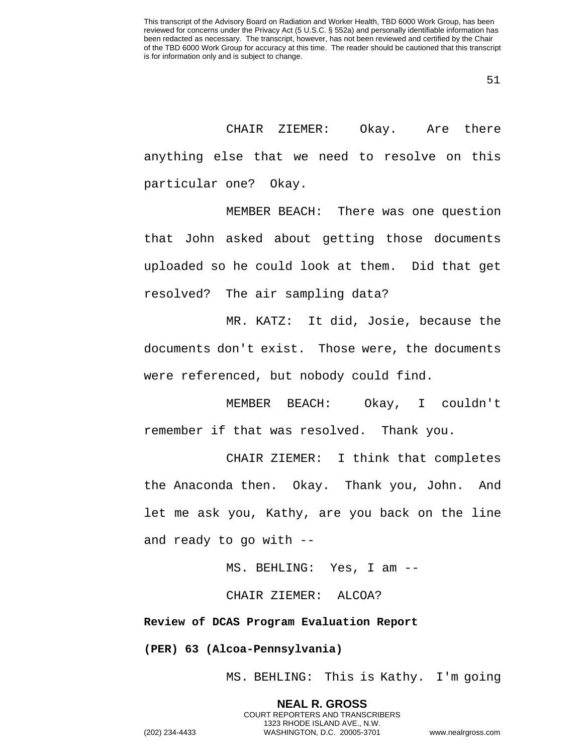CHAIR ZIEMER: Okay. Are there anything else that we need to resolve on this particular one? Okay.

MEMBER BEACH: There was one question that John asked about getting those documents uploaded so he could look at them. Did that get resolved? The air sampling data?

MR. KATZ: It did, Josie, because the documents don't exist. Those were, the documents were referenced, but nobody could find.

MEMBER BEACH: Okay, I couldn't remember if that was resolved. Thank you.

CHAIR ZIEMER: I think that completes the Anaconda then. Okay. Thank you, John. And let me ask you, Kathy, are you back on the line and ready to go with --

MS. BEHLING: Yes, I am --

CHAIR ZIEMER: ALCOA?

**Review of DCAS Program Evaluation Report (PER) 63 (Alcoa-Pennsylvania)**

MS. BEHLING: This is Kathy. I'm going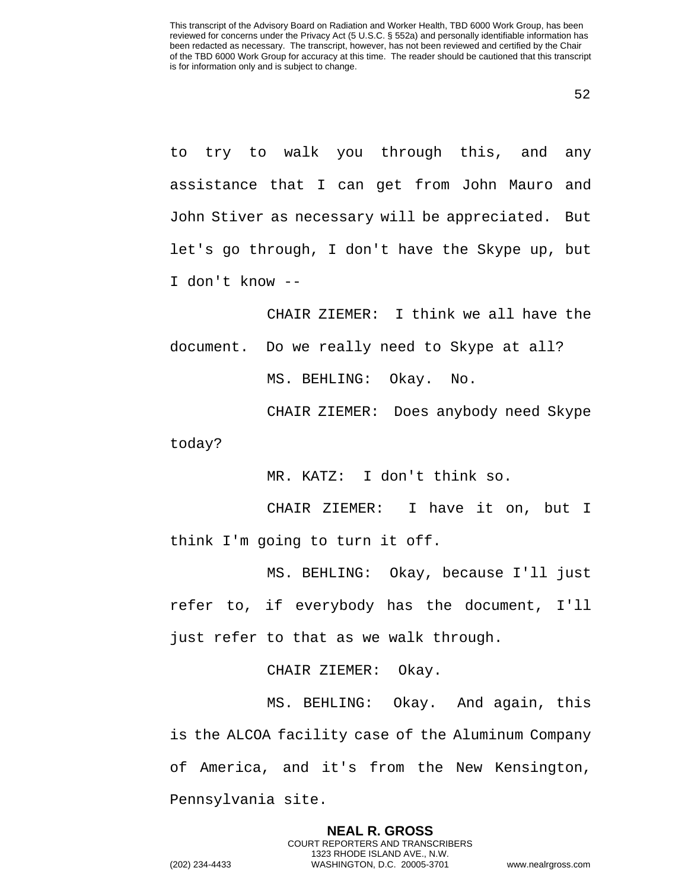to try to walk you through this, and any assistance that I can get from John Mauro and John Stiver as necessary will be appreciated. But let's go through, I don't have the Skype up, but I don't know --

CHAIR ZIEMER: I think we all have the document. Do we really need to Skype at all?

MS. BEHLING: Okay. No.

CHAIR ZIEMER: Does anybody need Skype today?

MR. KATZ: I don't think so.

CHAIR ZIEMER: I have it on, but I think I'm going to turn it off.

MS. BEHLING: Okay, because I'll just refer to, if everybody has the document, I'll just refer to that as we walk through.

CHAIR ZIEMER: Okay.

MS. BEHLING: Okay. And again, this is the ALCOA facility case of the Aluminum Company of America, and it's from the New Kensington, Pennsylvania site.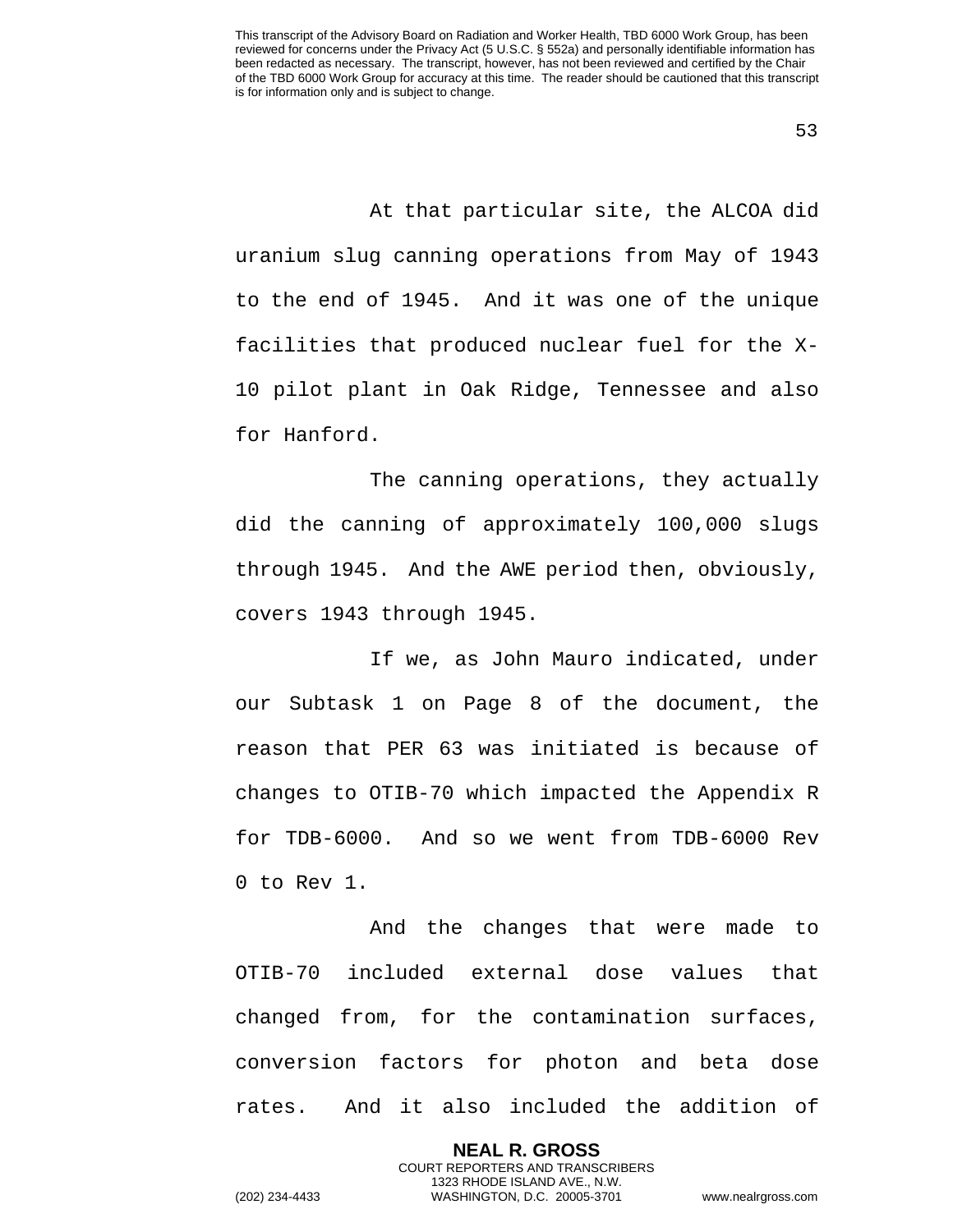At that particular site, the ALCOA did uranium slug canning operations from May of 1943 to the end of 1945. And it was one of the unique facilities that produced nuclear fuel for the X-10 pilot plant in Oak Ridge, Tennessee and also for Hanford.

The canning operations, they actually did the canning of approximately 100,000 slugs through 1945. And the AWE period then, obviously, covers 1943 through 1945.

If we, as John Mauro indicated, under our Subtask 1 on Page 8 of the document, the reason that PER 63 was initiated is because of changes to OTIB-70 which impacted the Appendix R for TDB-6000. And so we went from TDB-6000 Rev 0 to Rev 1.

And the changes that were made to OTIB-70 included external dose values that changed from, for the contamination surfaces, conversion factors for photon and beta dose rates. And it also included the addition of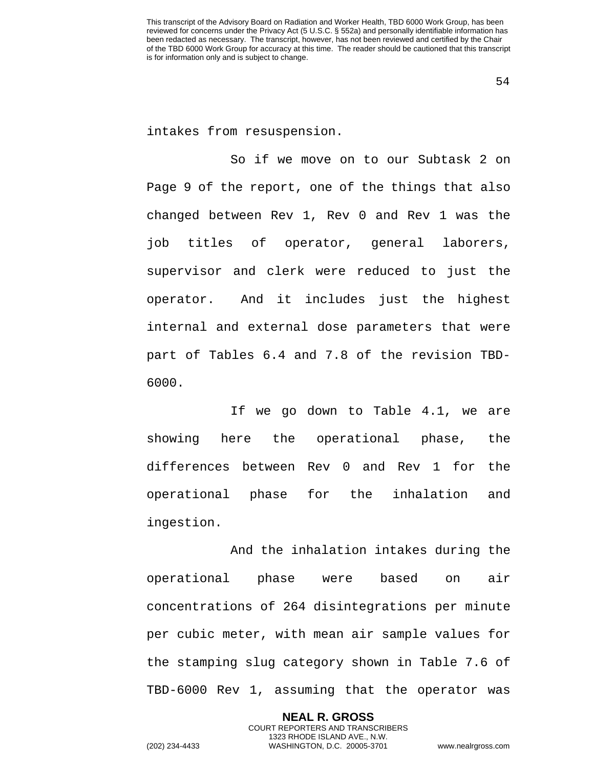intakes from resuspension.

So if we move on to our Subtask 2 on Page 9 of the report, one of the things that also changed between Rev 1, Rev 0 and Rev 1 was the job titles of operator, general laborers, supervisor and clerk were reduced to just the operator. And it includes just the highest internal and external dose parameters that were part of Tables 6.4 and 7.8 of the revision TBD-6000.

If we go down to Table 4.1, we are showing here the operational phase, the differences between Rev 0 and Rev 1 for the operational phase for the inhalation and ingestion.

And the inhalation intakes during the operational phase were based on air concentrations of 264 disintegrations per minute per cubic meter, with mean air sample values for the stamping slug category shown in Table 7.6 of TBD-6000 Rev 1, assuming that the operator was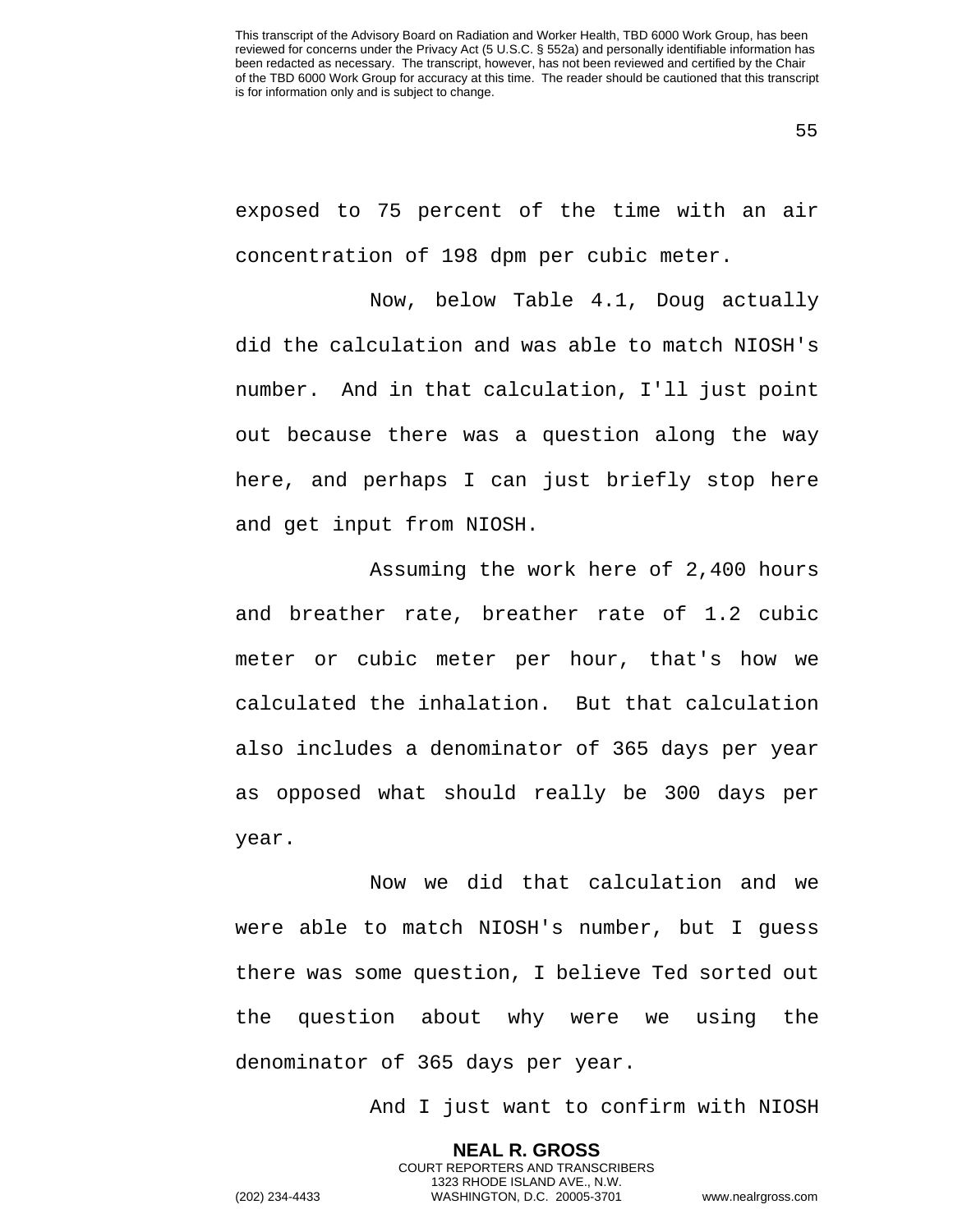exposed to 75 percent of the time with an air concentration of 198 dpm per cubic meter.

Now, below Table 4.1, Doug actually did the calculation and was able to match NIOSH's number. And in that calculation, I'll just point out because there was a question along the way here, and perhaps I can just briefly stop here and get input from NIOSH.

Assuming the work here of 2,400 hours and breather rate, breather rate of 1.2 cubic meter or cubic meter per hour, that's how we calculated the inhalation. But that calculation also includes a denominator of 365 days per year as opposed what should really be 300 days per year.

Now we did that calculation and we were able to match NIOSH's number, but I guess there was some question, I believe Ted sorted out the question about why were we using the denominator of 365 days per year.

And I just want to confirm with NIOSH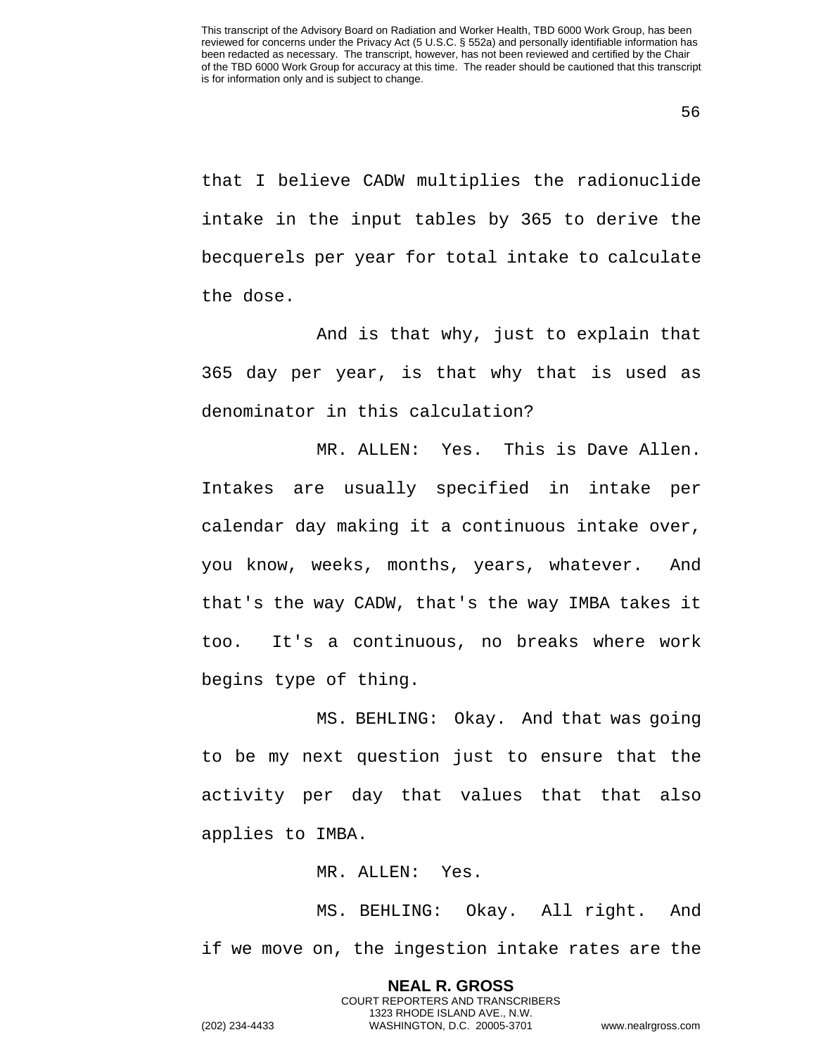that I believe CADW multiplies the radionuclide intake in the input tables by 365 to derive the becquerels per year for total intake to calculate the dose.

And is that why, just to explain that 365 day per year, is that why that is used as denominator in this calculation?

MR. ALLEN: Yes. This is Dave Allen. Intakes are usually specified in intake per calendar day making it a continuous intake over, you know, weeks, months, years, whatever. And that's the way CADW, that's the way IMBA takes it too. It's a continuous, no breaks where work begins type of thing.

MS. BEHLING: Okay. And that was going to be my next question just to ensure that the activity per day that values that that also applies to IMBA.

MR. ALLEN: Yes.

MS. BEHLING: Okay. All right. And if we move on, the ingestion intake rates are the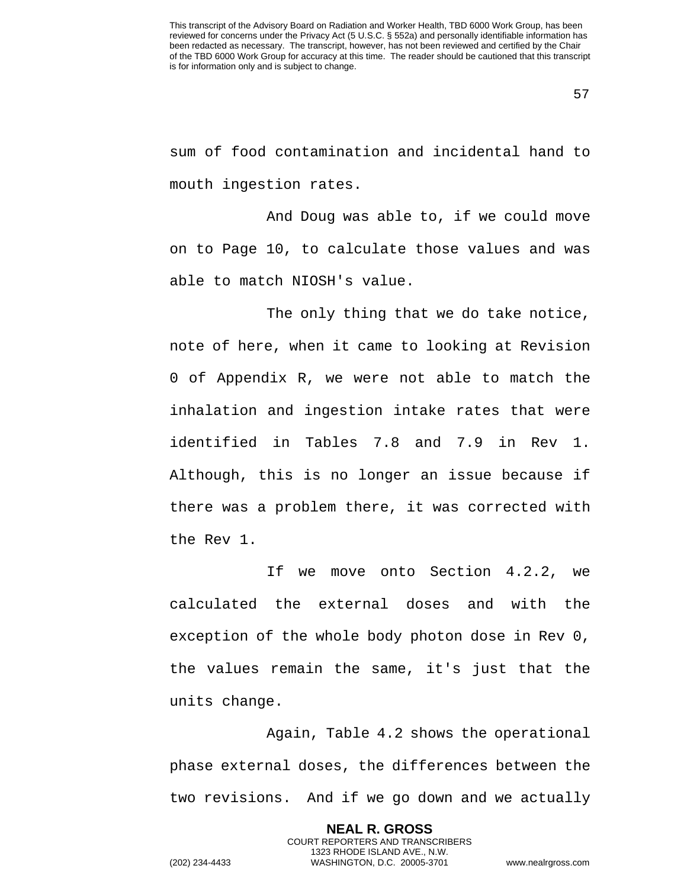sum of food contamination and incidental hand to mouth ingestion rates.

And Doug was able to, if we could move on to Page 10, to calculate those values and was able to match NIOSH's value.

The only thing that we do take notice, note of here, when it came to looking at Revision 0 of Appendix R, we were not able to match the inhalation and ingestion intake rates that were identified in Tables 7.8 and 7.9 in Rev 1. Although, this is no longer an issue because if there was a problem there, it was corrected with the Rev 1.

If we move onto Section 4.2.2, we calculated the external doses and with the exception of the whole body photon dose in Rev 0, the values remain the same, it's just that the units change.

Again, Table 4.2 shows the operational phase external doses, the differences between the two revisions. And if we go down and we actually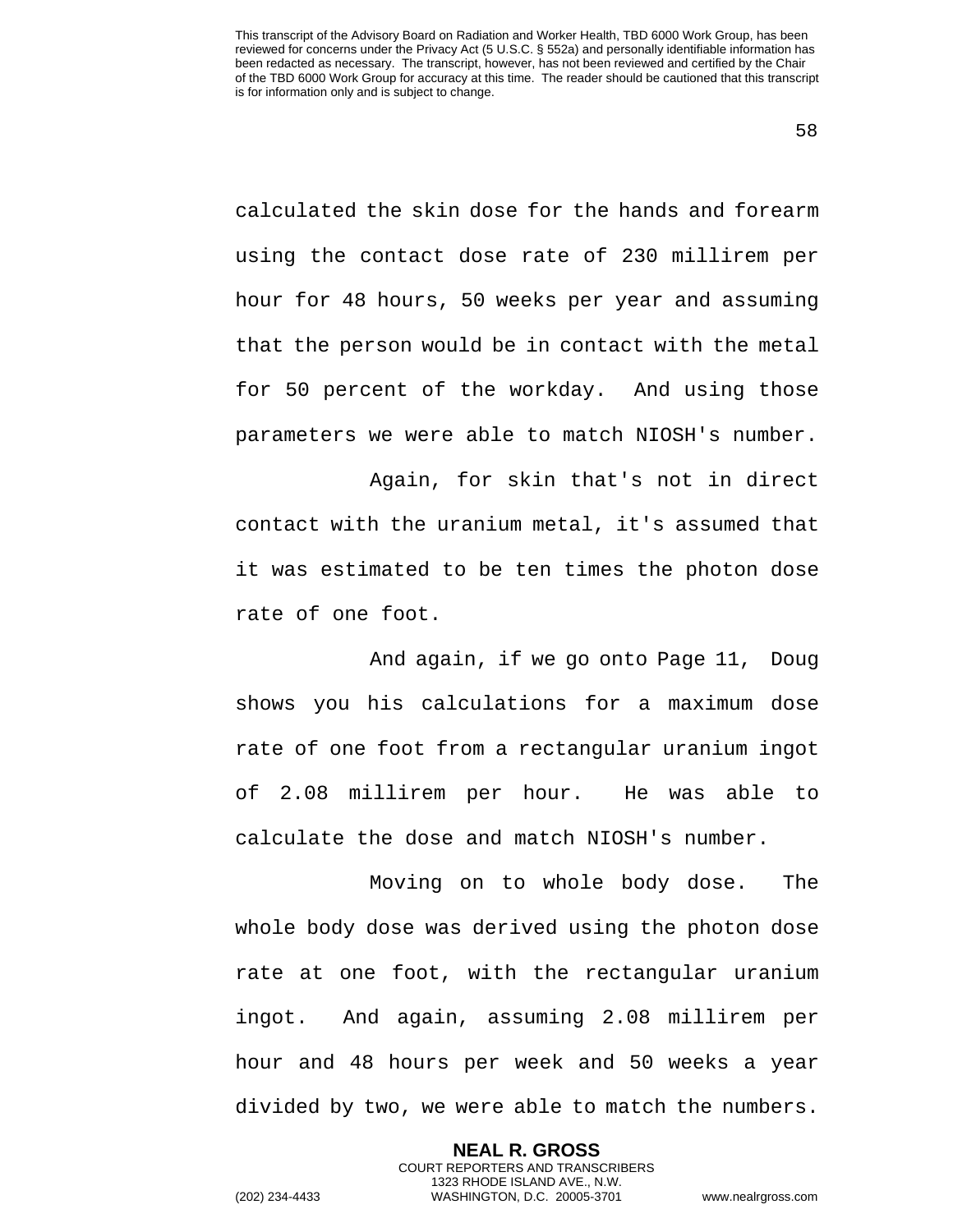calculated the skin dose for the hands and forearm using the contact dose rate of 230 millirem per hour for 48 hours, 50 weeks per year and assuming that the person would be in contact with the metal for 50 percent of the workday. And using those parameters we were able to match NIOSH's number.

Again, for skin that's not in direct contact with the uranium metal, it's assumed that it was estimated to be ten times the photon dose rate of one foot.

And again, if we go onto Page 11, Doug shows you his calculations for a maximum dose rate of one foot from a rectangular uranium ingot of 2.08 millirem per hour. He was able to calculate the dose and match NIOSH's number.

Moving on to whole body dose. The whole body dose was derived using the photon dose rate at one foot, with the rectangular uranium ingot. And again, assuming 2.08 millirem per hour and 48 hours per week and 50 weeks a year divided by two, we were able to match the numbers.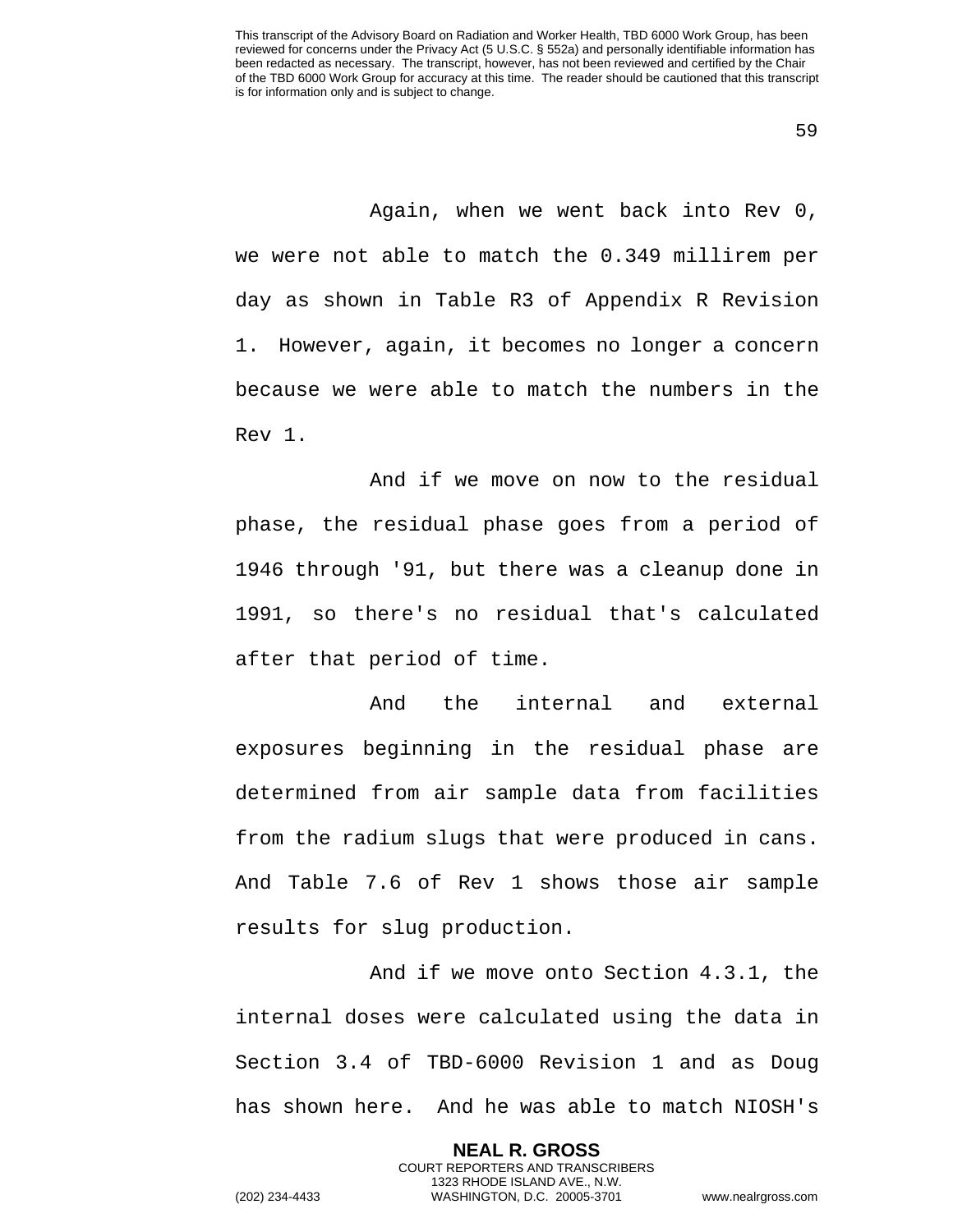Again, when we went back into Rev 0, we were not able to match the 0.349 millirem per day as shown in Table R3 of Appendix R Revision 1. However, again, it becomes no longer a concern because we were able to match the numbers in the Rev 1.

And if we move on now to the residual phase, the residual phase goes from a period of 1946 through '91, but there was a cleanup done in 1991, so there's no residual that's calculated after that period of time.

And the internal and external exposures beginning in the residual phase are determined from air sample data from facilities from the radium slugs that were produced in cans. And Table 7.6 of Rev 1 shows those air sample results for slug production.

And if we move onto Section 4.3.1, the internal doses were calculated using the data in Section 3.4 of TBD-6000 Revision 1 and as Doug has shown here. And he was able to match NIOSH's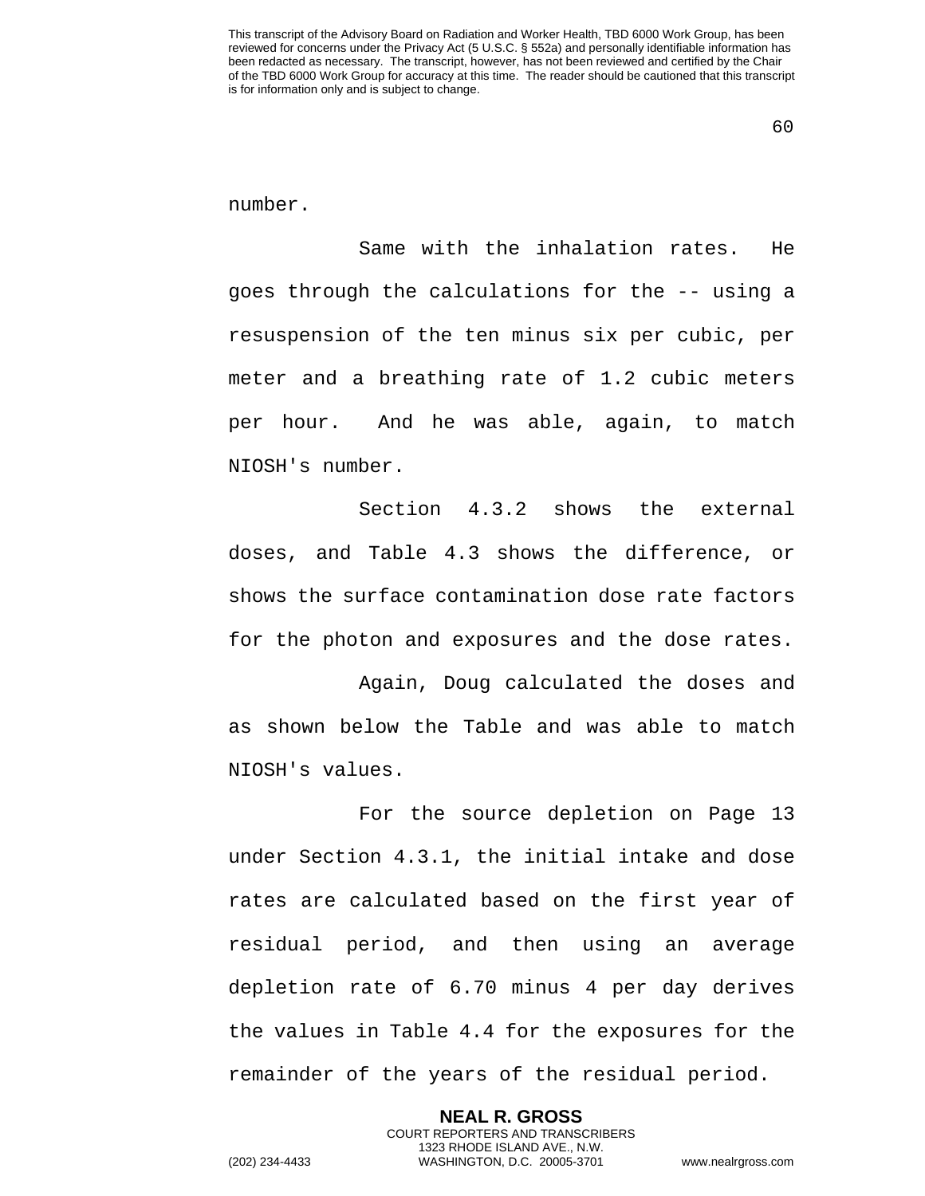number.

Same with the inhalation rates. He goes through the calculations for the -- using a resuspension of the ten minus six per cubic, per meter and a breathing rate of 1.2 cubic meters per hour. And he was able, again, to match NIOSH's number.

Section 4.3.2 shows the external doses, and Table 4.3 shows the difference, or shows the surface contamination dose rate factors for the photon and exposures and the dose rates.

Again, Doug calculated the doses and as shown below the Table and was able to match NIOSH's values.

For the source depletion on Page 13 under Section 4.3.1, the initial intake and dose rates are calculated based on the first year of residual period, and then using an average depletion rate of 6.70 minus 4 per day derives the values in Table 4.4 for the exposures for the remainder of the years of the residual period.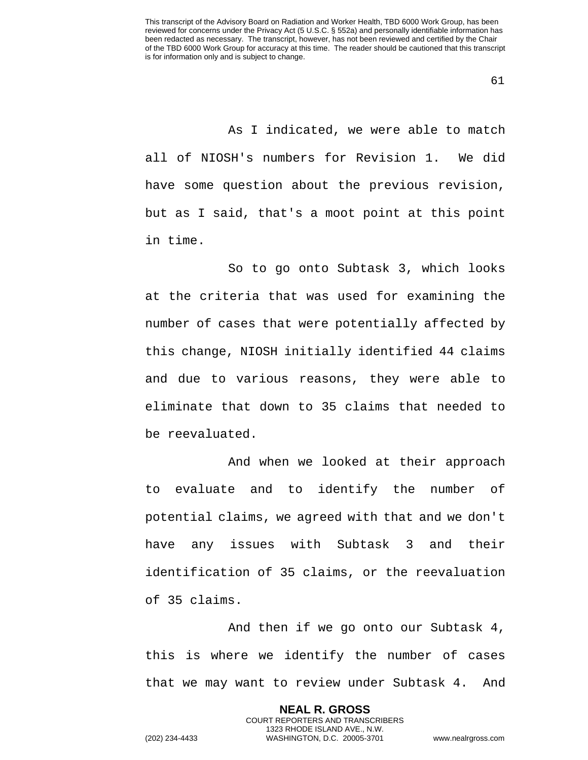As I indicated, we were able to match all of NIOSH's numbers for Revision 1. We did have some question about the previous revision, but as I said, that's a moot point at this point in time.

So to go onto Subtask 3, which looks at the criteria that was used for examining the number of cases that were potentially affected by this change, NIOSH initially identified 44 claims and due to various reasons, they were able to eliminate that down to 35 claims that needed to be reevaluated.

And when we looked at their approach to evaluate and to identify the number of potential claims, we agreed with that and we don't have any issues with Subtask 3 and their identification of 35 claims, or the reevaluation of 35 claims.

And then if we go onto our Subtask 4, this is where we identify the number of cases that we may want to review under Subtask 4. And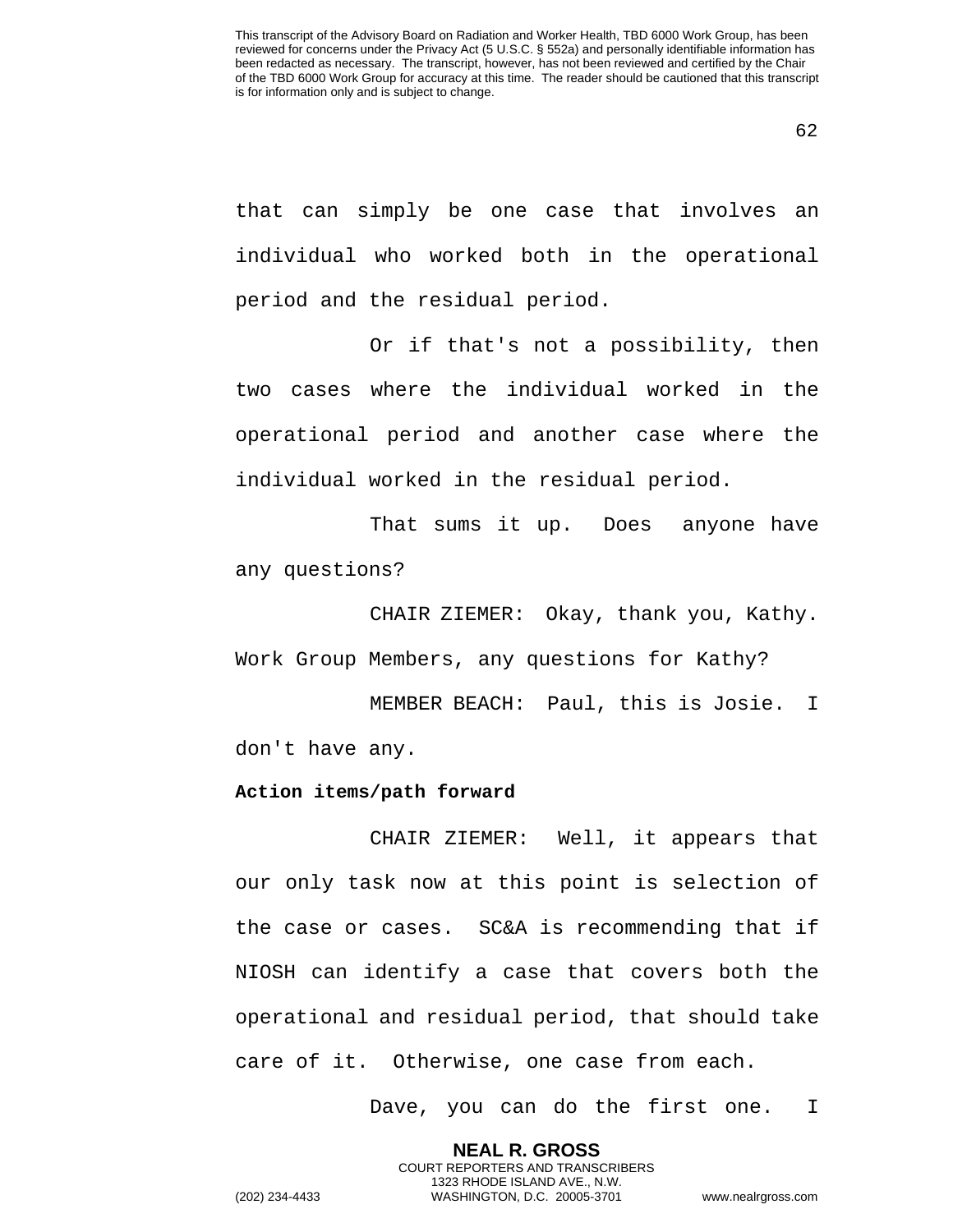that can simply be one case that involves an individual who worked both in the operational period and the residual period.

Or if that's not a possibility, then two cases where the individual worked in the operational period and another case where the individual worked in the residual period.

That sums it up. Does anyone have any questions?

CHAIR ZIEMER: Okay, thank you, Kathy. Work Group Members, any questions for Kathy?

MEMBER BEACH: Paul, this is Josie. I don't have any.

**Action items/path forward**

CHAIR ZIEMER: Well, it appears that our only task now at this point is selection of the case or cases. SC&A is recommending that if NIOSH can identify a case that covers both the operational and residual period, that should take care of it. Otherwise, one case from each.

Dave, you can do the first one. I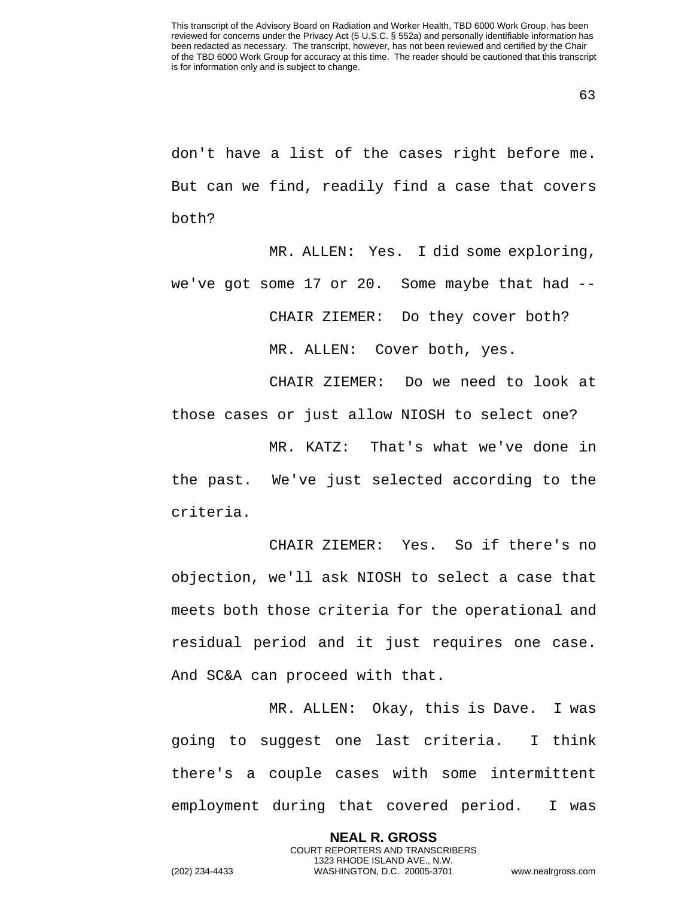don't have a list of the cases right before me. But can we find, readily find a case that covers both?

MR. ALLEN: Yes. I did some exploring, we've got some 17 or 20. Some maybe that had --

CHAIR ZIEMER: Do they cover both?

MR. ALLEN: Cover both, yes.

CHAIR ZIEMER: Do we need to look at those cases or just allow NIOSH to select one?

MR. KATZ: That's what we've done in the past. We've just selected according to the criteria.

CHAIR ZIEMER: Yes. So if there's no objection, we'll ask NIOSH to select a case that meets both those criteria for the operational and residual period and it just requires one case. And SC&A can proceed with that.

MR. ALLEN: Okay, this is Dave. I was going to suggest one last criteria. I think there's a couple cases with some intermittent employment during that covered period. I was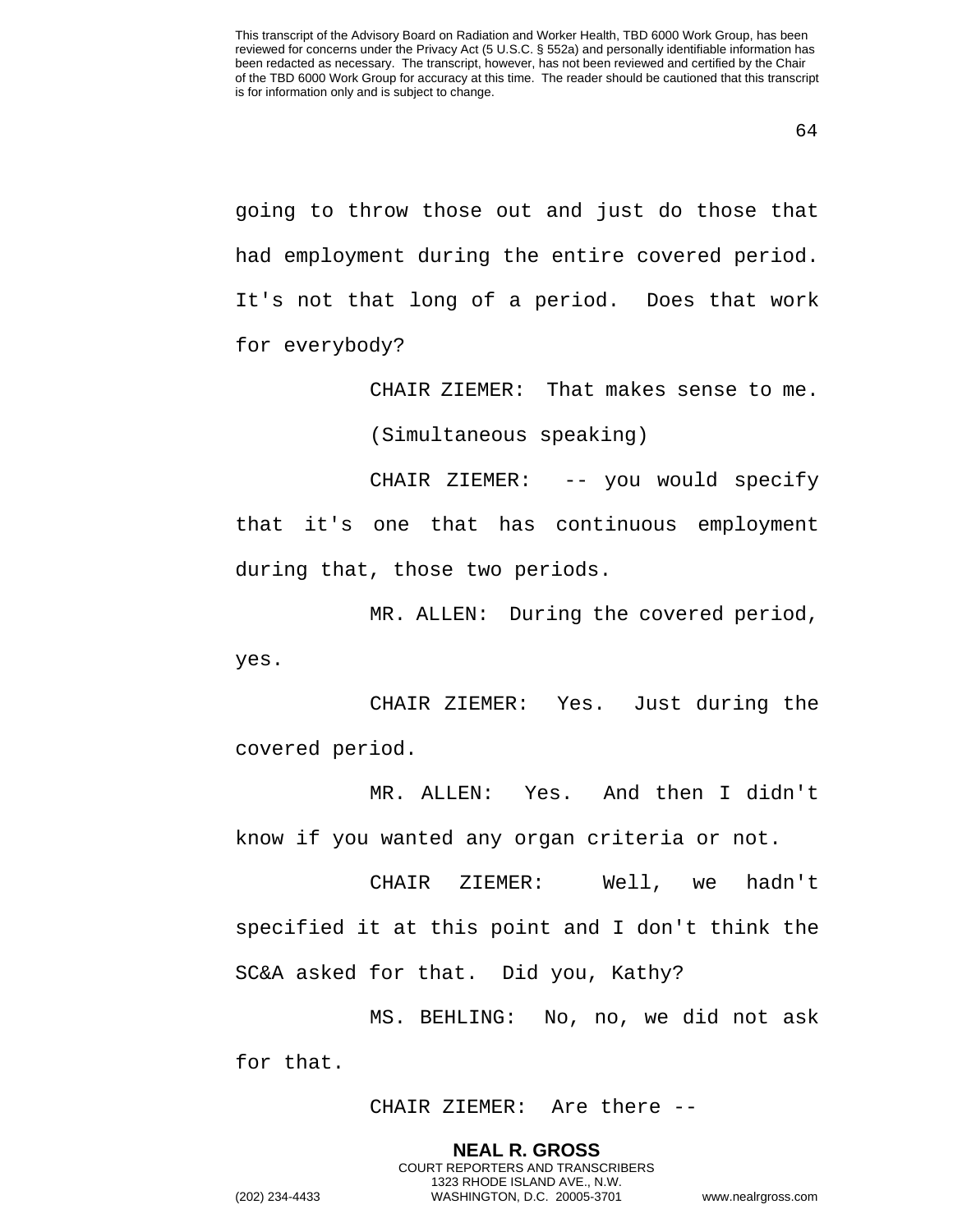going to throw those out and just do those that had employment during the entire covered period. It's not that long of a period. Does that work for everybody?

CHAIR ZIEMER: That makes sense to me.

(Simultaneous speaking)

CHAIR ZIEMER: -- you would specify that it's one that has continuous employment during that, those two periods.

MR. ALLEN: During the covered period, yes.

CHAIR ZIEMER: Yes. Just during the covered period.

MR. ALLEN: Yes. And then I didn't know if you wanted any organ criteria or not.

CHAIR ZIEMER: Well, we hadn't specified it at this point and I don't think the SC&A asked for that. Did you, Kathy?

MS. BEHLING: No, no, we did not ask for that.

CHAIR ZIEMER: Are there --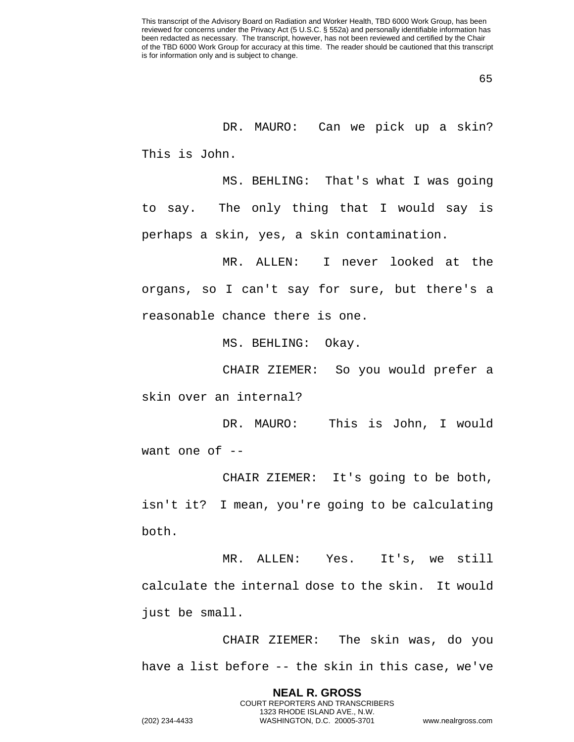DR. MAURO: Can we pick up a skin? This is John.

MS. BEHLING: That's what I was going to say. The only thing that I would say is perhaps a skin, yes, a skin contamination.

MR. ALLEN: I never looked at the organs, so I can't say for sure, but there's a reasonable chance there is one.

MS. BEHLING: Okay.

CHAIR ZIEMER: So you would prefer a skin over an internal?

DR. MAURO: This is John, I would want one of --

CHAIR ZIEMER: It's going to be both, isn't it? I mean, you're going to be calculating both.

MR. ALLEN: Yes. It's, we still calculate the internal dose to the skin. It would just be small.

CHAIR ZIEMER: The skin was, do you have a list before -- the skin in this case, we've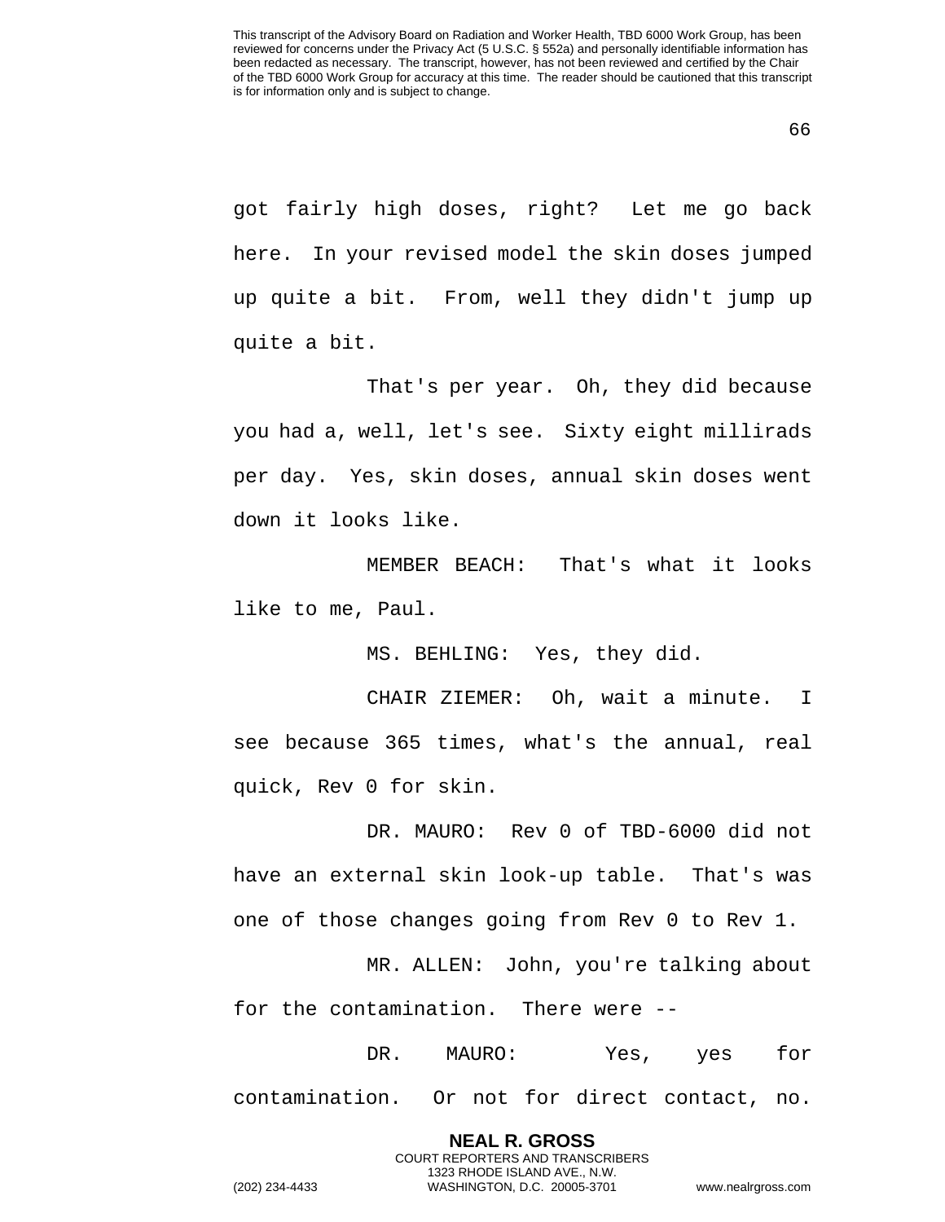got fairly high doses, right? Let me go back here. In your revised model the skin doses jumped up quite a bit. From, well they didn't jump up quite a bit.

That's per year. Oh, they did because you had a, well, let's see. Sixty eight millirads per day. Yes, skin doses, annual skin doses went down it looks like.

MEMBER BEACH: That's what it looks like to me, Paul.

MS. BEHLING: Yes, they did.

CHAIR ZIEMER: Oh, wait a minute. I see because 365 times, what's the annual, real quick, Rev 0 for skin.

DR. MAURO: Rev 0 of TBD-6000 did not have an external skin look-up table. That's was one of those changes going from Rev 0 to Rev 1.

MR. ALLEN: John, you're talking about for the contamination. There were --

DR. MAURO: Yes, yes for contamination. Or not for direct contact, no.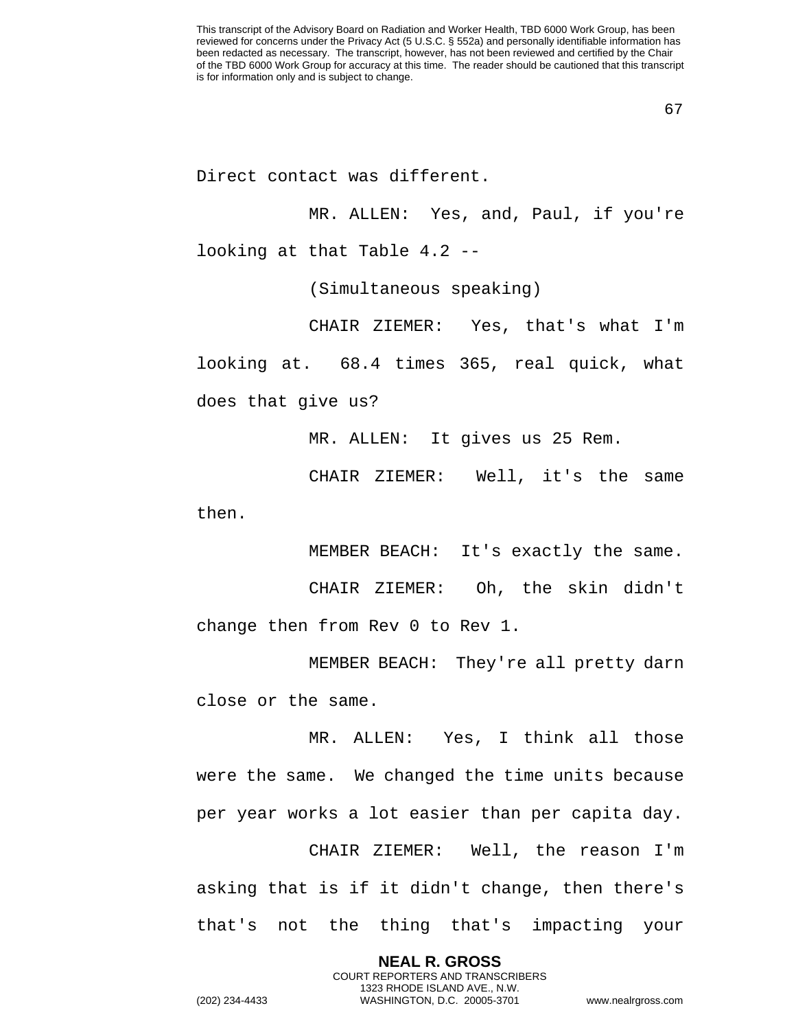Direct contact was different.

MR. ALLEN: Yes, and, Paul, if you're looking at that Table 4.2 --

(Simultaneous speaking)

CHAIR ZIEMER: Yes, that's what I'm looking at. 68.4 times 365, real quick, what does that give us?

MR. ALLEN: It gives us 25 Rem.

CHAIR ZIEMER: Well, it's the same then.

MEMBER BEACH: It's exactly the same.

CHAIR ZIEMER: Oh, the skin didn't change then from Rev 0 to Rev 1.

MEMBER BEACH: They're all pretty darn close or the same.

MR. ALLEN: Yes, I think all those were the same. We changed the time units because per year works a lot easier than per capita day.

CHAIR ZIEMER: Well, the reason I'm asking that is if it didn't change, then there's that's not the thing that's impacting your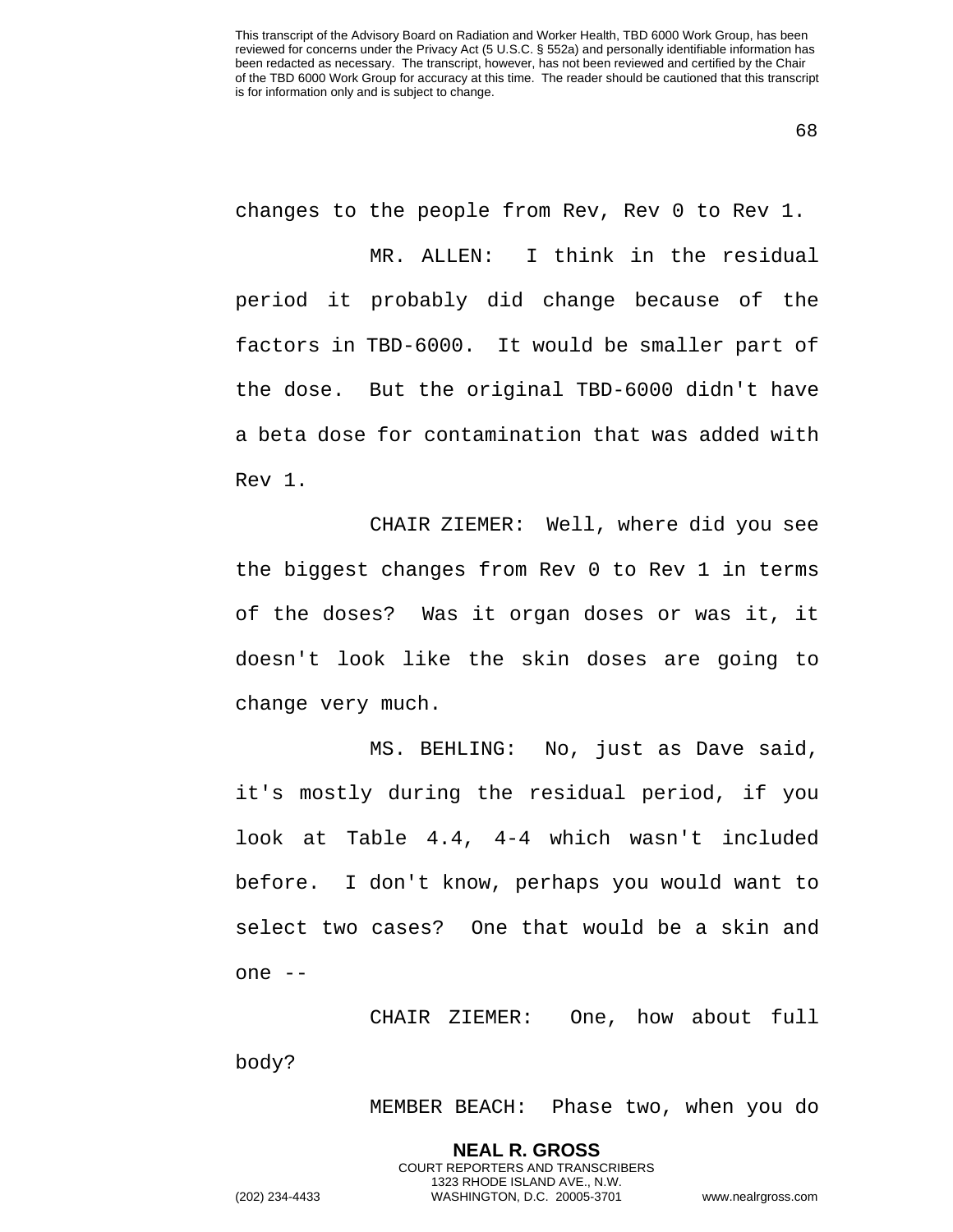changes to the people from Rev, Rev 0 to Rev 1.

MR. ALLEN: I think in the residual period it probably did change because of the factors in TBD-6000. It would be smaller part of the dose. But the original TBD-6000 didn't have a beta dose for contamination that was added with Rev 1.

CHAIR ZIEMER: Well, where did you see the biggest changes from Rev 0 to Rev 1 in terms of the doses? Was it organ doses or was it, it doesn't look like the skin doses are going to change very much.

MS. BEHLING: No, just as Dave said, it's mostly during the residual period, if you look at Table 4.4, 4-4 which wasn't included before. I don't know, perhaps you would want to select two cases? One that would be a skin and one --

CHAIR ZIEMER: One, how about full body?

MEMBER BEACH: Phase two, when you do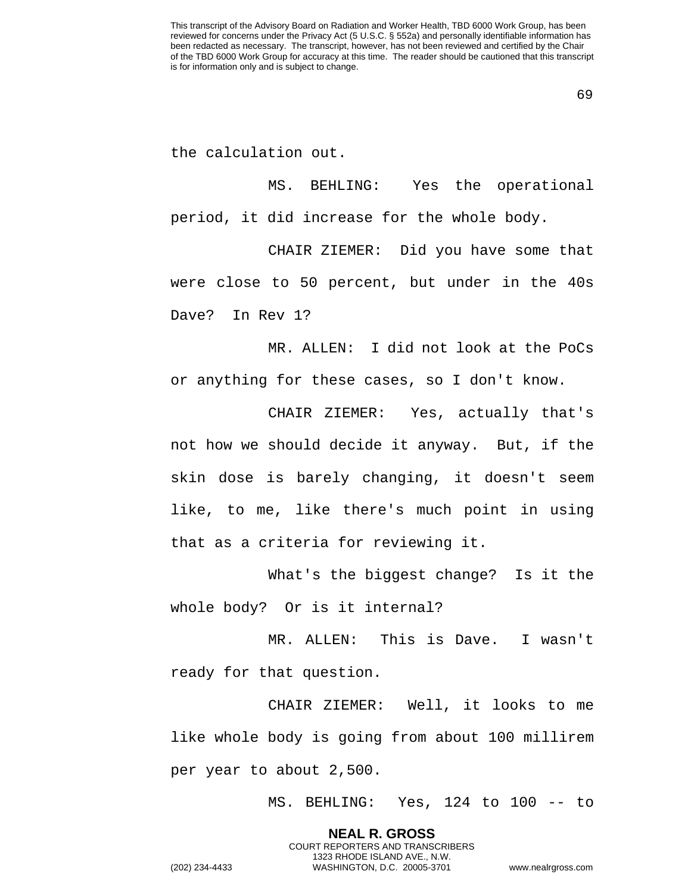the calculation out.

MS. BEHLING: Yes the operational period, it did increase for the whole body.

CHAIR ZIEMER: Did you have some that were close to 50 percent, but under in the 40s Dave? In Rev 1?

MR. ALLEN: I did not look at the PoCs or anything for these cases, so I don't know.

CHAIR ZIEMER: Yes, actually that's not how we should decide it anyway. But, if the skin dose is barely changing, it doesn't seem like, to me, like there's much point in using that as a criteria for reviewing it.

What's the biggest change? Is it the whole body? Or is it internal?

MR. ALLEN: This is Dave. I wasn't ready for that question.

CHAIR ZIEMER: Well, it looks to me like whole body is going from about 100 millirem per year to about 2,500.

MS. BEHLING: Yes, 124 to 100 -- to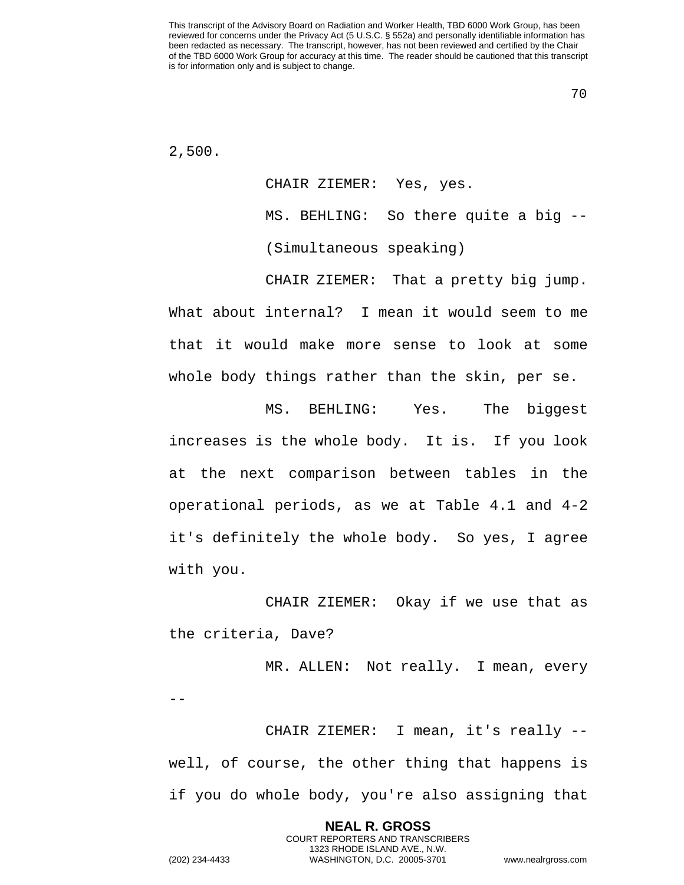2,500.

CHAIR ZIEMER: Yes, yes.

MS. BEHLING: So there quite a big --

(Simultaneous speaking)

CHAIR ZIEMER: That a pretty big jump. What about internal? I mean it would seem to me that it would make more sense to look at some whole body things rather than the skin, per se.

MS. BEHLING: Yes. The biggest increases is the whole body. It is. If you look at the next comparison between tables in the operational periods, as we at Table 4.1 and 4-2 it's definitely the whole body. So yes, I agree with you.

CHAIR ZIEMER: Okay if we use that as the criteria, Dave?

MR. ALLEN: Not really. I mean, every --

CHAIR ZIEMER: I mean, it's really -- well, of course, the other thing that happens is if you do whole body, you're also assigning that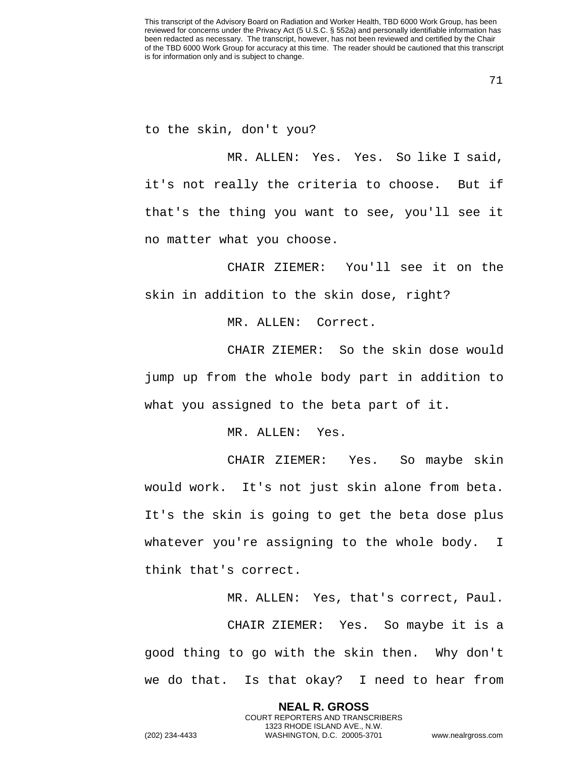to the skin, don't you?

MR. ALLEN: Yes. Yes. So like I said, it's not really the criteria to choose. But if that's the thing you want to see, you'll see it no matter what you choose.

CHAIR ZIEMER: You'll see it on the skin in addition to the skin dose, right?

MR. ALLEN: Correct.

CHAIR ZIEMER: So the skin dose would jump up from the whole body part in addition to what you assigned to the beta part of it.

MR. ALLEN: Yes.

CHAIR ZIEMER: Yes. So maybe skin would work. It's not just skin alone from beta. It's the skin is going to get the beta dose plus whatever you're assigning to the whole body. I think that's correct.

MR. ALLEN: Yes, that's correct, Paul.

CHAIR ZIEMER: Yes. So maybe it is a good thing to go with the skin then. Why don't we do that. Is that okay? I need to hear from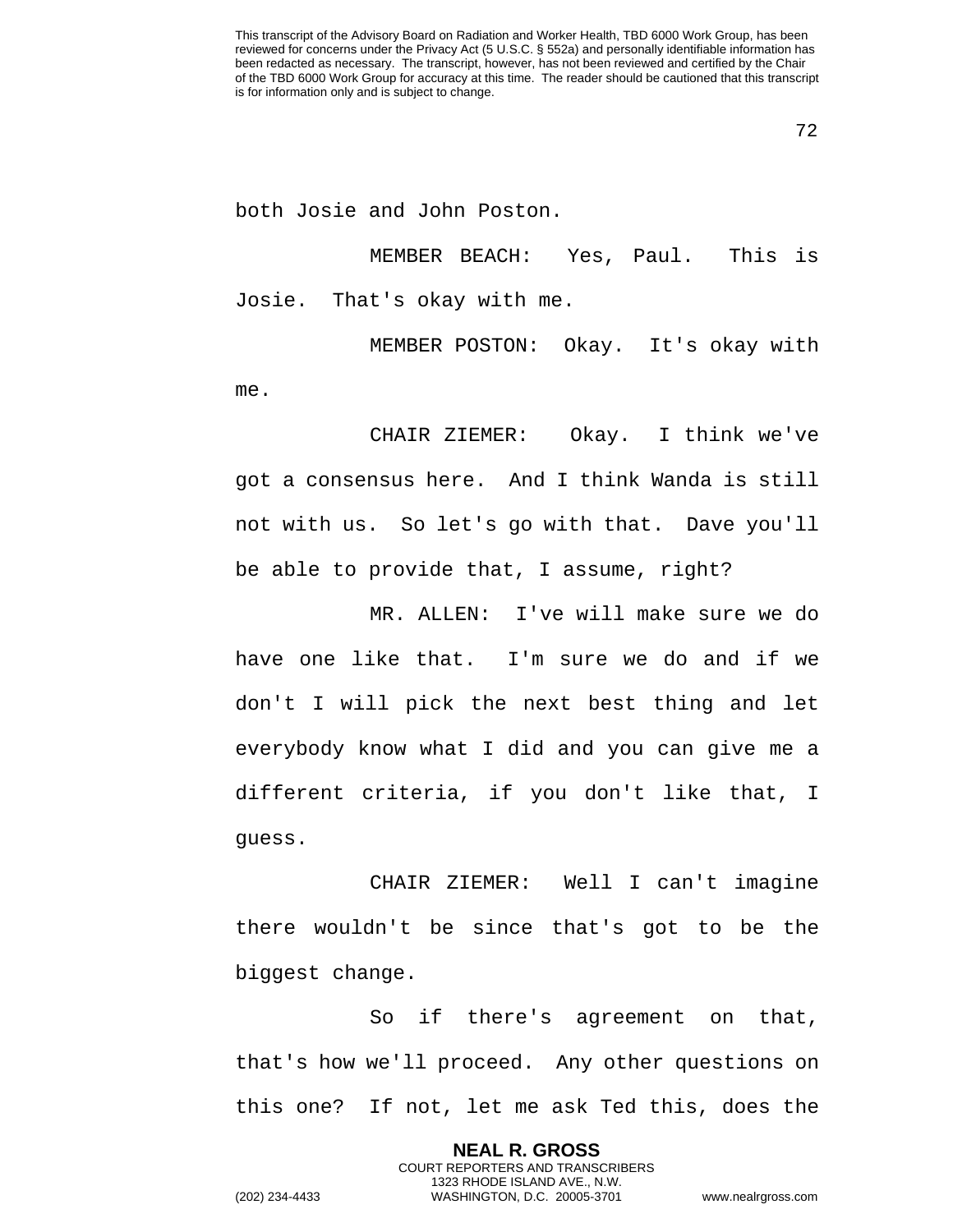both Josie and John Poston.

MEMBER BEACH: Yes, Paul. This is Josie. That's okay with me.

MEMBER POSTON: Okay. It's okay with me.

CHAIR ZIEMER: Okay. I think we've got a consensus here. And I think Wanda is still not with us. So let's go with that. Dave you'll be able to provide that, I assume, right?

MR. ALLEN: I've will make sure we do have one like that. I'm sure we do and if we don't I will pick the next best thing and let everybody know what I did and you can give me a different criteria, if you don't like that, I guess.

CHAIR ZIEMER: Well I can't imagine there wouldn't be since that's got to be the biggest change.

So if there's agreement on that, that's how we'll proceed. Any other questions on this one? If not, let me ask Ted this, does the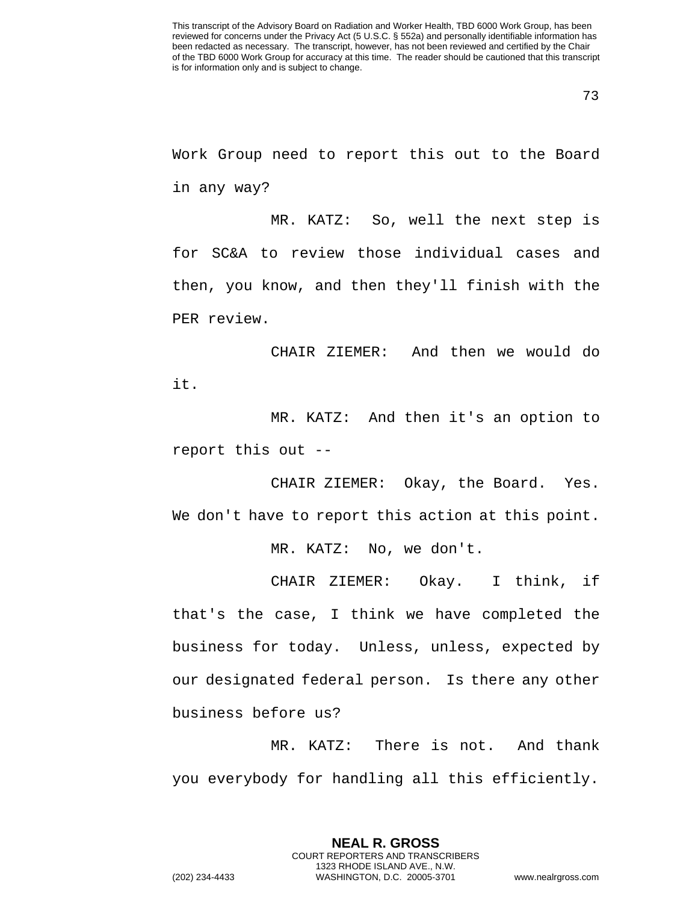Work Group need to report this out to the Board in any way?

MR. KATZ: So, well the next step is for SC&A to review those individual cases and then, you know, and then they'll finish with the PER review.

CHAIR ZIEMER: And then we would do it.

MR. KATZ: And then it's an option to report this out --

CHAIR ZIEMER: Okay, the Board. Yes. We don't have to report this action at this point.

MR. KATZ: No, we don't.

CHAIR ZIEMER: Okay. I think, if that's the case, I think we have completed the business for today. Unless, unless, expected by our designated federal person. Is there any other business before us?

MR. KATZ: There is not. And thank you everybody for handling all this efficiently.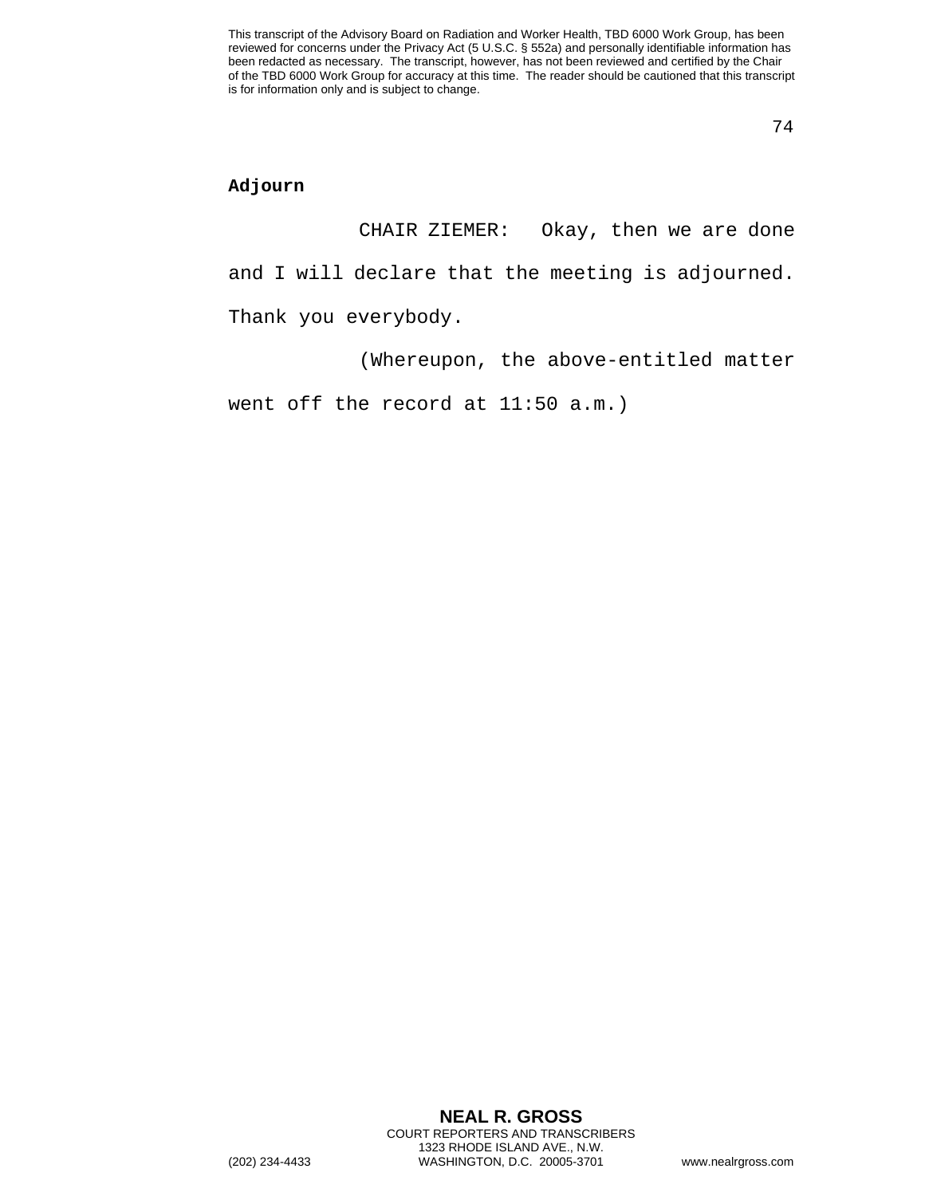**Adjourn**

CHAIR ZIEMER: Okay, then we are done and I will declare that the meeting is adjourned. Thank you everybody.

(Whereupon, the above-entitled matter went off the record at 11:50 a.m.)